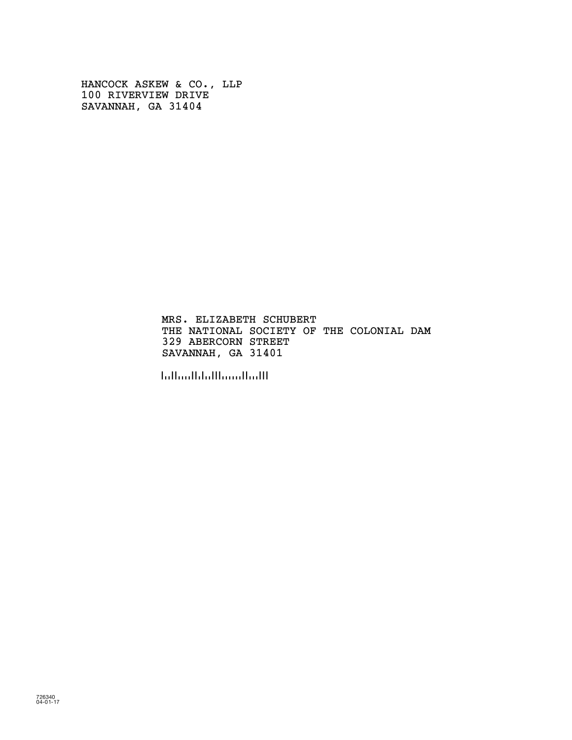HANCOCK ASKEW & CO., LLP
100 RIVERVIEW DRIVE
SAVANNAH, GA 31404

MRS. ELIZABETH SCHUBERT
THE NATIONAL SOCIETY OF THE COLONIAL DAM
329 ABERCORN STREET
SAVANNAH, GA 31401

726340
04-01-17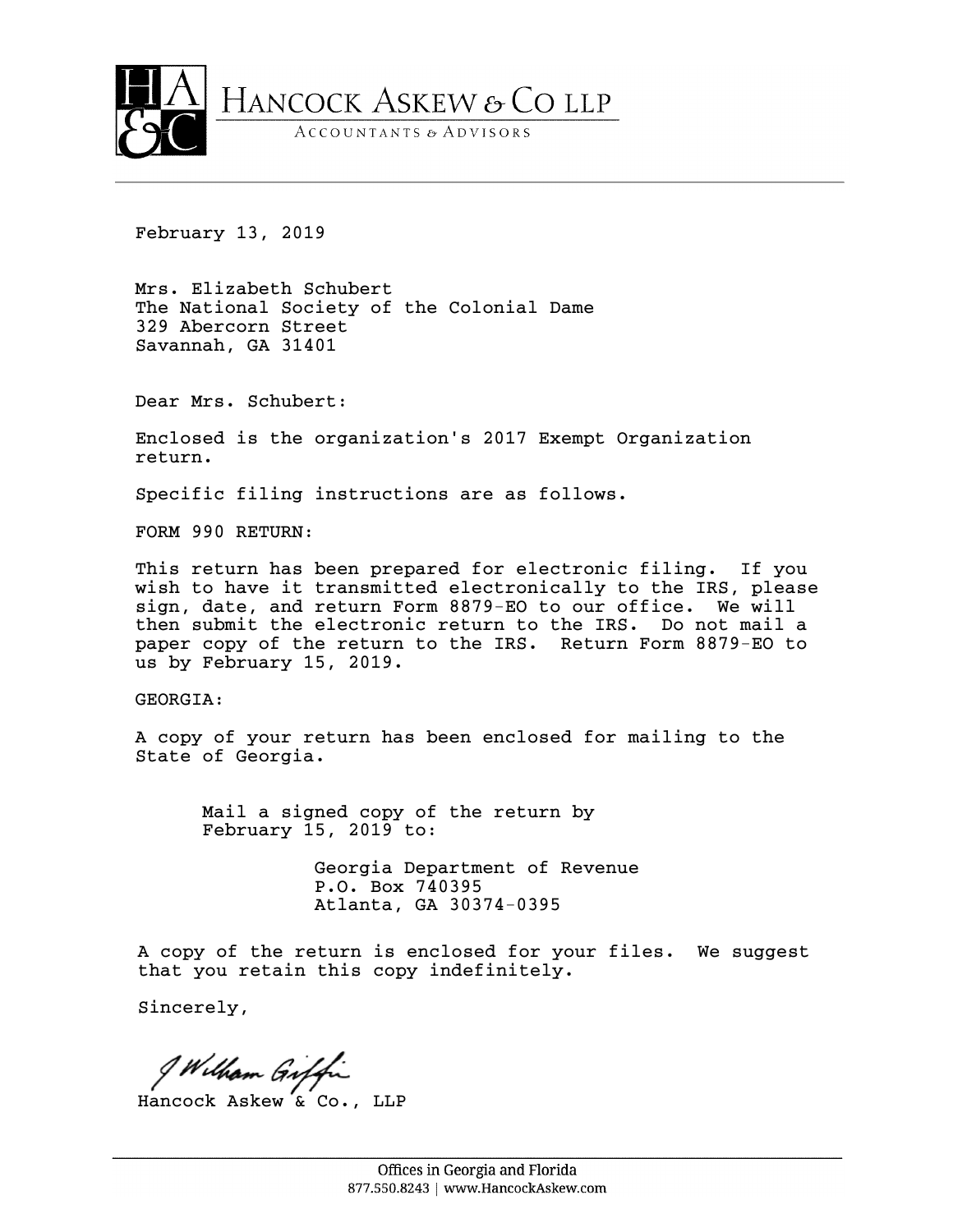# Hancock Askew & Co LLP

Accountants & Advisors

February 13, 2019

Mrs. Elizabeth Schubert
The National Society of the Colonial Dame
329 Abercorn Street
Savannah, GA 31401

Dear Mrs. Schubert:

Enclosed is the organization's 2017 Exempt Organization return.

Specific filing instructions are as follows.

FORM 990 RETURN:

This return has been prepared for electronic filing. If you wish to have it transmitted electronically to the IRS, please sign, date, and return Form 8879-EO to our office. We will then submit the electronic return to the IRS. Do not mail a paper copy of the return to the IRS. Return Form 8879-EO to us by February 15, 2019.

GEORGIA:

A copy of your return has been enclosed for mailing to the State of Georgia.

> Mail a signed copy of the return by February 15, 2019 to:
>
> Georgia Department of Revenue
> P.O. Box 740395
> Atlanta, GA 30374-0395

A copy of the return is enclosed for your files. We suggest that you retain this copy indefinitely.

Sincerely,

J William Giffin

Hancock Askew & Co., LLP

Offices in Georgia and Florida
877.550.8243 | www.HancockAskew.com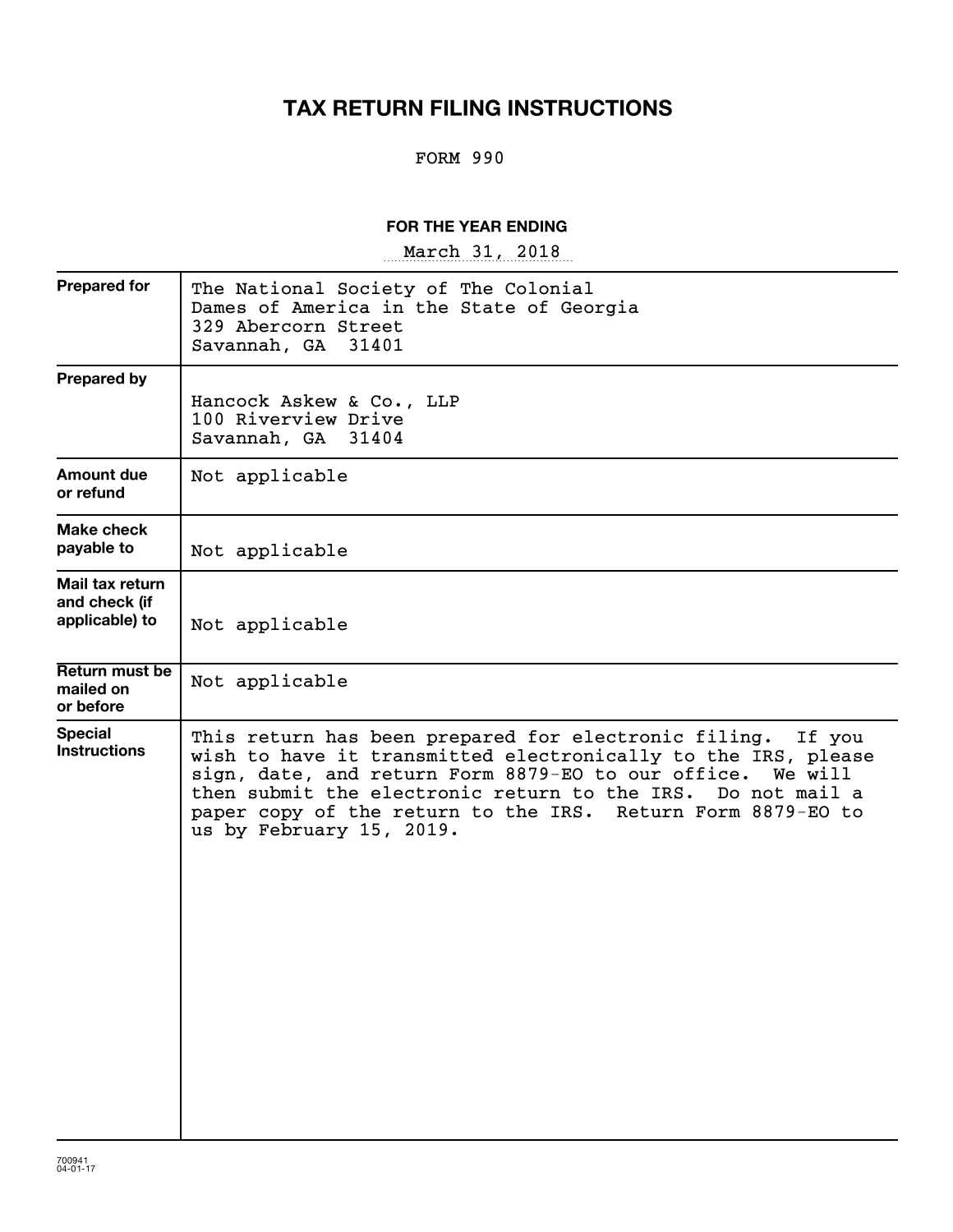# TAX RETURN FILING INSTRUCTIONS

FORM 990

**FOR THE YEAR ENDING**

March 31, 2018

| | |
|---|---|
| **Prepared for** | The National Society of The Colonial Dames of America in the State of Georgia<br>329 Abercorn Street<br>Savannah, GA 31401 |
| **Prepared by** | Hancock Askew & Co., LLP<br>100 Riverview Drive<br>Savannah, GA 31404 |
| **Amount due or refund** | Not applicable |
| **Make check payable to** | Not applicable |
| **Mail tax return and check (if applicable) to** | Not applicable |
| **Return must be mailed on or before** | Not applicable |
| **Special Instructions** | This return has been prepared for electronic filing. If you wish to have it transmitted electronically to the IRS, please sign, date, and return Form 8879-EO to our office. We will then submit the electronic return to the IRS. Do not mail a paper copy of the return to the IRS. Return Form 8879-EO to us by February 15, 2019. |

700941
04-01-17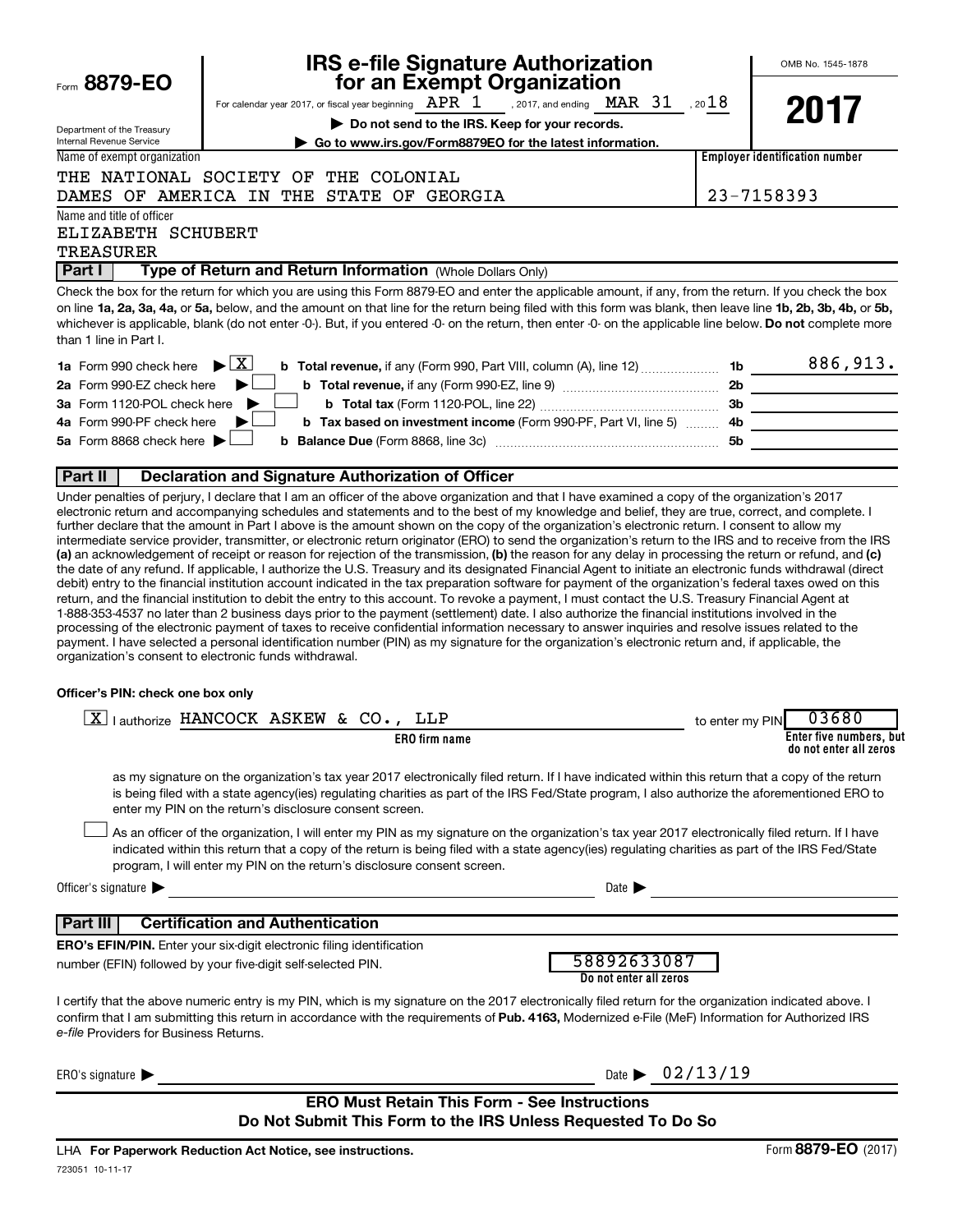Form **8879-EO**

Department of the Treasury
Internal Revenue Service

# IRS e-file Signature Authorization for an Exempt Organization

For calendar year 2017, or fiscal year beginning APR 1 , 2017, and ending MAR 31 , 2018

▶ **Do not send to the IRS. Keep for your records.**

▶ **Go to www.irs.gov/Form8879EO for the latest information.**

OMB No. 1545-1878

**2017**

| Name of exempt organization | Employer identification number |
|---|---|
| THE NATIONAL SOCIETY OF THE COLONIAL DAMES OF AMERICA IN THE STATE OF GEORGIA | 23-7158393 |

Name and title of officer
ELIZABETH SCHUBERT
TREASURER

**Part I — Type of Return and Return Information** (Whole Dollars Only)

Check the box for the return for which you are using this Form 8879-EO and enter the applicable amount, if any, from the return. If you check the box on line **1a, 2a, 3a, 4a,** or **5a,** below, and the amount on that line for the return being filed with this form was blank, then leave line **1b, 2b, 3b, 4b,** or **5b,** whichever is applicable, blank (do not enter -0-). But, if you entered -0- on the return, then enter -0- on the applicable line below. **Do not** complete more than 1 line in Part I.

| | | | |
|---|---|---|---|
| **1a** Form 990 check here ▶ [X] | **b Total revenue,** if any (Form 990, Part VIII, column (A), line 12) | 1b | 886,913. |
| **2a** Form 990-EZ check here ▶ [ ] | **b Total revenue,** if any (Form 990-EZ, line 9) | 2b | |
| **3a** Form 1120-POL check here ▶ [ ] | **b Total tax** (Form 1120-POL, line 22) | 3b | |
| **4a** Form 990-PF check here ▶ [ ] | **b Tax based on investment income** (Form 990-PF, Part VI, line 5) | 4b | |
| **5a** Form 8868 check here ▶ [ ] | **b Balance Due** (Form 8868, line 3c) | 5b | |

**Part II — Declaration and Signature Authorization of Officer**

Under penalties of perjury, I declare that I am an officer of the above organization and that I have examined a copy of the organization's 2017 electronic return and accompanying schedules and statements and to the best of my knowledge and belief, they are true, correct, and complete. I further declare that the amount in Part I above is the amount shown on the copy of the organization's electronic return. I consent to allow my intermediate service provider, transmitter, or electronic return originator (ERO) to send the organization's return to the IRS and to receive from the IRS **(a)** an acknowledgement of receipt or reason for rejection of the transmission, **(b)** the reason for any delay in processing the return or refund, and **(c)** the date of any refund. If applicable, I authorize the U.S. Treasury and its designated Financial Agent to initiate an electronic funds withdrawal (direct debit) entry to the financial institution account indicated in the tax preparation software for payment of the organization's federal taxes owed on this return, and the financial institution to debit the entry to this account. To revoke a payment, I must contact the U.S. Treasury Financial Agent at 1-888-353-4537 no later than 2 business days prior to the payment (settlement) date. I also authorize the financial institutions involved in the processing of the electronic payment of taxes to receive confidential information necessary to answer inquiries and resolve issues related to the payment. I have selected a personal identification number (PIN) as my signature for the organization's electronic return and, if applicable, the organization's consent to electronic funds withdrawal.

**Officer's PIN: check one box only**

[X] I authorize HANCOCK ASKEW & CO., LLP (**ERO firm name**) to enter my PIN 03680 (**Enter five numbers, but do not enter all zeros**)

as my signature on the organization's tax year 2017 electronically filed return. If I have indicated within this return that a copy of the return is being filed with a state agency(ies) regulating charities as part of the IRS Fed/State program, I also authorize the aforementioned ERO to enter my PIN on the return's disclosure consent screen.

[ ] As an officer of the organization, I will enter my PIN as my signature on the organization's tax year 2017 electronically filed return. If I have indicated within this return that a copy of the return is being filed with a state agency(ies) regulating charities as part of the IRS Fed/State program, I will enter my PIN on the return's disclosure consent screen.

Officer's signature ▶ ______________________ Date ▶ ______________

**Part III — Certification and Authentication**

**ERO's EFIN/PIN.** Enter your six-digit electronic filing identification number (EFIN) followed by your five-digit self-selected PIN.

58892633087
**Do not enter all zeros**

I certify that the above numeric entry is my PIN, which is my signature on the 2017 electronically filed return for the organization indicated above. I confirm that I am submitting this return in accordance with the requirements of **Pub. 4163,** Modernized e-File (MeF) Information for Authorized IRS *e-file* Providers for Business Returns.

ERO's signature ▶ ______________________ Date ▶ 02/13/19

**ERO Must Retain This Form - See Instructions**
**Do Not Submit This Form to the IRS Unless Requested To Do So**

LHA **For Paperwork Reduction Act Notice, see instructions.**

Form **8879-EO** (2017)

723051 10-11-17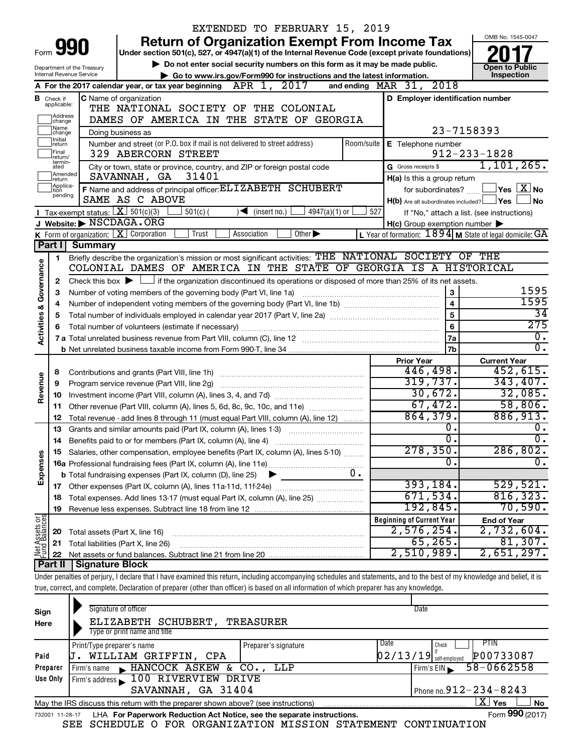EXTENDED TO FEBRUARY 15, 2019

# Form 990 — Return of Organization Exempt From Income Tax — 2017

Under section 501(c), 527, or 4947(a)(1) of the Internal Revenue Code (except private foundations)

▶ Do not enter social security numbers on this form as it may be made public.

▶ Go to www.irs.gov/Form990 for instructions and the latest information.

Department of the Treasury
Internal Revenue Service

OMB No. 1545-0047

**Open to Public Inspection**

**A** For the 2017 calendar year, or tax year beginning APR 1, 2017 and ending MAR 31, 2018

**B** Check if applicable: Address change, Name change, Initial return, Final return/terminated, Amended return, Application pending

**C** Name of organization: THE NATIONAL SOCIETY OF THE COLONIAL DAMES OF AMERICA IN THE STATE OF GEORGIA

Doing business as

Number and street (or P.O. box if mail is not delivered to street address): 329 ABERCORN STREET — Room/suite

City or town, state or province, country, and ZIP or foreign postal code: SAVANNAH, GA 31401

**D** Employer identification number: 23-7158393

**E** Telephone number: 912-233-1828

**G** Gross receipts $ 1,101,265.

**F** Name and address of principal officer: ELIZABETH SCHUBERT, SAME AS C ABOVE

**H(a)** Is this a group return for subordinates? ☐ Yes ☒ No

**H(b)** Are all subordinates included? ☐ Yes ☐ No — If "No," attach a list. (see instructions)

**H(c)** Group exemption number ▶

**I** Tax-exempt status: ☒ 501(c)(3) ☐ 501(c) ( ) ◀ (insert no.) ☐ 4947(a)(1) or ☐ 527

**J** Website: ▶ NSCDAGA.ORG

**K** Form of organization: ☒ Corporation ☐ Trust ☐ Association ☐ Other ▶

**L** Year of formation: 1894 **M** State of legal domicile: GA

## Part I Summary

1 Briefly describe the organization's mission or most significant activities: THE NATIONAL SOCIETY OF THE COLONIAL DAMES OF AMERICA IN THE STATE OF GEORGIA IS A HISTORICAL

2 Check this box ▶ ☐ if the organization discontinued its operations or disposed of more than 25% of its net assets.

**Activities & Governance**

| | | | |
|---|---|---|---|
| 3 | Number of voting members of the governing body (Part VI, line 1a) | 3 | 1595 |
| 4 | Number of independent voting members of the governing body (Part VI, line 1b) | 4 | 1595 |
| 5 | Total number of individuals employed in calendar year 2017 (Part V, line 2a) | 5 | 34 |
| 6 | Total number of volunteers (estimate if necessary) | 6 | 275 |
| 7a | Total unrelated business revenue from Part VIII, column (C), line 12 | 7a | 0. |
| b | Net unrelated business taxable income from Form 990-T, line 34 | 7b | 0. |

| | | Prior Year | Current Year |
|---|---|---|---|
| **Revenue** | | | |
| 8 | Contributions and grants (Part VIII, line 1h) | 446,498. | 452,615. |
| 9 | Program service revenue (Part VIII, line 2g) | 319,737. | 343,407. |
| 10 | Investment income (Part VIII, column (A), lines 3, 4, and 7d) | 30,672. | 32,085. |
| 11 | Other revenue (Part VIII, column (A), lines 5, 6d, 8c, 9c, 10c, and 11e) | 67,472. | 58,806. |
| 12 | Total revenue - add lines 8 through 11 (must equal Part VIII, column (A), line 12) | 864,379. | 886,913. |
| **Expenses** | | | |
| 13 | Grants and similar amounts paid (Part IX, column (A), lines 1-3) | 0. | 0. |
| 14 | Benefits paid to or for members (Part IX, column (A), line 4) | 0. | 0. |
| 15 | Salaries, other compensation, employee benefits (Part IX, column (A), lines 5-10) | 278,350. | 286,802. |
| 16a | Professional fundraising fees (Part IX, column (A), line 11e) | 0. | 0. |
| b | Total fundraising expenses (Part IX, column (D), line 25) ▶ 0. | | |
| 17 | Other expenses (Part IX, column (A), lines 11a-11d, 11f-24e) | 393,184. | 529,521. |
| 18 | Total expenses. Add lines 13-17 (must equal Part IX, column (A), line 25) | 671,534. | 816,323. |
| 19 | Revenue less expenses. Subtract line 18 from line 12 | 192,845. | 70,590. |

| | **Net Assets or Fund Balances** | Beginning of Current Year | End of Year |
|---|---|---|---|
| 20 | Total assets (Part X, line 16) | 2,576,254. | 2,732,604. |
| 21 | Total liabilities (Part X, line 26) | 65,265. | 81,307. |
| 22 | Net assets or fund balances. Subtract line 21 from line 20 | 2,510,989. | 2,651,297. |

## Part II Signature Block

Under penalties of perjury, I declare that I have examined this return, including accompanying schedules and statements, and to the best of my knowledge and belief, it is true, correct, and complete. Declaration of preparer (other than officer) is based on all information of which preparer has any knowledge.

**Sign Here**

Signature of officer — Date

ELIZABETH SCHUBERT, TREASURER
Type or print name and title

**Paid Preparer Use Only**

| Print/Type preparer's name | Preparer's signature | Date | Check if self-employed | PTIN |
|---|---|---|---|---|
| J. WILLIAM GRIFFIN, CPA | | 02/13/19 | ☐ | P00733087 |

Firm's name ▶ HANCOCK ASKEW & CO., LLP — Firm's EIN ▶ 58-0662558

Firm's address ▶ 100 RIVERVIEW DRIVE, SAVANNAH, GA 31404 — Phone no. 912-234-8243

May the IRS discuss this return with the preparer shown above? (see instructions) ☒ Yes ☐ No

732001 11-28-17 LHA For Paperwork Reduction Act Notice, see the separate instructions. Form **990** (2017)

SEE SCHEDULE O FOR ORGANIZATION MISSION STATEMENT CONTINUATION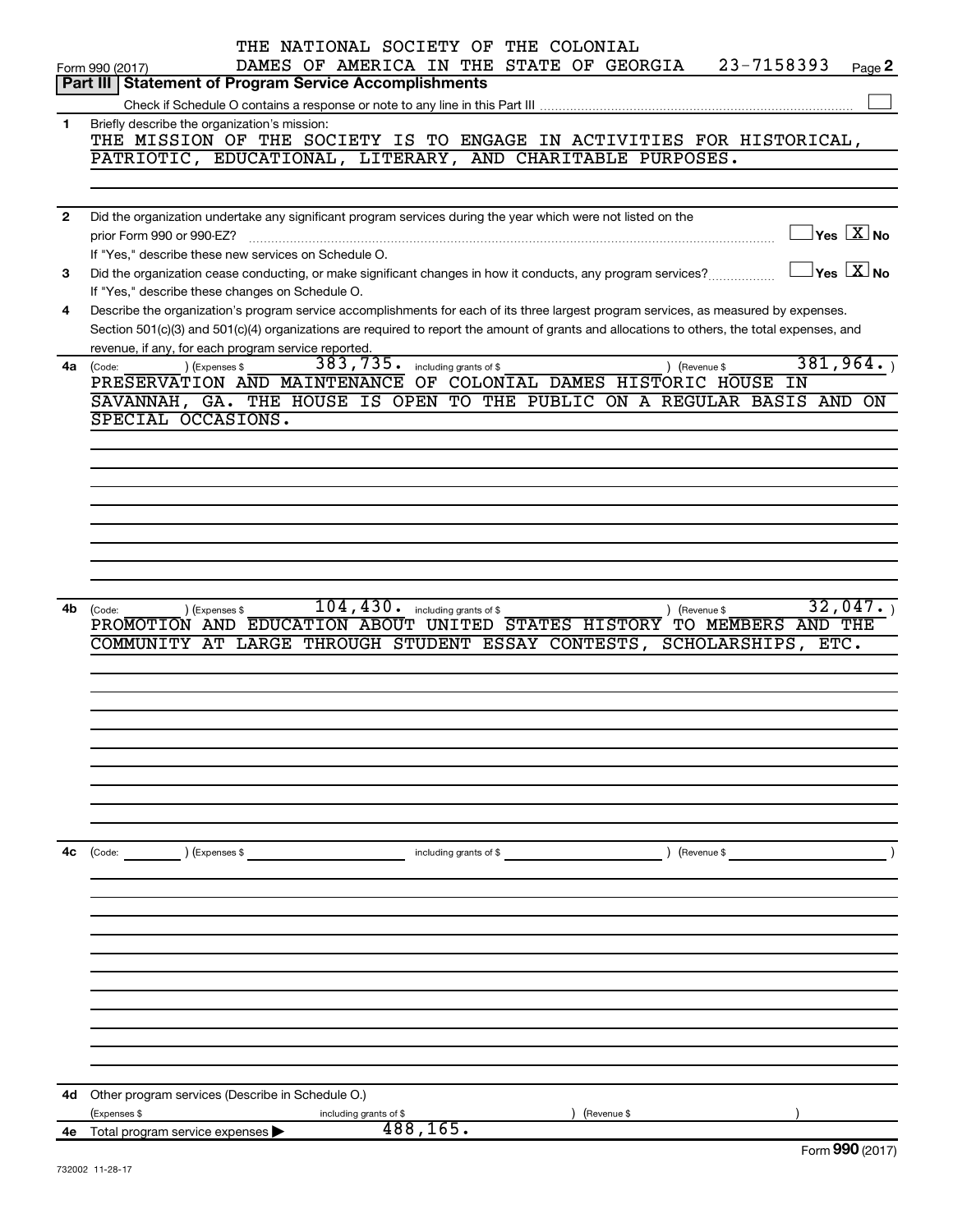Form 990 (2017) THE NATIONAL SOCIETY OF THE COLONIAL DAMES OF AMERICA IN THE STATE OF GEORGIA 23-7158393 Page 2

**Part III | Statement of Program Service Accomplishments**

Check if Schedule O contains a response or note to any line in this Part III ☐

**1** Briefly describe the organization's mission:

THE MISSION OF THE SOCIETY IS TO ENGAGE IN ACTIVITIES FOR HISTORICAL, PATRIOTIC, EDUCATIONAL, LITERARY, AND CHARITABLE PURPOSES.

**2** Did the organization undertake any significant program services during the year which were not listed on the prior Form 990 or 990-EZ? ☐ Yes ☒ No

If "Yes," describe these new services on Schedule O.

**3** Did the organization cease conducting, or make significant changes in how it conducts, any program services? ☐ Yes ☒ No

If "Yes," describe these changes on Schedule O.

**4** Describe the organization's program service accomplishments for each of its three largest program services, as measured by expenses. Section 501(c)(3) and 501(c)(4) organizations are required to report the amount of grants and allocations to others, the total expenses, and revenue, if any, for each program service reported.

**4a** (Code: ) (Expenses $ 383,735. including grants of $ ) (Revenue $ 381,964. )

PRESERVATION AND MAINTENANCE OF COLONIAL DAMES HISTORIC HOUSE IN SAVANNAH, GA. THE HOUSE IS OPEN TO THE PUBLIC ON A REGULAR BASIS AND ON SPECIAL OCCASIONS.

**4b** (Code: ) (Expenses $ 104,430. including grants of $ ) (Revenue $ 32,047. )

PROMOTION AND EDUCATION ABOUT UNITED STATES HISTORY TO MEMBERS AND THE COMMUNITY AT LARGE THROUGH STUDENT ESSAY CONTESTS, SCHOLARSHIPS, ETC.

**4c** (Code: ) (Expenses $ including grants of $ ) (Revenue $ )

**4d** Other program services (Describe in Schedule O.)

(Expenses $ including grants of $ ) (Revenue $ )

**4e** Total program service expenses ▶ 488,165.

Form **990** (2017)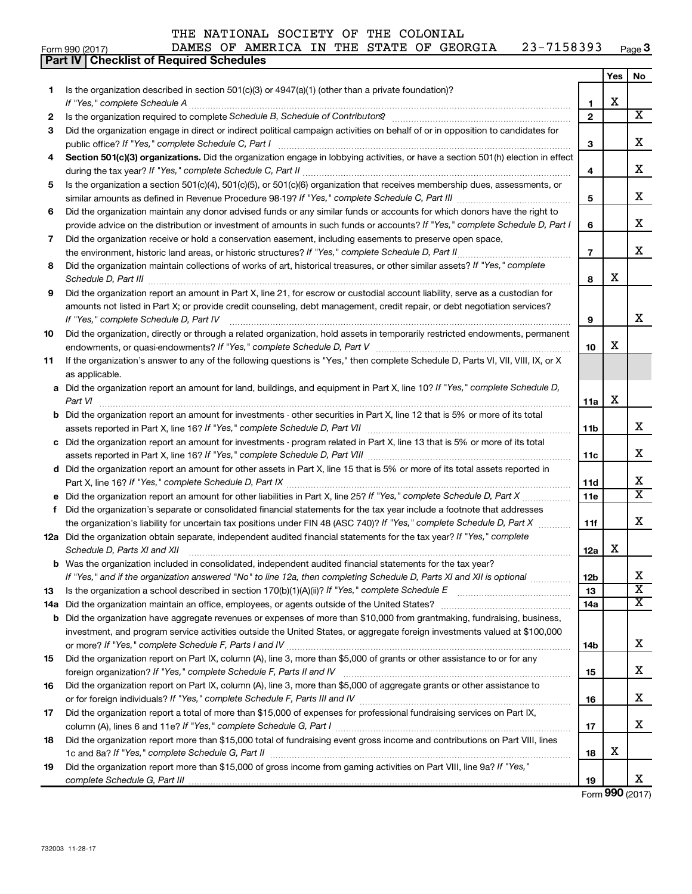THE NATIONAL SOCIETY OF THE COLONIAL DAMES OF AMERICA IN THE STATE OF GEORGIA 23-7158393

## Part IV | Checklist of Required Schedules

| | | | Yes | No |
|---|---|---|---|---|
| 1 | Is the organization described in section 501(c)(3) or 4947(a)(1) (other than a private foundation)? *If "Yes," complete Schedule A* | 1 | X | |
| 2 | Is the organization required to complete *Schedule B, Schedule of Contributors*? | 2 | | X |
| 3 | Did the organization engage in direct or indirect political campaign activities on behalf of or in opposition to candidates for public office? *If "Yes," complete Schedule C, Part I* | 3 | | X |
| 4 | **Section 501(c)(3) organizations.** Did the organization engage in lobbying activities, or have a section 501(h) election in effect during the tax year? *If "Yes," complete Schedule C, Part II* | 4 | | X |
| 5 | Is the organization a section 501(c)(4), 501(c)(5), or 501(c)(6) organization that receives membership dues, assessments, or similar amounts as defined in Revenue Procedure 98-19? *If "Yes," complete Schedule C, Part III* | 5 | | X |
| 6 | Did the organization maintain any donor advised funds or any similar funds or accounts for which donors have the right to provide advice on the distribution or investment of amounts in such funds or accounts? *If "Yes," complete Schedule D, Part I* | 6 | | X |
| 7 | Did the organization receive or hold a conservation easement, including easements to preserve open space, the environment, historic land areas, or historic structures? *If "Yes," complete Schedule D, Part II* | 7 | | X |
| 8 | Did the organization maintain collections of works of art, historical treasures, or other similar assets? *If "Yes," complete Schedule D, Part III* | 8 | X | |
| 9 | Did the organization report an amount in Part X, line 21, for escrow or custodial account liability, serve as a custodian for amounts not listed in Part X; or provide credit counseling, debt management, credit repair, or debt negotiation services? *If "Yes," complete Schedule D, Part IV* | 9 | | X |
| 10 | Did the organization, directly or through a related organization, hold assets in temporarily restricted endowments, permanent endowments, or quasi-endowments? *If "Yes," complete Schedule D, Part V* | 10 | X | |
| 11 | If the organization's answer to any of the following questions is "Yes," then complete Schedule D, Parts VI, VII, VIII, IX, or X as applicable. | | | |
| a | Did the organization report an amount for land, buildings, and equipment in Part X, line 10? *If "Yes," complete Schedule D, Part VI* | 11a | X | |
| b | Did the organization report an amount for investments - other securities in Part X, line 12 that is 5% or more of its total assets reported in Part X, line 16? *If "Yes," complete Schedule D, Part VII* | 11b | | X |
| c | Did the organization report an amount for investments - program related in Part X, line 13 that is 5% or more of its total assets reported in Part X, line 16? *If "Yes," complete Schedule D, Part VIII* | 11c | | X |
| d | Did the organization report an amount for other assets in Part X, line 15 that is 5% or more of its total assets reported in Part X, line 16? *If "Yes," complete Schedule D, Part IX* | 11d | | X |
| e | Did the organization report an amount for other liabilities in Part X, line 25? *If "Yes," complete Schedule D, Part X* | 11e | | X |
| f | Did the organization's separate or consolidated financial statements for the tax year include a footnote that addresses the organization's liability for uncertain tax positions under FIN 48 (ASC 740)? *If "Yes," complete Schedule D, Part X* | 11f | | X |
| 12a | Did the organization obtain separate, independent audited financial statements for the tax year? *If "Yes," complete Schedule D, Parts XI and XII* | 12a | X | |
| b | Was the organization included in consolidated, independent audited financial statements for the tax year? *If "Yes," and if the organization answered "No" to line 12a, then completing Schedule D, Parts XI and XII is optional* | 12b | | X |
| 13 | Is the organization a school described in section 170(b)(1)(A)(ii)? *If "Yes," complete Schedule E* | 13 | | X |
| 14a | Did the organization maintain an office, employees, or agents outside of the United States? | 14a | | X |
| b | Did the organization have aggregate revenues or expenses of more than $10,000 from grantmaking, fundraising, business, investment, and program service activities outside the United States, or aggregate foreign investments valued at $100,000 or more? *If "Yes," complete Schedule F, Parts I and IV* | 14b | | X |
| 15 | Did the organization report on Part IX, column (A), line 3, more than $5,000 of grants or other assistance to or for any foreign organization? *If "Yes," complete Schedule F, Parts II and IV* | 15 | | X |
| 16 | Did the organization report on Part IX, column (A), line 3, more than $5,000 of aggregate grants or other assistance to or for foreign individuals? *If "Yes," complete Schedule F, Parts III and IV* | 16 | | X |
| 17 | Did the organization report a total of more than $15,000 of expenses for professional fundraising services on Part IX, column (A), lines 6 and 11e? *If "Yes," complete Schedule G, Part I* | 17 | | X |
| 18 | Did the organization report more than $15,000 total of fundraising event gross income and contributions on Part VIII, lines 1c and 8a? *If "Yes," complete Schedule G, Part II* | 18 | X | |
| 19 | Did the organization report more than $15,000 of gross income from gaming activities on Part VIII, line 9a? *If "Yes," complete Schedule G, Part III* | 19 | | X |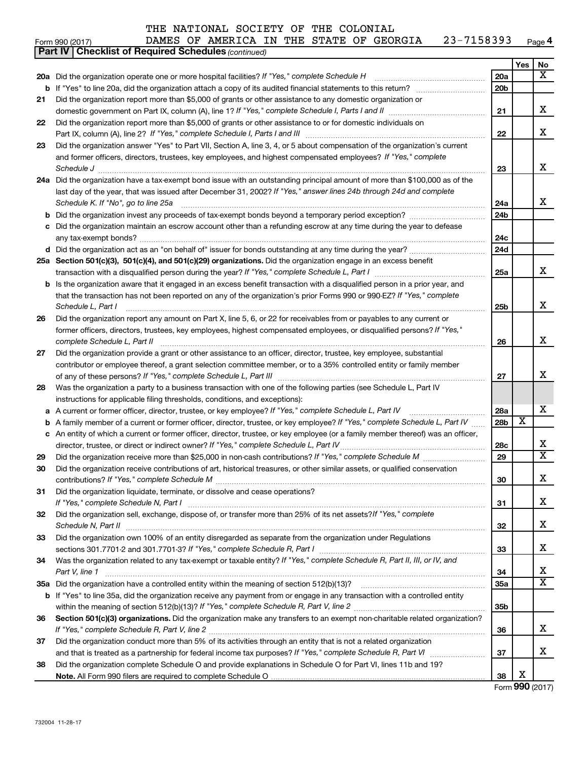THE NATIONAL SOCIETY OF THE COLONIAL DAMES OF AMERICA IN THE STATE OF GEORGIA 23-7158393

Form 990 (2017) Page 4

**Part IV | Checklist of Required Schedules** *(continued)*

| | | | Yes | No |
|---|---|---|---|---|
| **20a** | Did the organization operate one or more hospital facilities? *If "Yes," complete Schedule H* | **20a** | | X |
| **b** | If "Yes" to line 20a, did the organization attach a copy of its audited financial statements to this return? | **20b** | | |
| **21** | Did the organization report more than $5,000 of grants or other assistance to any domestic organization or domestic government on Part IX, column (A), line 1? *If "Yes," complete Schedule I, Parts I and II* | **21** | | X |
| **22** | Did the organization report more than $5,000 of grants or other assistance to or for domestic individuals on Part IX, column (A), line 2? *If "Yes," complete Schedule I, Parts I and III* | **22** | | X |
| **23** | Did the organization answer "Yes" to Part VII, Section A, line 3, 4, or 5 about compensation of the organization's current and former officers, directors, trustees, key employees, and highest compensated employees? *If "Yes," complete Schedule J* | **23** | | X |
| **24a** | Did the organization have a tax-exempt bond issue with an outstanding principal amount of more than $100,000 as of the last day of the year, that was issued after December 31, 2002? *If "Yes," answer lines 24b through 24d and complete Schedule K. If "No", go to line 25a* | **24a** | | X |
| **b** | Did the organization invest any proceeds of tax-exempt bonds beyond a temporary period exception? | **24b** | | |
| **c** | Did the organization maintain an escrow account other than a refunding escrow at any time during the year to defease any tax-exempt bonds? | **24c** | | |
| **d** | Did the organization act as an "on behalf of" issuer for bonds outstanding at any time during the year? | **24d** | | |
| **25a** | **Section 501(c)(3), 501(c)(4), and 501(c)(29) organizations.** Did the organization engage in an excess benefit transaction with a disqualified person during the year? *If "Yes," complete Schedule L, Part I* | **25a** | | X |
| **b** | Is the organization aware that it engaged in an excess benefit transaction with a disqualified person in a prior year, and that the transaction has not been reported on any of the organization's prior Forms 990 or 990-EZ? *If "Yes," complete Schedule L, Part I* | **25b** | | X |
| **26** | Did the organization report any amount on Part X, line 5, 6, or 22 for receivables from or payables to any current or former officers, directors, trustees, key employees, highest compensated employees, or disqualified persons? *If "Yes," complete Schedule L, Part II* | **26** | | X |
| **27** | Did the organization provide a grant or other assistance to an officer, director, trustee, key employee, substantial contributor or employee thereof, a grant selection committee member, or to a 35% controlled entity or family member of any of these persons? *If "Yes," complete Schedule L, Part III* | **27** | | X |
| **28** | Was the organization a party to a business transaction with one of the following parties (see Schedule L, Part IV instructions for applicable filing thresholds, conditions, and exceptions): | | | |
| **a** | A current or former officer, director, trustee, or key employee? *If "Yes," complete Schedule L, Part IV* | **28a** | | X |
| **b** | A family member of a current or former officer, director, trustee, or key employee? *If "Yes," complete Schedule L, Part IV* | **28b** | X | |
| **c** | An entity of which a current or former officer, director, trustee, or key employee (or a family member thereof) was an officer, director, trustee, or direct or indirect owner? *If "Yes," complete Schedule L, Part IV* | **28c** | | X |
| **29** | Did the organization receive more than $25,000 in non-cash contributions? *If "Yes," complete Schedule M* | **29** | | X |
| **30** | Did the organization receive contributions of art, historical treasures, or other similar assets, or qualified conservation contributions? *If "Yes," complete Schedule M* | **30** | | X |
| **31** | Did the organization liquidate, terminate, or dissolve and cease operations? *If "Yes," complete Schedule N, Part I* | **31** | | X |
| **32** | Did the organization sell, exchange, dispose of, or transfer more than 25% of its net assets? *If "Yes," complete Schedule N, Part II* | **32** | | X |
| **33** | Did the organization own 100% of an entity disregarded as separate from the organization under Regulations sections 301.7701-2 and 301.7701-3? *If "Yes," complete Schedule R, Part I* | **33** | | X |
| **34** | Was the organization related to any tax-exempt or taxable entity? *If "Yes," complete Schedule R, Part II, III, or IV, and Part V, line 1* | **34** | | X |
| **35a** | Did the organization have a controlled entity within the meaning of section 512(b)(13)? | **35a** | | X |
| **b** | If "Yes" to line 35a, did the organization receive any payment from or engage in any transaction with a controlled entity within the meaning of section 512(b)(13)? *If "Yes," complete Schedule R, Part V, line 2* | **35b** | | |
| **36** | **Section 501(c)(3) organizations.** Did the organization make any transfers to an exempt non-charitable related organization? *If "Yes," complete Schedule R, Part V, line 2* | **36** | | X |
| **37** | Did the organization conduct more than 5% of its activities through an entity that is not a related organization and that is treated as a partnership for federal income tax purposes? *If "Yes," complete Schedule R, Part VI* | **37** | | X |
| **38** | Did the organization complete Schedule O and provide explanations in Schedule O for Part VI, lines 11b and 19? **Note.** All Form 990 filers are required to complete Schedule O | **38** | X | |

Form **990** (2017)

732004 11-28-17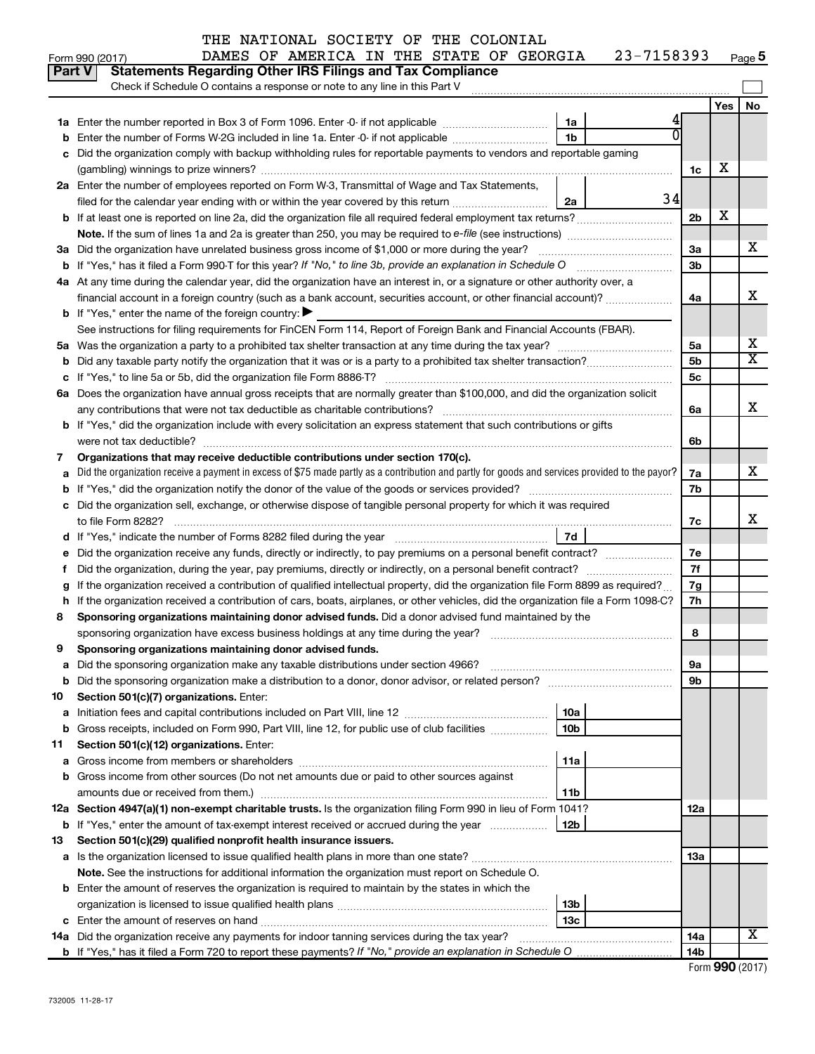THE NATIONAL SOCIETY OF THE COLONIAL DAMES OF AMERICA IN THE STATE OF GEORGIA 23-7158393

Form 990 (2017) Page 5

**Part V Statements Regarding Other IRS Filings and Tax Compliance**

Check if Schedule O contains a response or note to any line in this Part V

| | | | | | Yes | No |
|---|---|---|---|---|---|---|
| 1a | Enter the number reported in Box 3 of Form 1096. Enter -0- if not applicable | 1a | 4 | | | |
| b | Enter the number of Forms W-2G included in line 1a. Enter -0- if not applicable | 1b | 0 | | | |
| c | Did the organization comply with backup withholding rules for reportable payments to vendors and reportable gaming (gambling) winnings to prize winners? | | | 1c | X | |
| 2a | Enter the number of employees reported on Form W-3, Transmittal of Wage and Tax Statements, filed for the calendar year ending with or within the year covered by this return | 2a | 34 | | | |
| b | If at least one is reported on line 2a, did the organization file all required federal employment tax returns? | | | 2b | X | |
| | **Note.** If the sum of lines 1a and 2a is greater than 250, you may be required to *e-file* (see instructions) | | | | | |
| 3a | Did the organization have unrelated business gross income of $1,000 or more during the year? | | | 3a | | X |
| b | If "Yes," has it filed a Form 990-T for this year? *If "No," to line 3b, provide an explanation in Schedule O* | | | 3b | | |
| 4a | At any time during the calendar year, did the organization have an interest in, or a signature or other authority over, a financial account in a foreign country (such as a bank account, securities account, or other financial account)? | | | 4a | | X |
| b | If "Yes," enter the name of the foreign country: ▶ | | | | | |
| | See instructions for filing requirements for FinCEN Form 114, Report of Foreign Bank and Financial Accounts (FBAR). | | | | | |
| 5a | Was the organization a party to a prohibited tax shelter transaction at any time during the tax year? | | | 5a | | X |
| b | Did any taxable party notify the organization that it was or is a party to a prohibited tax shelter transaction? | | | 5b | | X |
| c | If "Yes," to line 5a or 5b, did the organization file Form 8886-T? | | | 5c | | |
| 6a | Does the organization have annual gross receipts that are normally greater than $100,000, and did the organization solicit any contributions that were not tax deductible as charitable contributions? | | | 6a | | X |
| b | If "Yes," did the organization include with every solicitation an express statement that such contributions or gifts were not tax deductible? | | | 6b | | |
| 7 | **Organizations that may receive deductible contributions under section 170(c).** | | | | | |
| a | Did the organization receive a payment in excess of $75 made partly as a contribution and partly for goods and services provided to the payor? | | | 7a | | X |
| b | If "Yes," did the organization notify the donor of the value of the goods or services provided? | | | 7b | | |
| c | Did the organization sell, exchange, or otherwise dispose of tangible personal property for which it was required to file Form 8282? | | | 7c | | X |
| d | If "Yes," indicate the number of Forms 8282 filed during the year | 7d | | | | |
| e | Did the organization receive any funds, directly or indirectly, to pay premiums on a personal benefit contract? | | | 7e | | |
| f | Did the organization, during the year, pay premiums, directly or indirectly, on a personal benefit contract? | | | 7f | | |
| g | If the organization received a contribution of qualified intellectual property, did the organization file Form 8899 as required? | | | 7g | | |
| h | If the organization received a contribution of cars, boats, airplanes, or other vehicles, did the organization file a Form 1098-C? | | | 7h | | |
| 8 | **Sponsoring organizations maintaining donor advised funds.** Did a donor advised fund maintained by the sponsoring organization have excess business holdings at any time during the year? | | | 8 | | |
| 9 | **Sponsoring organizations maintaining donor advised funds.** | | | | | |
| a | Did the sponsoring organization make any taxable distributions under section 4966? | | | 9a | | |
| b | Did the sponsoring organization make a distribution to a donor, donor advisor, or related person? | | | 9b | | |
| 10 | **Section 501(c)(7) organizations.** Enter: | | | | | |
| a | Initiation fees and capital contributions included on Part VIII, line 12 | 10a | | | | |
| b | Gross receipts, included on Form 990, Part VIII, line 12, for public use of club facilities | 10b | | | | |
| 11 | **Section 501(c)(12) organizations.** Enter: | | | | | |
| a | Gross income from members or shareholders | 11a | | | | |
| b | Gross income from other sources (Do not net amounts due or paid to other sources against amounts due or received from them.) | 11b | | | | |
| 12a | **Section 4947(a)(1) non-exempt charitable trusts.** Is the organization filing Form 990 in lieu of Form 1041? | | | 12a | | |
| b | If "Yes," enter the amount of tax-exempt interest received or accrued during the year | 12b | | | | |
| 13 | **Section 501(c)(29) qualified nonprofit health insurance issuers.** | | | | | |
| a | Is the organization licensed to issue qualified health plans in more than one state? | | | 13a | | |
| | **Note.** See the instructions for additional information the organization must report on Schedule O. | | | | | |
| b | Enter the amount of reserves the organization is required to maintain by the states in which the organization is licensed to issue qualified health plans | 13b | | | | |
| c | Enter the amount of reserves on hand | 13c | | | | |
| 14a | Did the organization receive any payments for indoor tanning services during the tax year? | | | 14a | | X |
| b | If "Yes," has it filed a Form 720 to report these payments? *If "No," provide an explanation in Schedule O* | | | 14b | | |

Form **990** (2017)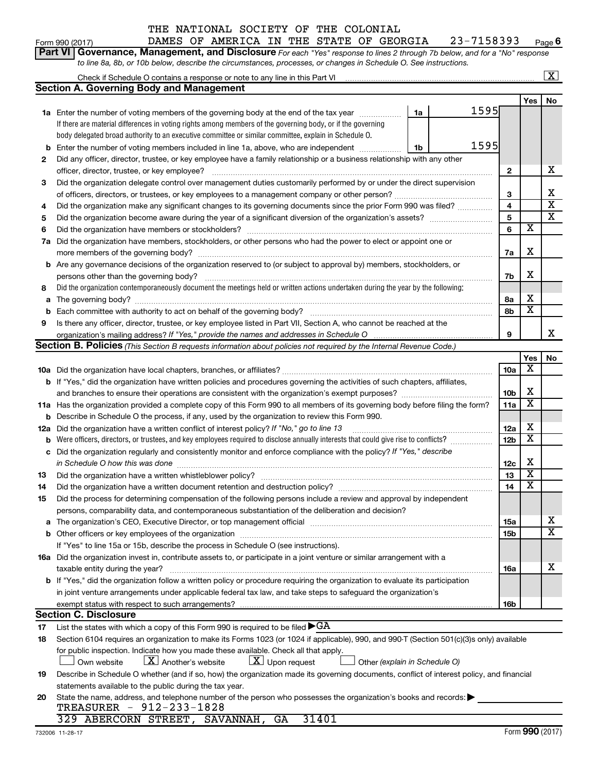THE NATIONAL SOCIETY OF THE COLONIAL DAMES OF AMERICA IN THE STATE OF GEORGIA 23-7158393

Form 990 (2017) Page 6

**Part VI Governance, Management, and Disclosure** *For each "Yes" response to lines 2 through 7b below, and for a "No" response to line 8a, 8b, or 10b below, describe the circumstances, processes, or changes in Schedule O. See instructions.*

Check if Schedule O contains a response or note to any line in this Part VI ..... [X]

## Section A. Governing Body and Management

| | | | | | Yes | No |
|---|---|---|---|---|---|---|
| **1a** | Enter the number of voting members of the governing body at the end of the tax year. If there are material differences in voting rights among members of the governing body, or if the governing body delegated broad authority to an executive committee or similar committee, explain in Schedule O. | 1a | 1595 | | | |
| **b** | Enter the number of voting members included in line 1a, above, who are independent | 1b | 1595 | | | |
| **2** | Did any officer, director, trustee, or key employee have a family relationship or a business relationship with any other officer, director, trustee, or key employee? | | | 2 | | X |
| **3** | Did the organization delegate control over management duties customarily performed by or under the direct supervision of officers, directors, or trustees, or key employees to a management company or other person? | | | 3 | | X |
| **4** | Did the organization make any significant changes to its governing documents since the prior Form 990 was filed? | | | 4 | | X |
| **5** | Did the organization become aware during the year of a significant diversion of the organization's assets? | | | 5 | | X |
| **6** | Did the organization have members or stockholders? | | | 6 | X | |
| **7a** | Did the organization have members, stockholders, or other persons who had the power to elect or appoint one or more members of the governing body? | | | 7a | X | |
| **b** | Are any governance decisions of the organization reserved to (or subject to approval by) members, stockholders, or persons other than the governing body? | | | 7b | X | |
| **8** | Did the organization contemporaneously document the meetings held or written actions undertaken during the year by the following: | | | | | |
| **a** | The governing body? | | | 8a | X | |
| **b** | Each committee with authority to act on behalf of the governing body? | | | 8b | X | |
| **9** | Is there any officer, director, trustee, or key employee listed in Part VII, Section A, who cannot be reached at the organization's mailing address? *If "Yes," provide the names and addresses in Schedule O* | | | 9 | | X |

## Section B. Policies *(This Section B requests information about policies not required by the Internal Revenue Code.)*

| | | | Yes | No |
|---|---|---|---|---|
| **10a** | Did the organization have local chapters, branches, or affiliates? | 10a | X | |
| **b** | If "Yes," did the organization have written policies and procedures governing the activities of such chapters, affiliates, and branches to ensure their operations are consistent with the organization's exempt purposes? | 10b | X | |
| **11a** | Has the organization provided a complete copy of this Form 990 to all members of its governing body before filing the form? | 11a | X | |
| **b** | Describe in Schedule O the process, if any, used by the organization to review this Form 990. | | | |
| **12a** | Did the organization have a written conflict of interest policy? *If "No," go to line 13* | 12a | X | |
| **b** | Were officers, directors, or trustees, and key employees required to disclose annually interests that could give rise to conflicts? | 12b | X | |
| **c** | Did the organization regularly and consistently monitor and enforce compliance with the policy? *If "Yes," describe in Schedule O how this was done* | 12c | X | |
| **13** | Did the organization have a written whistleblower policy? | 13 | X | |
| **14** | Did the organization have a written document retention and destruction policy? | 14 | X | |
| **15** | Did the process for determining compensation of the following persons include a review and approval by independent persons, comparability data, and contemporaneous substantiation of the deliberation and decision? | | | |
| **a** | The organization's CEO, Executive Director, or top management official | 15a | | X |
| **b** | Other officers or key employees of the organization | 15b | | X |
| | If "Yes" to line 15a or 15b, describe the process in Schedule O (see instructions). | | | |
| **16a** | Did the organization invest in, contribute assets to, or participate in a joint venture or similar arrangement with a taxable entity during the year? | 16a | | X |
| **b** | If "Yes," did the organization follow a written policy or procedure requiring the organization to evaluate its participation in joint venture arrangements under applicable federal tax law, and take steps to safeguard the organization's exempt status with respect to such arrangements? | 16b | | |

## Section C. Disclosure

**17** List the states with which a copy of this Form 990 is required to be filed ▶ GA

**18** Section 6104 requires an organization to make its Forms 1023 (or 1024 if applicable), 990, and 990-T (Section 501(c)(3)s only) available for public inspection. Indicate how you made these available. Check all that apply.

[ ] Own website [X] Another's website [X] Upon request [ ] Other *(explain in Schedule O)*

**19** Describe in Schedule O whether (and if so, how) the organization made its governing documents, conflict of interest policy, and financial statements available to the public during the tax year.

**20** State the name, address, and telephone number of the person who possesses the organization's books and records: ▶

TREASURER - 912-233-1828
329 ABERCORN STREET, SAVANNAH, GA 31401

732006 11-28-17 Form **990** (2017)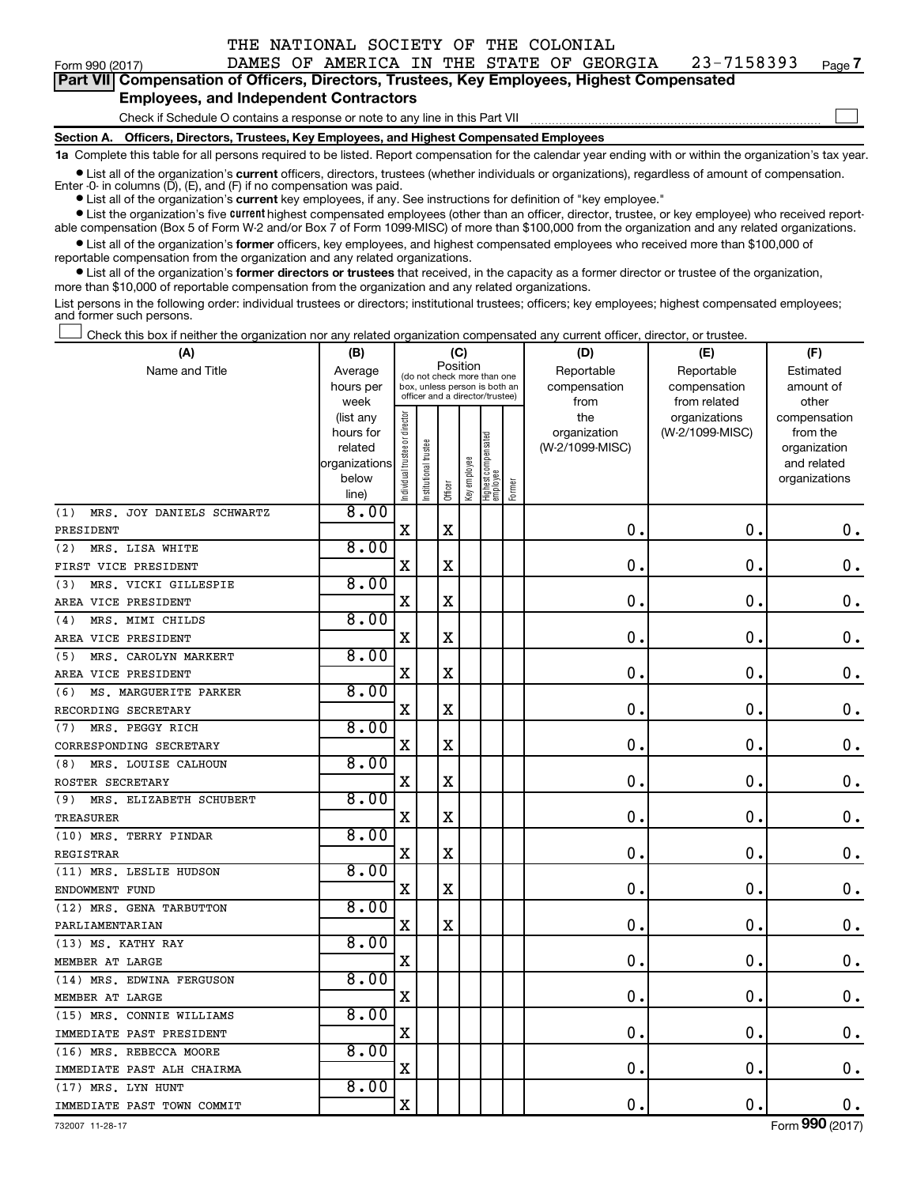THE NATIONAL SOCIETY OF THE COLONIAL DAMES OF AMERICA IN THE STATE OF GEORGIA 23-7158393

Form 990 (2017) Page 7

**Part VII Compensation of Officers, Directors, Trustees, Key Employees, Highest Compensated Employees, and Independent Contractors**

Check if Schedule O contains a response or note to any line in this Part VII ☐

**Section A. Officers, Directors, Trustees, Key Employees, and Highest Compensated Employees**

**1a** Complete this table for all persons required to be listed. Report compensation for the calendar year ending with or within the organization's tax year.

- List all of the organization's **current** officers, directors, trustees (whether individuals or organizations), regardless of amount of compensation. Enter -0- in columns (D), (E), and (F) if no compensation was paid.
- List all of the organization's **current** key employees, if any. See instructions for definition of "key employee."
- List the organization's five **current** highest compensated employees (other than an officer, director, trustee, or key employee) who received reportable compensation (Box 5 of Form W-2 and/or Box 7 of Form 1099-MISC) of more than $100,000 from the organization and any related organizations.
- List all of the organization's **former** officers, key employees, and highest compensated employees who received more than $100,000 of reportable compensation from the organization and any related organizations.
- List all of the organization's **former directors or trustees** that received, in the capacity as a former director or trustee of the organization, more than $10,000 of reportable compensation from the organization and any related organizations.

List persons in the following order: individual trustees or directors; institutional trustees; officers; key employees; highest compensated employees; and former such persons.

☐ Check this box if neither the organization nor any related organization compensated any current officer, director, or trustee.

| (A) Name and Title | (B) Average hours per week (list any hours for related organizations below line) | (C) Position (do not check more than one box, unless person is both an officer and a director/trustee) Individual trustee or director | Institutional trustee | Officer | Key employee | Highest compensated employee | Former | (D) Reportable compensation from the organization (W-2/1099-MISC) | (E) Reportable compensation from related organizations (W-2/1099-MISC) | (F) Estimated amount of other compensation from the organization and related organizations |
|---|---|---|---|---|---|---|---|---|---|---|
| (1) MRS. JOY DANIELS SCHWARTZ<br>PRESIDENT | 8.00 | X | | X | | | | 0. | 0. | 0. |
| (2) MRS. LISA WHITE<br>FIRST VICE PRESIDENT | 8.00 | X | | X | | | | 0. | 0. | 0. |
| (3) MRS. VICKI GILLESPIE<br>AREA VICE PRESIDENT | 8.00 | X | | X | | | | 0. | 0. | 0. |
| (4) MRS. MIMI CHILDS<br>AREA VICE PRESIDENT | 8.00 | X | | X | | | | 0. | 0. | 0. |
| (5) MRS. CAROLYN MARKERT<br>AREA VICE PRESIDENT | 8.00 | X | | X | | | | 0. | 0. | 0. |
| (6) MS. MARGUERITE PARKER<br>RECORDING SECRETARY | 8.00 | X | | X | | | | 0. | 0. | 0. |
| (7) MRS. PEGGY RICH<br>CORRESPONDING SECRETARY | 8.00 | X | | X | | | | 0. | 0. | 0. |
| (8) MRS. LOUISE CALHOUN<br>ROSTER SECRETARY | 8.00 | X | | X | | | | 0. | 0. | 0. |
| (9) MRS. ELIZABETH SCHUBERT<br>TREASURER | 8.00 | X | | X | | | | 0. | 0. | 0. |
| (10) MRS. TERRY PINDAR<br>REGISTRAR | 8.00 | X | | X | | | | 0. | 0. | 0. |
| (11) MRS. LESLIE HUDSON<br>ENDOWMENT FUND | 8.00 | X | | X | | | | 0. | 0. | 0. |
| (12) MRS. GENA TARBUTTON<br>PARLIAMENTARIAN | 8.00 | X | | X | | | | 0. | 0. | 0. |
| (13) MS. KATHY RAY<br>MEMBER AT LARGE | 8.00 | X | | | | | | 0. | 0. | 0. |
| (14) MRS. EDWINA FERGUSON<br>MEMBER AT LARGE | 8.00 | X | | | | | | 0. | 0. | 0. |
| (15) MRS. CONNIE WILLIAMS<br>IMMEDIATE PAST PRESIDENT | 8.00 | X | | | | | | 0. | 0. | 0. |
| (16) MRS. REBECCA MOORE<br>IMMEDIATE PAST ALH CHAIRMA | 8.00 | X | | | | | | 0. | 0. | 0. |
| (17) MRS. LYN HUNT<br>IMMEDIATE PAST TOWN COMMIT | 8.00 | X | | | | | | 0. | 0. | 0. |

732007 11-28-17 Form 990 (2017)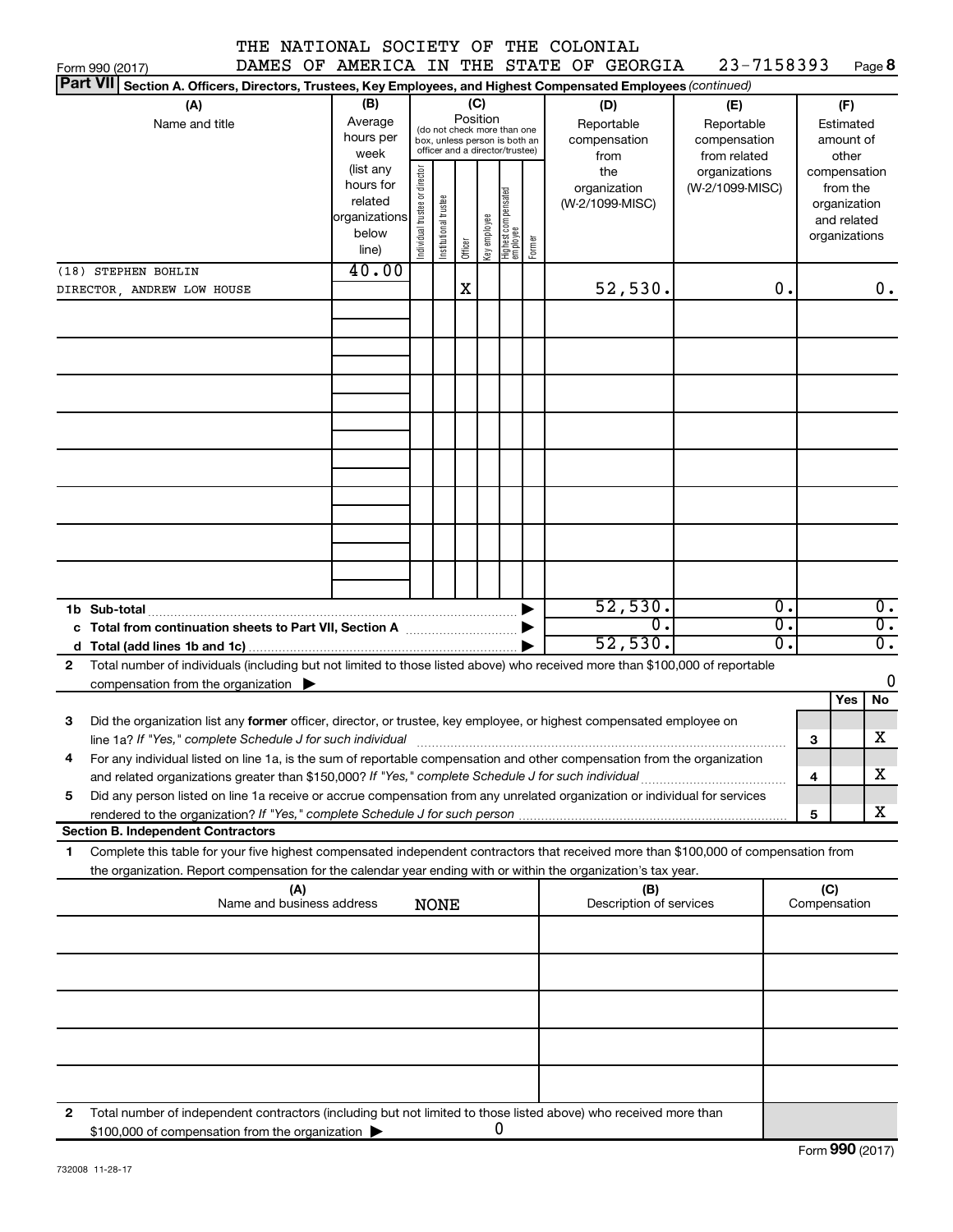THE NATIONAL SOCIETY OF THE COLONIAL DAMES OF AMERICA IN THE STATE OF GEORGIA 23-7158393

Form 990 (2017) Page **8**

**Part VII** **Section A. Officers, Directors, Trustees, Key Employees, and Highest Compensated Employees** *(continued)*

| (A) Name and title | (B) Average hours per week (list any hours for related organizations below line) | (C) Position: Individual trustee or director | Institutional trustee | Officer | Key employee | Highest compensated employee | Former | (D) Reportable compensation from the organization (W-2/1099-MISC) | (E) Reportable compensation from related organizations (W-2/1099-MISC) | (F) Estimated amount of other compensation from the organization and related organizations |
|---|---|---|---|---|---|---|---|---|---|---|
| (18) STEPHEN BOHLIN<br>DIRECTOR, ANDREW LOW HOUSE | 40.00 | | | X | | | | 52,530. | 0. | 0. |

| | | (D) | (E) | (F) |
|---|---|---|---|---|
| **1b Sub-total** | ▶ | 52,530. | 0. | 0. |
| **c Total from continuation sheets to Part VII, Section A** | ▶ | 0. | 0. | 0. |
| **d Total (add lines 1b and 1c)** | ▶ | 52,530. | 0. | 0. |

**2** Total number of individuals (including but not limited to those listed above) who received more than $100,000 of reportable compensation from the organization ▶ 0

| | | | Yes | No |
|---|---|---|---|---|
| **3** | Did the organization list any **former** officer, director, or trustee, key employee, or highest compensated employee on line 1a? *If "Yes," complete Schedule J for such individual* | 3 | | X |
| **4** | For any individual listed on line 1a, is the sum of reportable compensation and other compensation from the organization and related organizations greater than $150,000? *If "Yes," complete Schedule J for such individual* | 4 | | X |
| **5** | Did any person listed on line 1a receive or accrue compensation from any unrelated organization or individual for services rendered to the organization? *If "Yes," complete Schedule J for such person* | 5 | | X |

**Section B. Independent Contractors**

**1** Complete this table for your five highest compensated independent contractors that received more than $100,000 of compensation from the organization. Report compensation for the calendar year ending with or within the organization's tax year.

| (A) Name and business address | (B) Description of services | (C) Compensation |
|---|---|---|
| NONE | | |

**2** Total number of independent contractors (including but not limited to those listed above) who received more than $100,000 of compensation from the organization ▶ 0

Form **990** (2017)

732008 11-28-17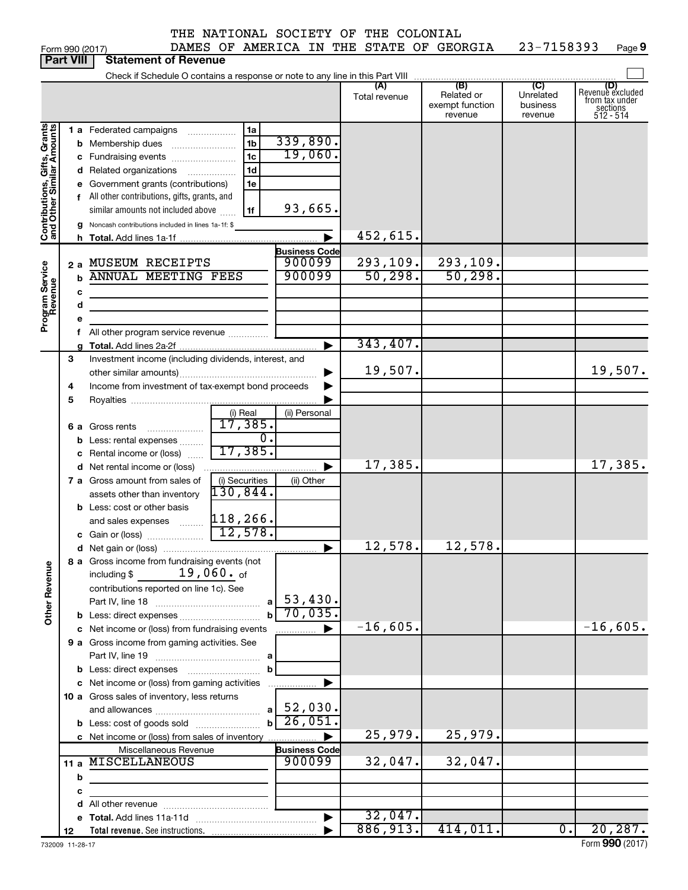THE NATIONAL SOCIETY OF THE COLONIAL DAMES OF AMERICA IN THE STATE OF GEORGIA 23-7158393

Form 990 (2017) Page 9

**Part VIII Statement of Revenue**

Check if Schedule O contains a response or note to any line in this Part VIII

| | | | | (A) Total revenue | (B) Related or exempt function revenue | (C) Unrelated business revenue | (D) Revenue excluded from tax under sections 512 - 514 |
|---|---|---|---|---|---|---|---|
| **Contributions, Gifts, Grants and Other Similar Amounts** | 1 a Federated campaigns | 1a | | | | | |
| | b Membership dues | 1b | 339,890. | | | | |
| | c Fundraising events | 1c | 19,060. | | | | |
| | d Related organizations | 1d | | | | | |
| | e Government grants (contributions) | 1e | | | | | |
| | f All other contributions, gifts, grants, and similar amounts not included above | 1f | 93,665. | | | | |
| | g Noncash contributions included in lines 1a-1f: $ | | | | | | |
| | h **Total.** Add lines 1a-1f | | | 452,615. | | | |
| **Program Service Revenue** | | | **Business Code** | | | | |
| | 2 a MUSEUM RECEIPTS | | 900099 | 293,109. | 293,109. | | |
| | b ANNUAL MEETING FEES | | 900099 | 50,298. | 50,298. | | |
| | c | | | | | | |
| | d | | | | | | |
| | e | | | | | | |
| | f All other program service revenue | | | | | | |
| | g **Total.** Add lines 2a-2f | | | 343,407. | | | |
| **Other Revenue** | 3 Investment income (including dividends, interest, and other similar amounts) | | | 19,507. | | | 19,507. |
| | 4 Income from investment of tax-exempt bond proceeds | | | | | | |
| | 5 Royalties | | | | | | |
| | | (i) Real | (ii) Personal | | | | |
| | 6 a Gross rents | 17,385. | | | | | |
| | b Less: rental expenses | 0. | | | | | |
| | c Rental income or (loss) | 17,385. | | | | | |
| | d Net rental income or (loss) | | | 17,385. | | | 17,385. |
| | | (i) Securities | (ii) Other | | | | |
| | 7 a Gross amount from sales of assets other than inventory | 130,844. | | | | | |
| | b Less: cost or other basis and sales expenses | 118,266. | | | | | |
| | c Gain or (loss) | 12,578. | | | | | |
| | d Net gain or (loss) | | | 12,578. | 12,578. | | |
| | 8 a Gross income from fundraising events (not including $ 19,060. of contributions reported on line 1c). See Part IV, line 18 | a | 53,430. | | | | |
| | b Less: direct expenses | b | 70,035. | | | | |
| | c Net income or (loss) from fundraising events | | | -16,605. | | | -16,605. |
| | 9 a Gross income from gaming activities. See Part IV, line 19 | a | | | | | |
| | b Less: direct expenses | b | | | | | |
| | c Net income or (loss) from gaming activities | | | | | | |
| | 10 a Gross sales of inventory, less returns and allowances | a | 52,030. | | | | |
| | b Less: cost of goods sold | b | 26,051. | | | | |
| | c Net income or (loss) from sales of inventory | | | 25,979. | 25,979. | | |
| | Miscellaneous Revenue | | **Business Code** | | | | |
| | 11 a MISCELLANEOUS | | 900099 | 32,047. | 32,047. | | |
| | b | | | | | | |
| | c | | | | | | |
| | d All other revenue | | | | | | |
| | e **Total.** Add lines 11a-11d | | | 32,047. | | | |
| | 12 **Total revenue.** See instructions. | | | 886,913. | 414,011. | 0. | 20,287. |

732009 11-28-17 Form **990** (2017)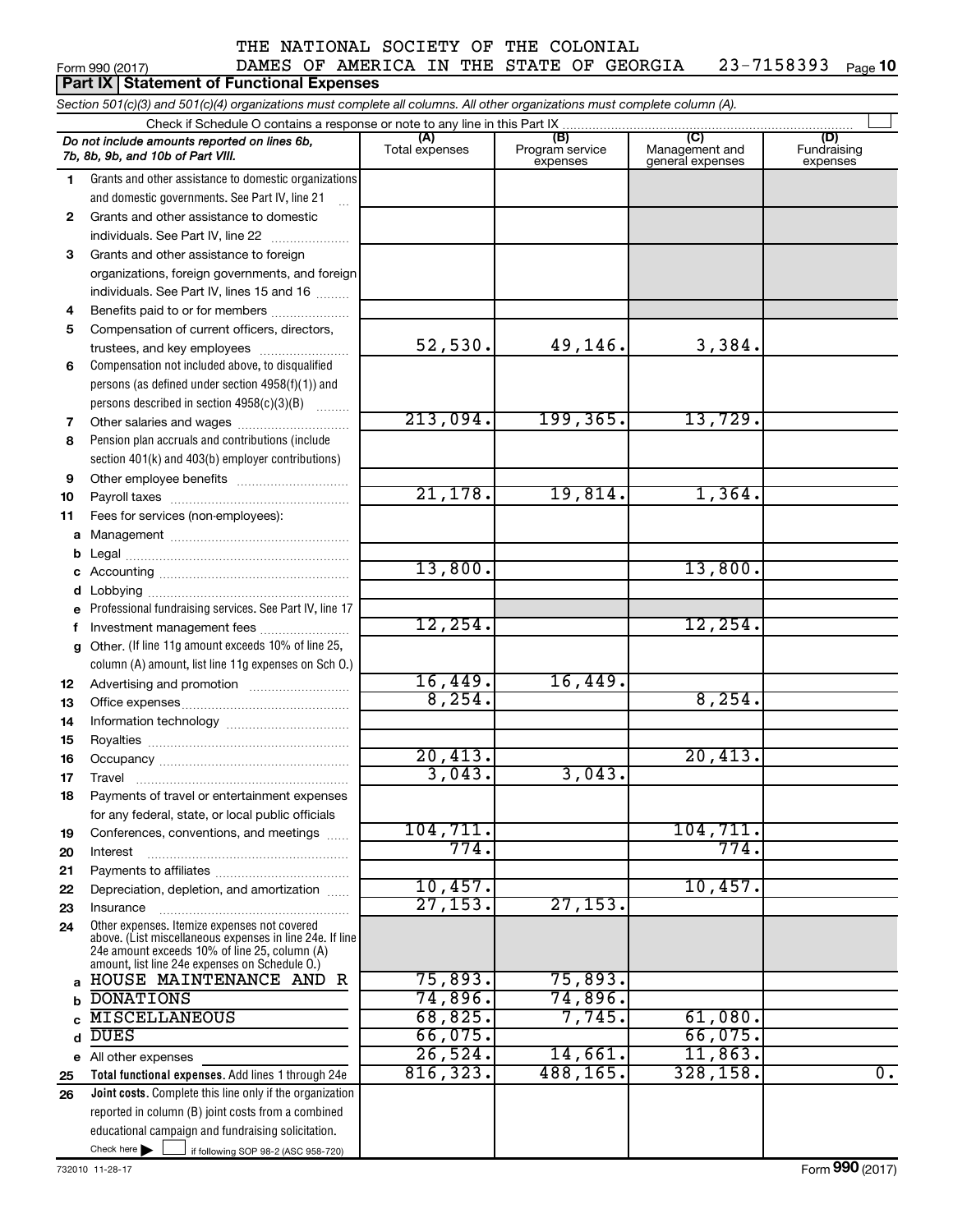THE NATIONAL SOCIETY OF THE COLONIAL DAMES OF AMERICA IN THE STATE OF GEORGIA 23-7158393

Form 990 (2017) Page 10

**Part IX Statement of Functional Expenses**

*Section 501(c)(3) and 501(c)(4) organizations must complete all columns. All other organizations must complete column (A).*

Check if Schedule O contains a response or note to any line in this Part IX

| | *Do not include amounts reported on lines 6b, 7b, 8b, 9b, and 10b of Part VIII.* | (A) Total expenses | (B) Program service expenses | (C) Management and general expenses | (D) Fundraising expenses |
|---|---|---|---|---|---|
| 1 | Grants and other assistance to domestic organizations and domestic governments. See Part IV, line 21 | | | | |
| 2 | Grants and other assistance to domestic individuals. See Part IV, line 22 | | | | |
| 3 | Grants and other assistance to foreign organizations, foreign governments, and foreign individuals. See Part IV, lines 15 and 16 | | | | |
| 4 | Benefits paid to or for members | | | | |
| 5 | Compensation of current officers, directors, trustees, and key employees | 52,530. | 49,146. | 3,384. | |
| 6 | Compensation not included above, to disqualified persons (as defined under section 4958(f)(1)) and persons described in section 4958(c)(3)(B) | | | | |
| 7 | Other salaries and wages | 213,094. | 199,365. | 13,729. | |
| 8 | Pension plan accruals and contributions (include section 401(k) and 403(b) employer contributions) | | | | |
| 9 | Other employee benefits | | | | |
| 10 | Payroll taxes | 21,178. | 19,814. | 1,364. | |
| 11 | Fees for services (non-employees): | | | | |
| a | Management | | | | |
| b | Legal | | | | |
| c | Accounting | 13,800. | | 13,800. | |
| d | Lobbying | | | | |
| e | Professional fundraising services. See Part IV, line 17 | | | | |
| f | Investment management fees | 12,254. | | 12,254. | |
| g | Other. (If line 11g amount exceeds 10% of line 25, column (A) amount, list line 11g expenses on Sch O.) | | | | |
| 12 | Advertising and promotion | 16,449. | 16,449. | | |
| 13 | Office expenses | 8,254. | | 8,254. | |
| 14 | Information technology | | | | |
| 15 | Royalties | | | | |
| 16 | Occupancy | 20,413. | | 20,413. | |
| 17 | Travel | 3,043. | 3,043. | | |
| 18 | Payments of travel or entertainment expenses for any federal, state, or local public officials | | | | |
| 19 | Conferences, conventions, and meetings | 104,711. | | 104,711. | |
| 20 | Interest | 774. | | 774. | |
| 21 | Payments to affiliates | | | | |
| 22 | Depreciation, depletion, and amortization | 10,457. | | 10,457. | |
| 23 | Insurance | 27,153. | 27,153. | | |
| 24 | Other expenses. Itemize expenses not covered above. (List miscellaneous expenses in line 24e. If line 24e amount exceeds 10% of line 25, column (A) amount, list line 24e expenses on Schedule O.) | | | | |
| a | HOUSE MAINTENANCE AND R | 75,893. | 75,893. | | |
| b | DONATIONS | 74,896. | 74,896. | | |
| c | MISCELLANEOUS | 68,825. | 7,745. | 61,080. | |
| d | DUES | 66,075. | | 66,075. | |
| e | All other expenses | 26,524. | 14,661. | 11,863. | |
| 25 | **Total functional expenses.** Add lines 1 through 24e | 816,323. | 488,165. | 328,158. | 0. |
| 26 | **Joint costs.** Complete this line only if the organization reported in column (B) joint costs from a combined educational campaign and fundraising solicitation. Check here ☐ if following SOP 98-2 (ASC 958-720) | | | | |

732010 11-28-17 Form **990** (2017)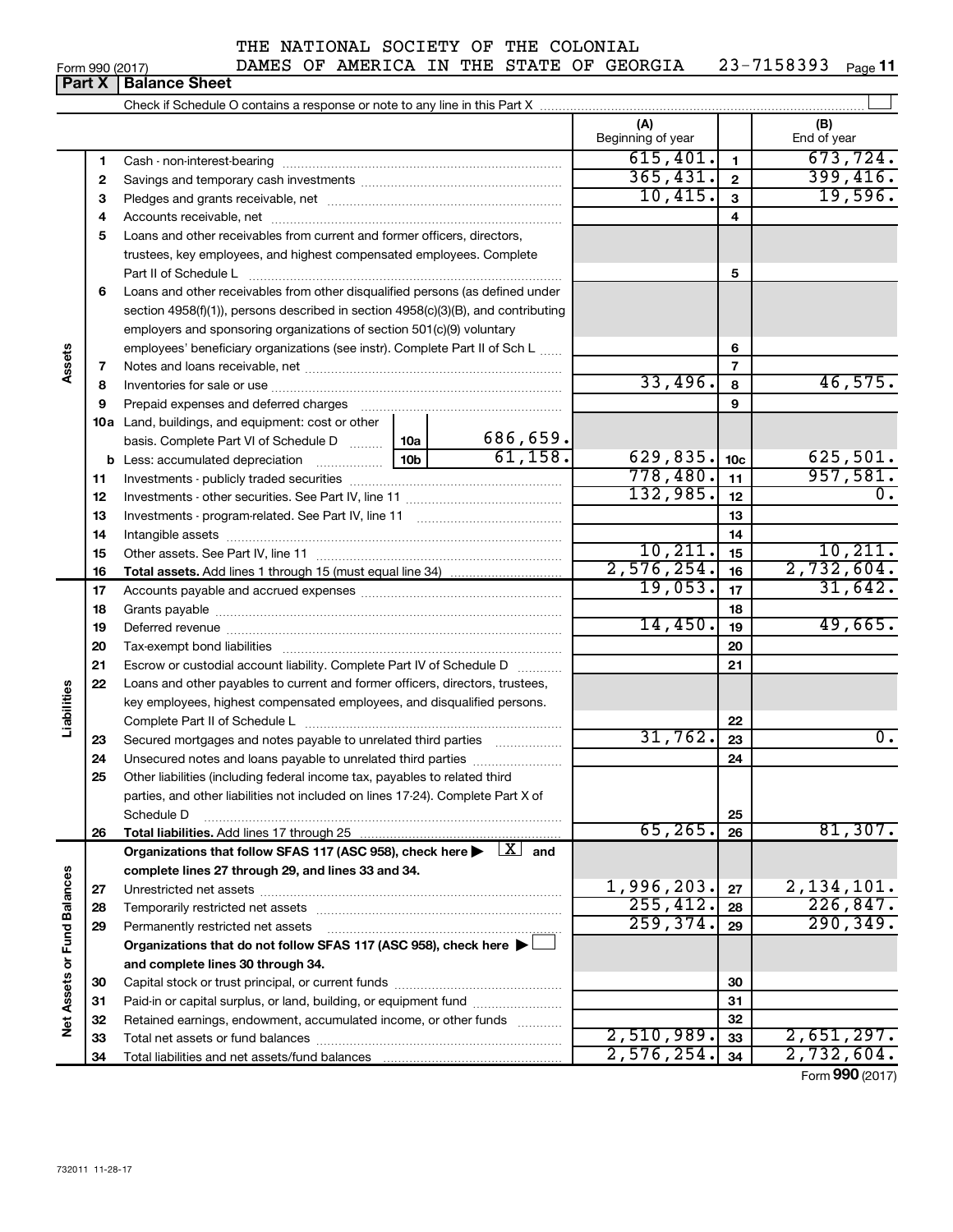THE NATIONAL SOCIETY OF THE COLONIAL DAMES OF AMERICA IN THE STATE OF GEORGIA 23-7158393

Form 990 (2017) Page 11

**Part X | Balance Sheet**

Check if Schedule O contains a response or note to any line in this Part X

| | | | | (A) Beginning of year | | (B) End of year |
|---|---|---|---|---|---|---|
| **Assets** | 1 | Cash - non-interest-bearing | | 615,401. | 1 | 673,724. |
| | 2 | Savings and temporary cash investments | | 365,431. | 2 | 399,416. |
| | 3 | Pledges and grants receivable, net | | 10,415. | 3 | 19,596. |
| | 4 | Accounts receivable, net | | | 4 | |
| | 5 | Loans and other receivables from current and former officers, directors, trustees, key employees, and highest compensated employees. Complete Part II of Schedule L | | | 5 | |
| | 6 | Loans and other receivables from other disqualified persons (as defined under section 4958(f)(1)), persons described in section 4958(c)(3)(B), and contributing employers and sponsoring organizations of section 501(c)(9) voluntary employees' beneficiary organizations (see instr). Complete Part II of Sch L | | | 6 | |
| | 7 | Notes and loans receivable, net | | | 7 | |
| | 8 | Inventories for sale or use | | 33,496. | 8 | 46,575. |
| | 9 | Prepaid expenses and deferred charges | | | 9 | |
| | 10a | Land, buildings, and equipment: cost or other basis. Complete Part VI of Schedule D | 10a 686,659. | | | |
| | b | Less: accumulated depreciation | 10b 61,158. | 629,835. | 10c | 625,501. |
| | 11 | Investments - publicly traded securities | | 778,480. | 11 | 957,581. |
| | 12 | Investments - other securities. See Part IV, line 11 | | 132,985. | 12 | 0. |
| | 13 | Investments - program-related. See Part IV, line 11 | | | 13 | |
| | 14 | Intangible assets | | | 14 | |
| | 15 | Other assets. See Part IV, line 11 | | 10,211. | 15 | 10,211. |
| | 16 | **Total assets.** Add lines 1 through 15 (must equal line 34) | | 2,576,254. | 16 | 2,732,604. |
| **Liabilities** | 17 | Accounts payable and accrued expenses | | 19,053. | 17 | 31,642. |
| | 18 | Grants payable | | | 18 | |
| | 19 | Deferred revenue | | 14,450. | 19 | 49,665. |
| | 20 | Tax-exempt bond liabilities | | | 20 | |
| | 21 | Escrow or custodial account liability. Complete Part IV of Schedule D | | | 21 | |
| | 22 | Loans and other payables to current and former officers, directors, trustees, key employees, highest compensated employees, and disqualified persons. Complete Part II of Schedule L | | | 22 | |
| | 23 | Secured mortgages and notes payable to unrelated third parties | | 31,762. | 23 | 0. |
| | 24 | Unsecured notes and loans payable to unrelated third parties | | | 24 | |
| | 25 | Other liabilities (including federal income tax, payables to related third parties, and other liabilities not included on lines 17-24). Complete Part X of Schedule D | | | 25 | |
| | 26 | **Total liabilities.** Add lines 17 through 25 | | 65,265. | 26 | 81,307. |
| **Net Assets or Fund Balances** | | **Organizations that follow SFAS 117 (ASC 958), check here ▶ [X] and complete lines 27 through 29, and lines 33 and 34.** | | | | |
| | 27 | Unrestricted net assets | | 1,996,203. | 27 | 2,134,101. |
| | 28 | Temporarily restricted net assets | | 255,412. | 28 | 226,847. |
| | 29 | Permanently restricted net assets | | 259,374. | 29 | 290,349. |
| | | **Organizations that do not follow SFAS 117 (ASC 958), check here ▶ [ ] and complete lines 30 through 34.** | | | | |
| | 30 | Capital stock or trust principal, or current funds | | | 30 | |
| | 31 | Paid-in or capital surplus, or land, building, or equipment fund | | | 31 | |
| | 32 | Retained earnings, endowment, accumulated income, or other funds | | | 32 | |
| | 33 | Total net assets or fund balances | | 2,510,989. | 33 | 2,651,297. |
| | 34 | Total liabilities and net assets/fund balances | | 2,576,254. | 34 | 2,732,604. |

Form **990** (2017)

732011 11-28-17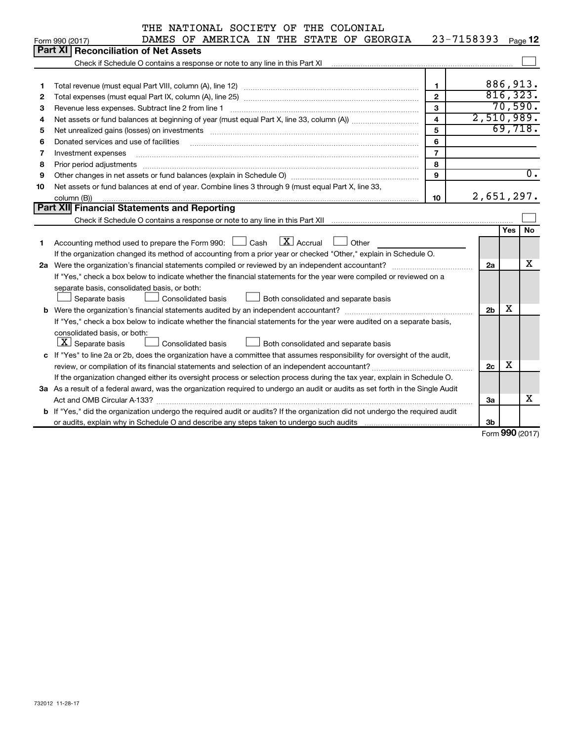THE NATIONAL SOCIETY OF THE COLONIAL DAMES OF AMERICA IN THE STATE OF GEORGIA 23-7158393

Form 990 (2017) Page 12

## Part XI Reconciliation of Net Assets

Check if Schedule O contains a response or note to any line in this Part XI ☐

| | | | |
|---|---|---|---|
| 1 | Total revenue (must equal Part VIII, column (A), line 12) | 1 | 886,913. |
| 2 | Total expenses (must equal Part IX, column (A), line 25) | 2 | 816,323. |
| 3 | Revenue less expenses. Subtract line 2 from line 1 | 3 | 70,590. |
| 4 | Net assets or fund balances at beginning of year (must equal Part X, line 33, column (A)) | 4 | 2,510,989. |
| 5 | Net unrealized gains (losses) on investments | 5 | 69,718. |
| 6 | Donated services and use of facilities | 6 | |
| 7 | Investment expenses | 7 | |
| 8 | Prior period adjustments | 8 | |
| 9 | Other changes in net assets or fund balances (explain in Schedule O) | 9 | 0. |
| 10 | Net assets or fund balances at end of year. Combine lines 3 through 9 (must equal Part X, line 33, column (B)) | 10 | 2,651,297. |

## Part XII Financial Statements and Reporting

Check if Schedule O contains a response or note to any line in this Part XII ☐

| | | | Yes | No |
|---|---|---|---|---|
| 1 | Accounting method used to prepare the Form 990: ☐ Cash ☒ Accrual ☐ Other | | | |
| | If the organization changed its method of accounting from a prior year or checked "Other," explain in Schedule O. | | | |
| 2a | Were the organization's financial statements compiled or reviewed by an independent accountant? | 2a | | X |
| | If "Yes," check a box below to indicate whether the financial statements for the year were compiled or reviewed on a separate basis, consolidated basis, or both: ☐ Separate basis ☐ Consolidated basis ☐ Both consolidated and separate basis | | | |
| b | Were the organization's financial statements audited by an independent accountant? | 2b | X | |
| | If "Yes," check a box below to indicate whether the financial statements for the year were audited on a separate basis, consolidated basis, or both: ☒ Separate basis ☐ Consolidated basis ☐ Both consolidated and separate basis | | | |
| c | If "Yes" to line 2a or 2b, does the organization have a committee that assumes responsibility for oversight of the audit, review, or compilation of its financial statements and selection of an independent accountant? | 2c | X | |
| | If the organization changed either its oversight process or selection process during the tax year, explain in Schedule O. | | | |
| 3a | As a result of a federal award, was the organization required to undergo an audit or audits as set forth in the Single Audit Act and OMB Circular A-133? | 3a | | X |
| b | If "Yes," did the organization undergo the required audit or audits? If the organization did not undergo the required audit or audits, explain why in Schedule O and describe any steps taken to undergo such audits | 3b | | |

Form 990 (2017)

732012 11-28-17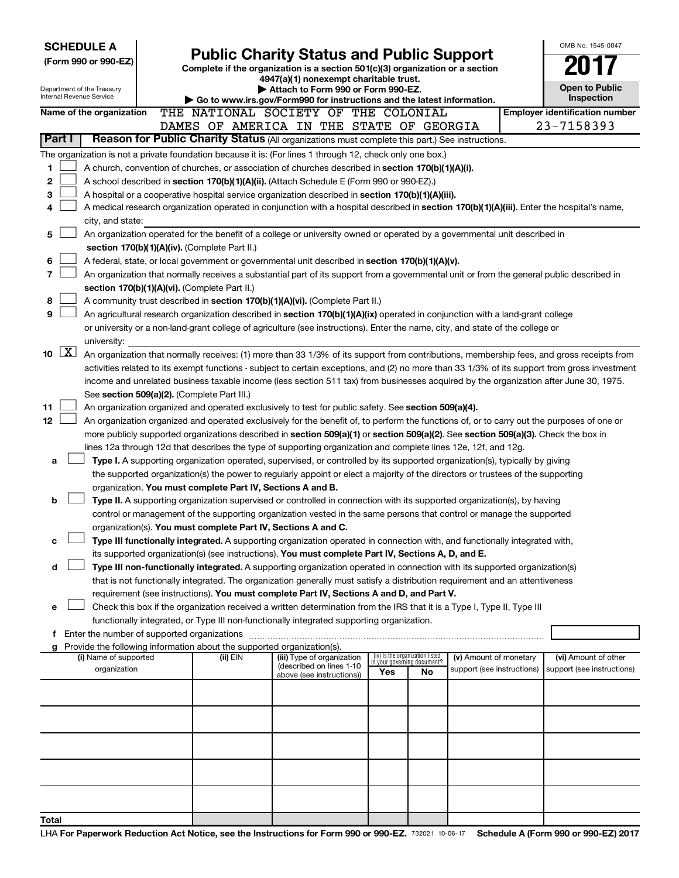**SCHEDULE A**
**(Form 990 or 990-EZ)**

Department of the Treasury
Internal Revenue Service

# Public Charity Status and Public Support

**Complete if the organization is a section 501(c)(3) organization or a section 4947(a)(1) nonexempt charitable trust.**
**▶ Attach to Form 990 or Form 990-EZ.**
**▶ Go to www.irs.gov/Form990 for instructions and the latest information.**

OMB No. 1545-0047

**2017**

**Open to Public Inspection**

**Name of the organization** THE NATIONAL SOCIETY OF THE COLONIAL DAMES OF AMERICA IN THE STATE OF GEORGIA

**Employer identification number** 23-7158393

## Part I Reason for Public Charity Status (All organizations must complete this part.) See instructions.

The organization is not a private foundation because it is: (For lines 1 through 12, check only one box.)

1 ☐ A church, convention of churches, or association of churches described in **section 170(b)(1)(A)(i).**

2 ☐ A school described in **section 170(b)(1)(A)(ii).** (Attach Schedule E (Form 990 or 990-EZ).)

3 ☐ A hospital or a cooperative hospital service organization described in **section 170(b)(1)(A)(iii).**

4 ☐ A medical research organization operated in conjunction with a hospital described in **section 170(b)(1)(A)(iii).** Enter the hospital's name, city, and state:

5 ☐ An organization operated for the benefit of a college or university owned or operated by a governmental unit described in **section 170(b)(1)(A)(iv).** (Complete Part II.)

6 ☐ A federal, state, or local government or governmental unit described in **section 170(b)(1)(A)(v).**

7 ☐ An organization that normally receives a substantial part of its support from a governmental unit or from the general public described in **section 170(b)(1)(A)(vi).** (Complete Part II.)

8 ☐ A community trust described in **section 170(b)(1)(A)(vi).** (Complete Part II.)

9 ☐ An agricultural research organization described in **section 170(b)(1)(A)(ix)** operated in conjunction with a land-grant college or university or a non-land-grant college of agriculture (see instructions). Enter the name, city, and state of the college or university:

10 ☒ An organization that normally receives: (1) more than 33 1/3% of its support from contributions, membership fees, and gross receipts from activities related to its exempt functions - subject to certain exceptions, and (2) no more than 33 1/3% of its support from gross investment income and unrelated business taxable income (less section 511 tax) from businesses acquired by the organization after June 30, 1975. See **section 509(a)(2).** (Complete Part III.)

11 ☐ An organization organized and operated exclusively to test for public safety. See **section 509(a)(4).**

12 ☐ An organization organized and operated exclusively for the benefit of, to perform the functions of, or to carry out the purposes of one or more publicly supported organizations described in **section 509(a)(1)** or **section 509(a)(2).** See **section 509(a)(3).** Check the box in lines 12a through 12d that describes the type of supporting organization and complete lines 12e, 12f, and 12g.

a ☐ **Type I.** A supporting organization operated, supervised, or controlled by its supported organization(s), typically by giving the supported organization(s) the power to regularly appoint or elect a majority of the directors or trustees of the supporting organization. **You must complete Part IV, Sections A and B.**

b ☐ **Type II.** A supporting organization supervised or controlled in connection with its supported organization(s), by having control or management of the supporting organization vested in the same persons that control or manage the supported organization(s). **You must complete Part IV, Sections A and C.**

c ☐ **Type III functionally integrated.** A supporting organization operated in connection with, and functionally integrated with, its supported organization(s) (see instructions). **You must complete Part IV, Sections A, D, and E.**

d ☐ **Type III non-functionally integrated.** A supporting organization operated in connection with its supported organization(s) that is not functionally integrated. The organization generally must satisfy a distribution requirement and an attentiveness requirement (see instructions). **You must complete Part IV, Sections A and D, and Part V.**

e ☐ Check this box if the organization received a written determination from the IRS that it is a Type I, Type II, Type III functionally integrated, or Type III non-functionally integrated supporting organization.

f Enter the number of supported organizations

g Provide the following information about the supported organization(s).

| (i) Name of supported organization | (ii) EIN | (iii) Type of organization (described on lines 1-10 above (see instructions)) | (iv) Is the organization listed in your governing document? Yes | No | (v) Amount of monetary support (see instructions) | (vi) Amount of other support (see instructions) |
|---|---|---|---|---|---|---|
| | | | | | | |
| | | | | | | |
| | | | | | | |
| | | | | | | |
| | | | | | | |
| **Total** | | | | | | |

LHA **For Paperwork Reduction Act Notice, see the Instructions for Form 990 or 990-EZ.** 732021 10-06-17 **Schedule A (Form 990 or 990-EZ) 2017**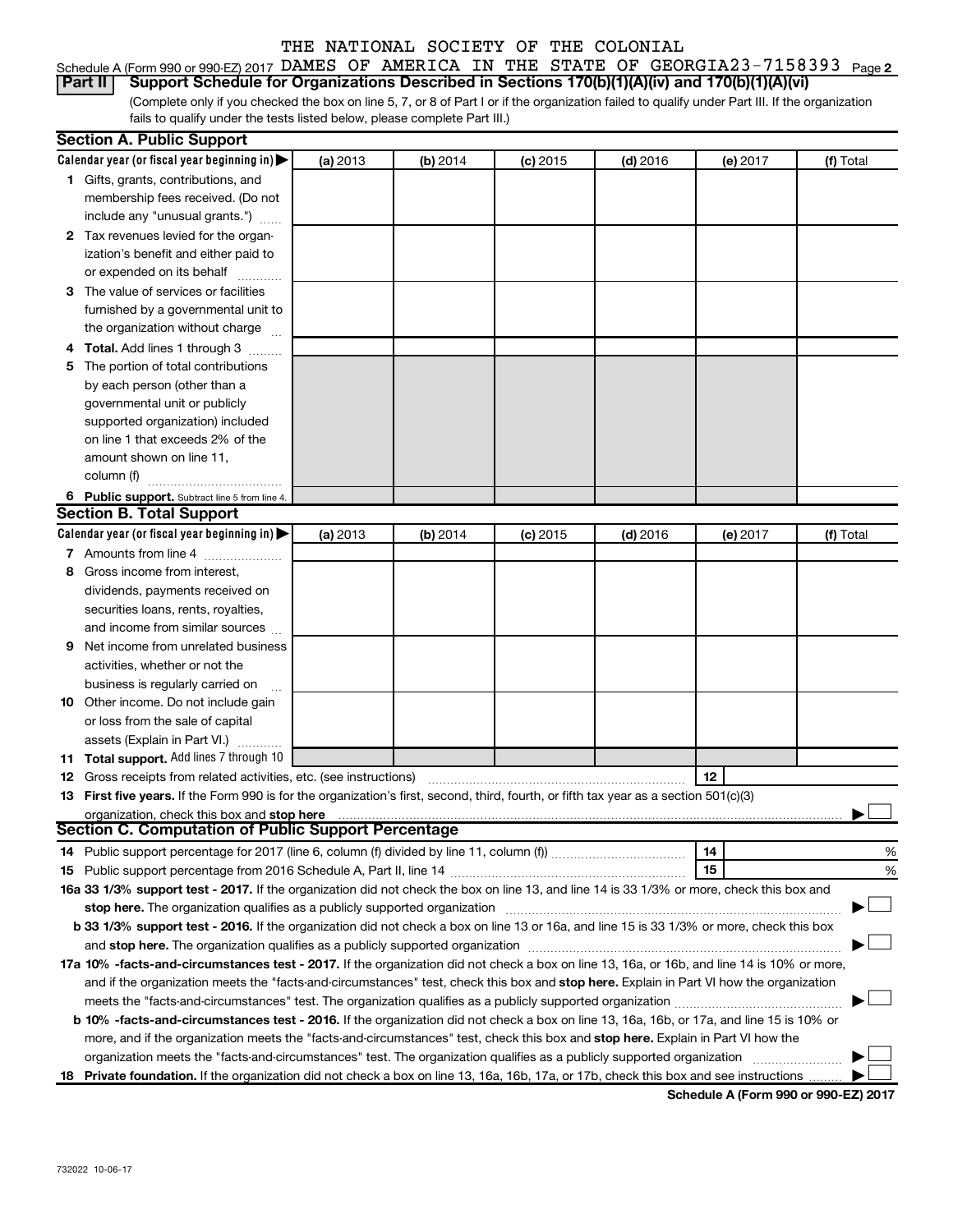THE NATIONAL SOCIETY OF THE COLONIAL

Schedule A (Form 990 or 990-EZ) 2017 DAMES OF AMERICA IN THE STATE OF GEORGIA 23-7158393 Page 2

## Part II Support Schedule for Organizations Described in Sections 170(b)(1)(A)(iv) and 170(b)(1)(A)(vi)

(Complete only if you checked the box on line 5, 7, or 8 of Part I or if the organization failed to qualify under Part III. If the organization fails to qualify under the tests listed below, please complete Part III.)

### Section A. Public Support

| Calendar year (or fiscal year beginning in) ▶ | (a) 2013 | (b) 2014 | (c) 2015 | (d) 2016 | (e) 2017 | (f) Total |
|---|---|---|---|---|---|---|
| 1 Gifts, grants, contributions, and membership fees received. (Do not include any "unusual grants.") | | | | | | |
| 2 Tax revenues levied for the organization's benefit and either paid to or expended on its behalf | | | | | | |
| 3 The value of services or facilities furnished by a governmental unit to the organization without charge | | | | | | |
| 4 **Total.** Add lines 1 through 3 | | | | | | |
| 5 The portion of total contributions by each person (other than a governmental unit or publicly supported organization) included on line 1 that exceeds 2% of the amount shown on line 11, column (f) | | | | | | |
| 6 **Public support.** Subtract line 5 from line 4. | | | | | | |

### Section B. Total Support

| Calendar year (or fiscal year beginning in) ▶ | (a) 2013 | (b) 2014 | (c) 2015 | (d) 2016 | (e) 2017 | (f) Total |
|---|---|---|---|---|---|---|
| 7 Amounts from line 4 | | | | | | |
| 8 Gross income from interest, dividends, payments received on securities loans, rents, royalties, and income from similar sources | | | | | | |
| 9 Net income from unrelated business activities, whether or not the business is regularly carried on | | | | | | |
| 10 Other income. Do not include gain or loss from the sale of capital assets (Explain in Part VI.) | | | | | | |
| 11 **Total support.** Add lines 7 through 10 | | | | | | |

12 Gross receipts from related activities, etc. (see instructions) | 12 |

13 **First five years.** If the Form 990 is for the organization's first, second, third, fourth, or fifth tax year as a section 501(c)(3) organization, check this box and **stop here** ▶ ☐

### Section C. Computation of Public Support Percentage

14 Public support percentage for 2017 (line 6, column (f) divided by line 11, column (f)) | 14 | %

15 Public support percentage from 2016 Schedule A, Part II, line 14 | 15 | %

**16a 33 1/3% support test - 2017.** If the organization did not check the box on line 13, and line 14 is 33 1/3% or more, check this box and **stop here.** The organization qualifies as a publicly supported organization ▶ ☐

**b 33 1/3% support test - 2016.** If the organization did not check a box on line 13 or 16a, and line 15 is 33 1/3% or more, check this box and **stop here.** The organization qualifies as a publicly supported organization ▶ ☐

**17a 10% -facts-and-circumstances test - 2017.** If the organization did not check a box on line 13, 16a, or 16b, and line 14 is 10% or more, and if the organization meets the "facts-and-circumstances" test, check this box and **stop here.** Explain in Part VI how the organization meets the "facts-and-circumstances" test. The organization qualifies as a publicly supported organization ▶ ☐

**b 10% -facts-and-circumstances test - 2016.** If the organization did not check a box on line 13, 16a, 16b, or 17a, and line 15 is 10% or more, and if the organization meets the "facts-and-circumstances" test, check this box and **stop here.** Explain in Part VI how the organization meets the "facts-and-circumstances" test. The organization qualifies as a publicly supported organization ▶ ☐

**18 Private foundation.** If the organization did not check a box on line 13, 16a, 16b, 17a, or 17b, check this box and see instructions ▶ ☐

**Schedule A (Form 990 or 990-EZ) 2017**

732022 10-06-17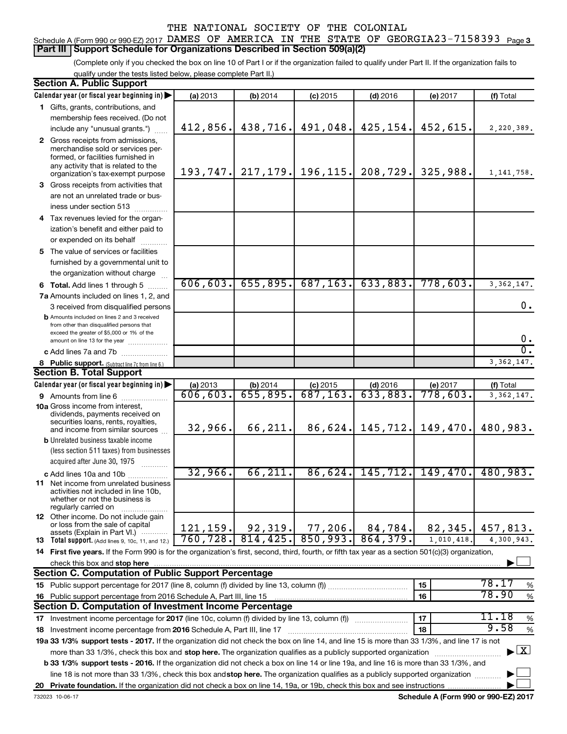THE NATIONAL SOCIETY OF THE COLONIAL

Schedule A (Form 990 or 990-EZ) 2017 DAMES OF AMERICA IN THE STATE OF GEORGIA 23-7158393 Page 3

## Part III | Support Schedule for Organizations Described in Section 509(a)(2)

(Complete only if you checked the box on line 10 of Part I or if the organization failed to qualify under Part II. If the organization fails to qualify under the tests listed below, please complete Part II.)

### Section A. Public Support

| Calendar year (or fiscal year beginning in) ▶ | (a) 2013 | (b) 2014 | (c) 2015 | (d) 2016 | (e) 2017 | (f) Total |
|---|---|---|---|---|---|---|
| 1 Gifts, grants, contributions, and membership fees received. (Do not include any "unusual grants.") | 412,856. | 438,716. | 491,048. | 425,154. | 452,615. | 2,220,389. |
| 2 Gross receipts from admissions, merchandise sold or services performed, or facilities furnished in any activity that is related to the organization's tax-exempt purpose | 193,747. | 217,179. | 196,115. | 208,729. | 325,988. | 1,141,758. |
| 3 Gross receipts from activities that are not an unrelated trade or business under section 513 | | | | | | |
| 4 Tax revenues levied for the organization's benefit and either paid to or expended on its behalf | | | | | | |
| 5 The value of services or facilities furnished by a governmental unit to the organization without charge | | | | | | |
| 6 Total. Add lines 1 through 5 | 606,603. | 655,895. | 687,163. | 633,883. | 778,603. | 3,362,147. |
| 7a Amounts included on lines 1, 2, and 3 received from disqualified persons | | | | | | 0. |
| b Amounts included on lines 2 and 3 received from other than disqualified persons that exceed the greater of $5,000 or 1% of the amount on line 13 for the year | | | | | | 0. |
| c Add lines 7a and 7b | | | | | | 0. |
| 8 Public support. (Subtract line 7c from line 6.) | | | | | | 3,362,147. |

### Section B. Total Support

| Calendar year (or fiscal year beginning in) ▶ | (a) 2013 | (b) 2014 | (c) 2015 | (d) 2016 | (e) 2017 | (f) Total |
|---|---|---|---|---|---|---|
| 9 Amounts from line 6 | 606,603. | 655,895. | 687,163. | 633,883. | 778,603. | 3,362,147. |
| 10a Gross income from interest, dividends, payments received on securities loans, rents, royalties, and income from similar sources | 32,966. | 66,211. | 86,624. | 145,712. | 149,470. | 480,983. |
| b Unrelated business taxable income (less section 511 taxes) from businesses acquired after June 30, 1975 | | | | | | |
| c Add lines 10a and 10b | 32,966. | 66,211. | 86,624. | 145,712. | 149,470. | 480,983. |
| 11 Net income from unrelated business activities not included in line 10b, whether or not the business is regularly carried on | | | | | | |
| 12 Other income. Do not include gain or loss from the sale of capital assets (Explain in Part VI.) | 121,159. | 92,319. | 77,206. | 84,784. | 82,345. | 457,813. |
| 13 Total support. (Add lines 9, 10c, 11, and 12.) | 760,728. | 814,425. | 850,993. | 864,379. | 1,010,418. | 4,300,943. |

14 First five years. If the Form 990 is for the organization's first, second, third, fourth, or fifth tax year as a section 501(c)(3) organization, check this box and stop here ▶ ☐

### Section C. Computation of Public Support Percentage

| | | | |
|---|---|---|---|
| 15 Public support percentage for 2017 (line 8, column (f) divided by line 13, column (f)) | 15 | 78.17 | % |
| 16 Public support percentage from 2016 Schedule A, Part III, line 15 | 16 | 78.90 | % |

### Section D. Computation of Investment Income Percentage

| | | | |
|---|---|---|---|
| 17 Investment income percentage for 2017 (line 10c, column (f) divided by line 13, column (f)) | 17 | 11.18 | % |
| 18 Investment income percentage from 2016 Schedule A, Part III, line 17 | 18 | 9.58 | % |

19a 33 1/3% support tests - 2017. If the organization did not check the box on line 14, and line 15 is more than 33 1/3%, and line 17 is not more than 33 1/3%, check this box and stop here. The organization qualifies as a publicly supported organization ▶ ☒

b 33 1/3% support tests - 2016. If the organization did not check a box on line 14 or line 19a, and line 16 is more than 33 1/3%, and line 18 is not more than 33 1/3%, check this box and stop here. The organization qualifies as a publicly supported organization ▶ ☐

20 Private foundation. If the organization did not check a box on line 14, 19a, or 19b, check this box and see instructions ▶ ☐

732023 10-06-17 **Schedule A (Form 990 or 990-EZ) 2017**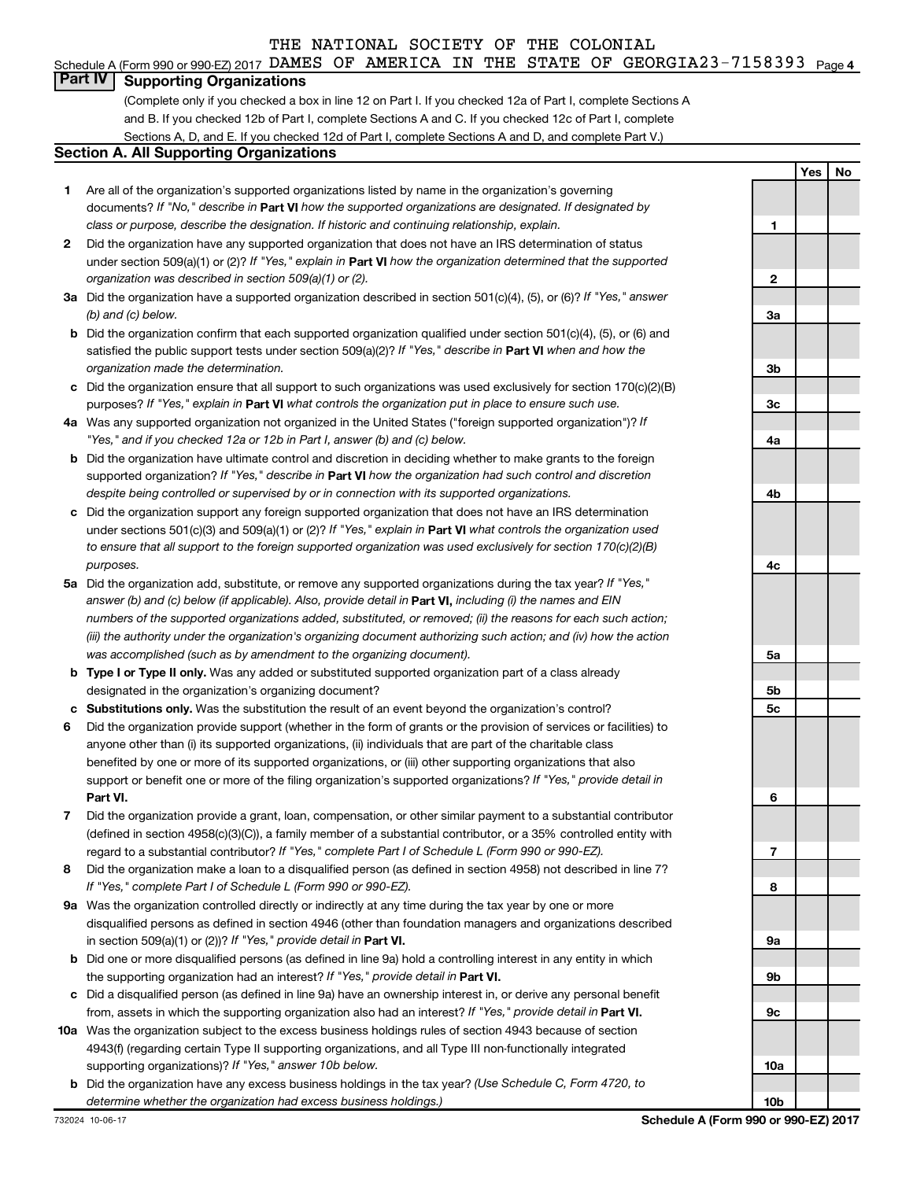THE NATIONAL SOCIETY OF THE COLONIAL

Schedule A (Form 990 or 990-EZ) 2017 DAMES OF AMERICA IN THE STATE OF GEORGIA 23-7158393 Page 4

## Part IV Supporting Organizations

(Complete only if you checked a box in line 12 on Part I. If you checked 12a of Part I, complete Sections A and B. If you checked 12b of Part I, complete Sections A and C. If you checked 12c of Part I, complete Sections A, D, and E. If you checked 12d of Part I, complete Sections A and D, and complete Part V.)

### Section A. All Supporting Organizations

| | | | Yes | No |
|---|---|---|---|---|
| **1** | Are all of the organization's supported organizations listed by name in the organization's governing documents? *If "No," describe in* **Part VI** *how the supported organizations are designated. If designated by class or purpose, describe the designation. If historic and continuing relationship, explain.* | 1 | | |
| **2** | Did the organization have any supported organization that does not have an IRS determination of status under section 509(a)(1) or (2)? *If "Yes," explain in* **Part VI** *how the organization determined that the supported organization was described in section 509(a)(1) or (2).* | 2 | | |
| **3a** | Did the organization have a supported organization described in section 501(c)(4), (5), or (6)? *If "Yes," answer (b) and (c) below.* | 3a | | |
| **b** | Did the organization confirm that each supported organization qualified under section 501(c)(4), (5), or (6) and satisfied the public support tests under section 509(a)(2)? *If "Yes," describe in* **Part VI** *when and how the organization made the determination.* | 3b | | |
| **c** | Did the organization ensure that all support to such organizations was used exclusively for section 170(c)(2)(B) purposes? *If "Yes," explain in* **Part VI** *what controls the organization put in place to ensure such use.* | 3c | | |
| **4a** | Was any supported organization not organized in the United States ("foreign supported organization")? *If "Yes," and if you checked 12a or 12b in Part I, answer (b) and (c) below.* | 4a | | |
| **b** | Did the organization have ultimate control and discretion in deciding whether to make grants to the foreign supported organization? *If "Yes," describe in* **Part VI** *how the organization had such control and discretion despite being controlled or supervised by or in connection with its supported organizations.* | 4b | | |
| **c** | Did the organization support any foreign supported organization that does not have an IRS determination under sections 501(c)(3) and 509(a)(1) or (2)? *If "Yes," explain in* **Part VI** *what controls the organization used to ensure that all support to the foreign supported organization was used exclusively for section 170(c)(2)(B) purposes.* | 4c | | |
| **5a** | Did the organization add, substitute, or remove any supported organizations during the tax year? *If "Yes," answer (b) and (c) below (if applicable). Also, provide detail in* **Part VI,** *including (i) the names and EIN numbers of the supported organizations added, substituted, or removed; (ii) the reasons for each such action; (iii) the authority under the organization's organizing document authorizing such action; and (iv) how the action was accomplished (such as by amendment to the organizing document).* | 5a | | |
| **b** | **Type I or Type II only.** Was any added or substituted supported organization part of a class already designated in the organization's organizing document? | 5b | | |
| **c** | **Substitutions only.** Was the substitution the result of an event beyond the organization's control? | 5c | | |
| **6** | Did the organization provide support (whether in the form of grants or the provision of services or facilities) to anyone other than (i) its supported organizations, (ii) individuals that are part of the charitable class benefited by one or more of its supported organizations, or (iii) other supporting organizations that also support or benefit one or more of the filing organization's supported organizations? *If "Yes," provide detail in* **Part VI.** | 6 | | |
| **7** | Did the organization provide a grant, loan, compensation, or other similar payment to a substantial contributor (defined in section 4958(c)(3)(C)), a family member of a substantial contributor, or a 35% controlled entity with regard to a substantial contributor? *If "Yes," complete Part I of Schedule L (Form 990 or 990-EZ).* | 7 | | |
| **8** | Did the organization make a loan to a disqualified person (as defined in section 4958) not described in line 7? *If "Yes," complete Part I of Schedule L (Form 990 or 990-EZ).* | 8 | | |
| **9a** | Was the organization controlled directly or indirectly at any time during the tax year by one or more disqualified persons as defined in section 4946 (other than foundation managers and organizations described in section 509(a)(1) or (2))? *If "Yes," provide detail in* **Part VI.** | 9a | | |
| **b** | Did one or more disqualified persons (as defined in line 9a) hold a controlling interest in any entity in which the supporting organization had an interest? *If "Yes," provide detail in* **Part VI.** | 9b | | |
| **c** | Did a disqualified person (as defined in line 9a) have an ownership interest in, or derive any personal benefit from, assets in which the supporting organization also had an interest? *If "Yes," provide detail in* **Part VI.** | 9c | | |
| **10a** | Was the organization subject to the excess business holdings rules of section 4943 because of section 4943(f) (regarding certain Type II supporting organizations, and all Type III non-functionally integrated supporting organizations)? *If "Yes," answer 10b below.* | 10a | | |
| **b** | Did the organization have any excess business holdings in the tax year? *(Use Schedule C, Form 4720, to determine whether the organization had excess business holdings.)* | 10b | | |

732024 10-06-17 **Schedule A (Form 990 or 990-EZ) 2017**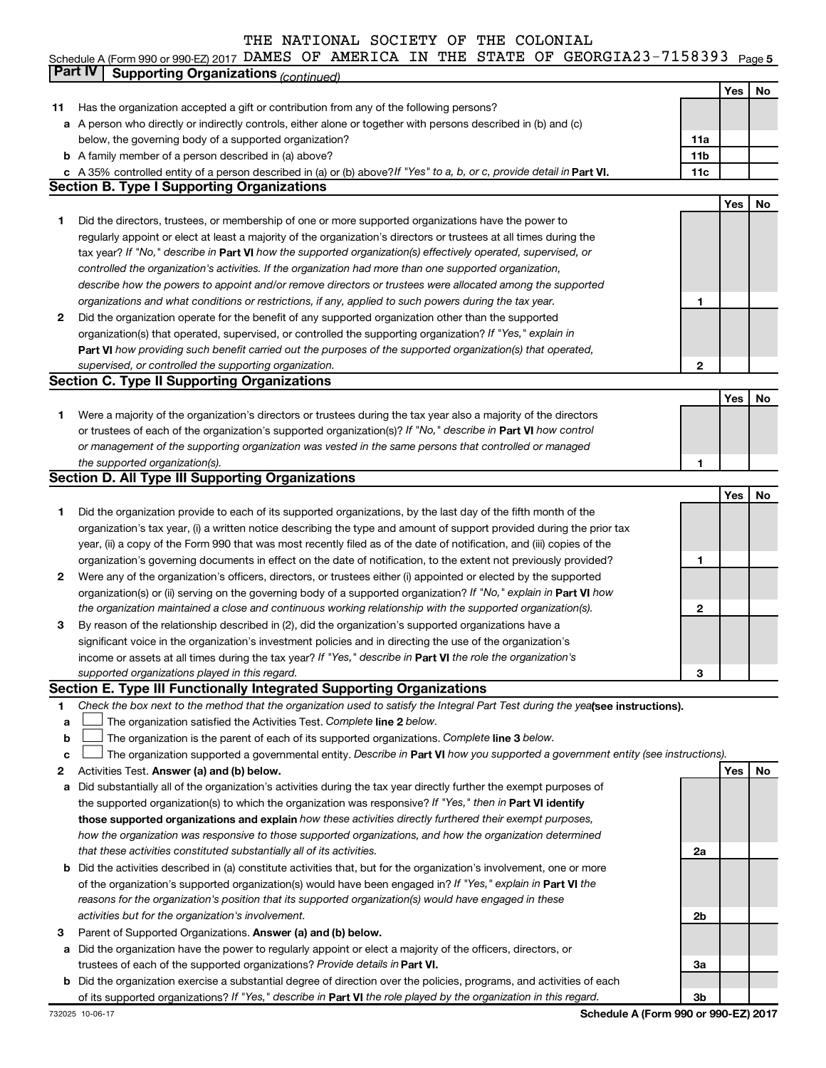THE NATIONAL SOCIETY OF THE COLONIAL

Schedule A (Form 990 or 990-EZ) 2017 DAMES OF AMERICA IN THE STATE OF GEORGIA23-7158393 Page 5

## Part IV Supporting Organizations *(continued)*

| | | | Yes | No |
|---|---|---|---|---|
| **11** | Has the organization accepted a gift or contribution from any of the following persons? | | | |
| **a** | A person who directly or indirectly controls, either alone or together with persons described in (b) and (c) below, the governing body of a supported organization? | 11a | | |
| **b** | A family member of a person described in (a) above? | 11b | | |
| **c** | A 35% controlled entity of a person described in (a) or (b) above? *If "Yes" to a, b, or c, provide detail in* **Part VI.** | 11c | | |

### Section B. Type I Supporting Organizations

| | | | Yes | No |
|---|---|---|---|---|
| **1** | Did the directors, trustees, or membership of one or more supported organizations have the power to regularly appoint or elect at least a majority of the organization's directors or trustees at all times during the tax year? *If "No," describe in* **Part VI** *how the supported organization(s) effectively operated, supervised, or controlled the organization's activities. If the organization had more than one supported organization, describe how the powers to appoint and/or remove directors or trustees were allocated among the supported organizations and what conditions or restrictions, if any, applied to such powers during the tax year.* | 1 | | |
| **2** | Did the organization operate for the benefit of any supported organization other than the supported organization(s) that operated, supervised, or controlled the supporting organization? *If "Yes," explain in* **Part VI** *how providing such benefit carried out the purposes of the supported organization(s) that operated, supervised, or controlled the supporting organization.* | 2 | | |

### Section C. Type II Supporting Organizations

| | | | Yes | No |
|---|---|---|---|---|
| **1** | Were a majority of the organization's directors or trustees during the tax year also a majority of the directors or trustees of each of the organization's supported organization(s)? *If "No," describe in* **Part VI** *how control or management of the supporting organization was vested in the same persons that controlled or managed the supported organization(s).* | 1 | | |

### Section D. All Type III Supporting Organizations

| | | | Yes | No |
|---|---|---|---|---|
| **1** | Did the organization provide to each of its supported organizations, by the last day of the fifth month of the organization's tax year, (i) a written notice describing the type and amount of support provided during the prior tax year, (ii) a copy of the Form 990 that was most recently filed as of the date of notification, and (iii) copies of the organization's governing documents in effect on the date of notification, to the extent not previously provided? | 1 | | |
| **2** | Were any of the organization's officers, directors, or trustees either (i) appointed or elected by the supported organization(s) or (ii) serving on the governing body of a supported organization? *If "No," explain in* **Part VI** *how the organization maintained a close and continuous working relationship with the supported organization(s).* | 2 | | |
| **3** | By reason of the relationship described in (2), did the organization's supported organizations have a significant voice in the organization's investment policies and in directing the use of the organization's income or assets at all times during the tax year? *If "Yes," describe in* **Part VI** *the role the organization's supported organizations played in this regard.* | 3 | | |

### Section E. Type III Functionally Integrated Supporting Organizations

**1** *Check the box next to the method that the organization used to satisfy the Integral Part Test during the year* **(see instructions).**

- **a** ☐ The organization satisfied the Activities Test. *Complete* **line 2** *below.*
- **b** ☐ The organization is the parent of each of its supported organizations. *Complete* **line 3** *below.*
- **c** ☐ The organization supported a governmental entity. *Describe in* **Part VI** *how you supported a government entity (see instructions).*

| | | | Yes | No |
|---|---|---|---|---|
| **2** | Activities Test. **Answer (a) and (b) below.** | | | |
| **a** | Did substantially all of the organization's activities during the tax year directly further the exempt purposes of the supported organization(s) to which the organization was responsive? *If "Yes," then in* **Part VI identify those supported organizations and explain** *how these activities directly furthered their exempt purposes, how the organization was responsive to those supported organizations, and how the organization determined that these activities constituted substantially all of its activities.* | 2a | | |
| **b** | Did the activities described in (a) constitute activities that, but for the organization's involvement, one or more of the organization's supported organization(s) would have been engaged in? *If "Yes," explain in* **Part VI** *the reasons for the organization's position that its supported organization(s) would have engaged in these activities but for the organization's involvement.* | 2b | | |
| **3** | Parent of Supported Organizations. **Answer (a) and (b) below.** | | | |
| **a** | Did the organization have the power to regularly appoint or elect a majority of the officers, directors, or trustees of each of the supported organizations? *Provide details in* **Part VI.** | 3a | | |
| **b** | Did the organization exercise a substantial degree of direction over the policies, programs, and activities of each of its supported organizations? *If "Yes," describe in* **Part VI** *the role played by the organization in this regard.* | 3b | | |

732025 10-06-17 **Schedule A (Form 990 or 990-EZ) 2017**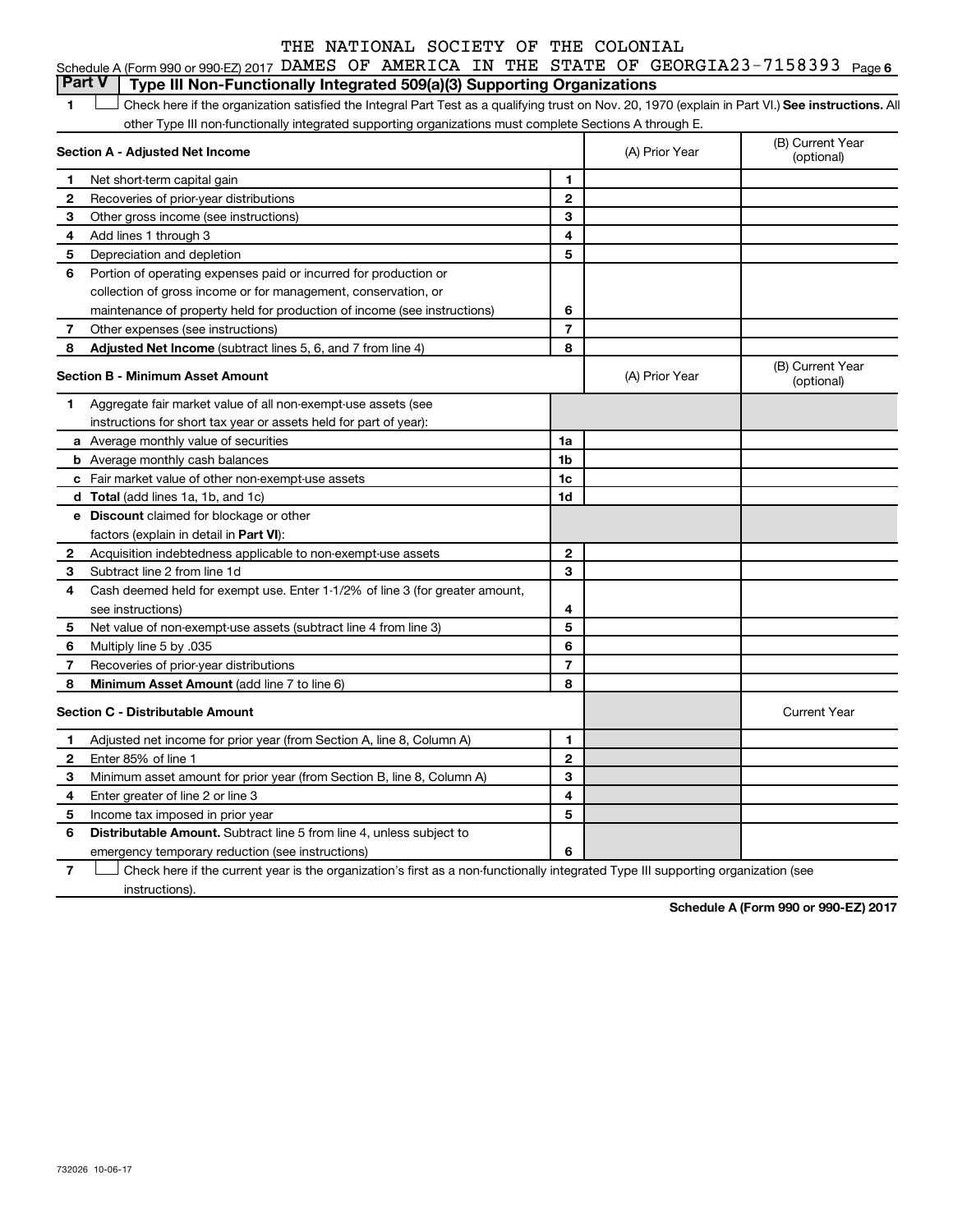THE NATIONAL SOCIETY OF THE COLONIAL

Schedule A (Form 990 or 990-EZ) 2017 DAMES OF AMERICA IN THE STATE OF GEORGIA 23-7158393 Page 6

## Part V Type III Non-Functionally Integrated 509(a)(3) Supporting Organizations

1 ☐ Check here if the organization satisfied the Integral Part Test as a qualifying trust on Nov. 20, 1970 (explain in Part VI.) **See instructions.** All other Type III non-functionally integrated supporting organizations must complete Sections A through E.

| **Section A - Adjusted Net Income** | | | (A) Prior Year | (B) Current Year (optional) |
|---|---|---|---|---|
| 1 | Net short-term capital gain | 1 | | |
| 2 | Recoveries of prior-year distributions | 2 | | |
| 3 | Other gross income (see instructions) | 3 | | |
| 4 | Add lines 1 through 3 | 4 | | |
| 5 | Depreciation and depletion | 5 | | |
| 6 | Portion of operating expenses paid or incurred for production or collection of gross income or for management, conservation, or maintenance of property held for production of income (see instructions) | 6 | | |
| 7 | Other expenses (see instructions) | 7 | | |
| 8 | **Adjusted Net Income** (subtract lines 5, 6, and 7 from line 4) | 8 | | |

| **Section B - Minimum Asset Amount** | | | (A) Prior Year | (B) Current Year (optional) |
|---|---|---|---|---|
| 1 | Aggregate fair market value of all non-exempt-use assets (see instructions for short tax year or assets held for part of year): | | | |
| a | Average monthly value of securities | 1a | | |
| b | Average monthly cash balances | 1b | | |
| c | Fair market value of other non-exempt-use assets | 1c | | |
| d | **Total** (add lines 1a, 1b, and 1c) | 1d | | |
| e | **Discount** claimed for blockage or other factors (explain in detail in **Part VI**): | | | |
| 2 | Acquisition indebtedness applicable to non-exempt-use assets | 2 | | |
| 3 | Subtract line 2 from line 1d | 3 | | |
| 4 | Cash deemed held for exempt use. Enter 1-1/2% of line 3 (for greater amount, see instructions) | 4 | | |
| 5 | Net value of non-exempt-use assets (subtract line 4 from line 3) | 5 | | |
| 6 | Multiply line 5 by .035 | 6 | | |
| 7 | Recoveries of prior-year distributions | 7 | | |
| 8 | **Minimum Asset Amount** (add line 7 to line 6) | 8 | | |

| **Section C - Distributable Amount** | | | | Current Year |
|---|---|---|---|---|
| 1 | Adjusted net income for prior year (from Section A, line 8, Column A) | 1 | | |
| 2 | Enter 85% of line 1 | 2 | | |
| 3 | Minimum asset amount for prior year (from Section B, line 8, Column A) | 3 | | |
| 4 | Enter greater of line 2 or line 3 | 4 | | |
| 5 | Income tax imposed in prior year | 5 | | |
| 6 | **Distributable Amount.** Subtract line 5 from line 4, unless subject to emergency temporary reduction (see instructions) | 6 | | |

7 ☐ Check here if the current year is the organization's first as a non-functionally integrated Type III supporting organization (see instructions).

**Schedule A (Form 990 or 990-EZ) 2017**

732026 10-06-17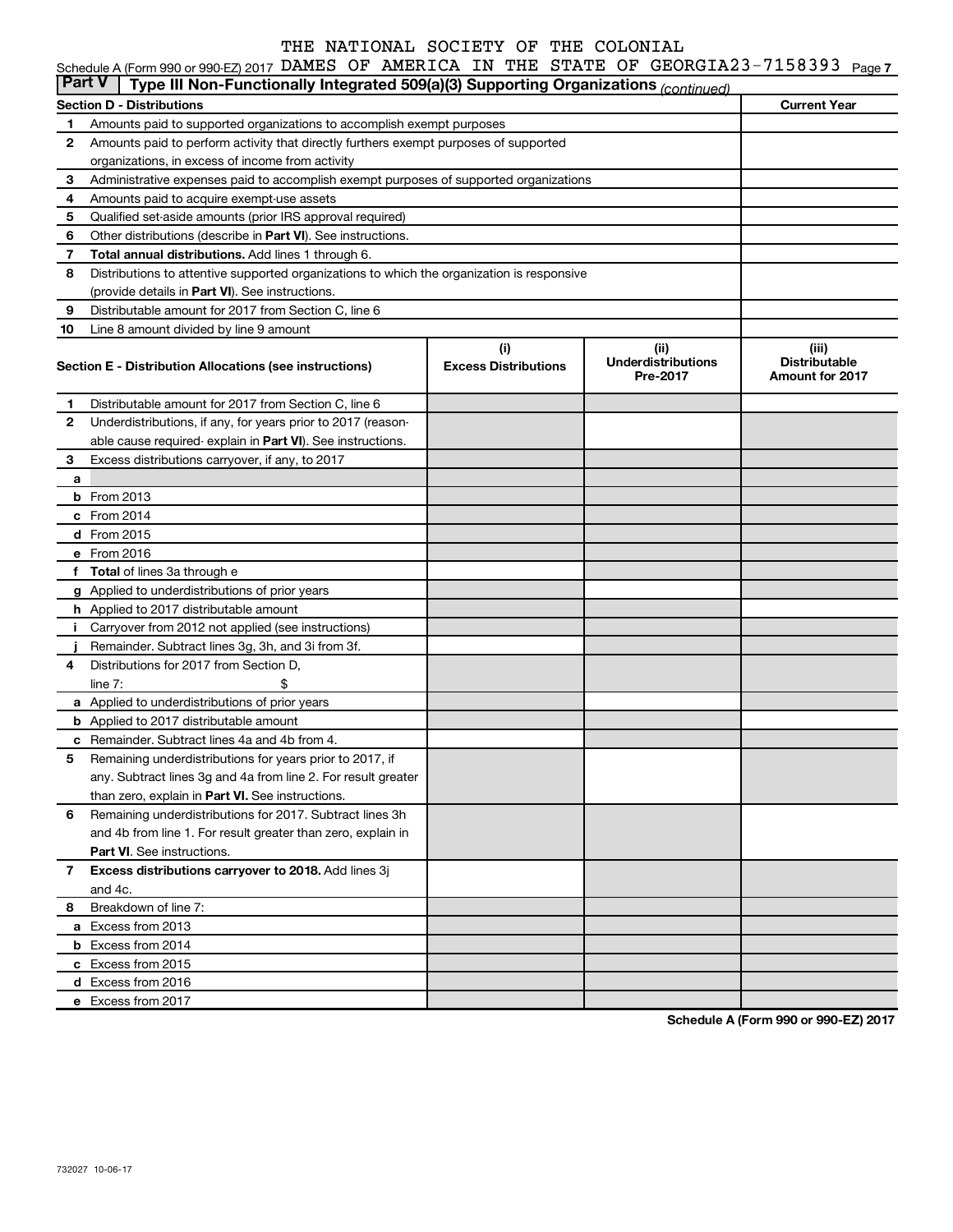THE NATIONAL SOCIETY OF THE COLONIAL

Schedule A (Form 990 or 990-EZ) 2017 DAMES OF AMERICA IN THE STATE OF GEORGIA 23-7158393 Page 7

**Part V | Type III Non-Functionally Integrated 509(a)(3) Supporting Organizations** *(continued)*

| **Section D - Distributions** | | **Current Year** |
|---|---|---|
| 1 | Amounts paid to supported organizations to accomplish exempt purposes | |
| 2 | Amounts paid to perform activity that directly furthers exempt purposes of supported organizations, in excess of income from activity | |
| 3 | Administrative expenses paid to accomplish exempt purposes of supported organizations | |
| 4 | Amounts paid to acquire exempt-use assets | |
| 5 | Qualified set-aside amounts (prior IRS approval required) | |
| 6 | Other distributions (describe in **Part VI**). See instructions. | |
| 7 | **Total annual distributions.** Add lines 1 through 6. | |
| 8 | Distributions to attentive supported organizations to which the organization is responsive (provide details in **Part VI**). See instructions. | |
| 9 | Distributable amount for 2017 from Section C, line 6 | |
| 10 | Line 8 amount divided by line 9 amount | |

| **Section E - Distribution Allocations (see instructions)** | | **(i) Excess Distributions** | **(ii) Underdistributions Pre-2017** | **(iii) Distributable Amount for 2017** |
|---|---|---|---|---|
| 1 | Distributable amount for 2017 from Section C, line 6 | | | |
| 2 | Underdistributions, if any, for years prior to 2017 (reasonable cause required- explain in **Part VI**). See instructions. | | | |
| 3 | Excess distributions carryover, if any, to 2017 | | | |
| a | | | | |
| b | From 2013 | | | |
| c | From 2014 | | | |
| d | From 2015 | | | |
| e | From 2016 | | | |
| f | **Total** of lines 3a through e | | | |
| g | Applied to underdistributions of prior years | | | |
| h | Applied to 2017 distributable amount | | | |
| i | Carryover from 2012 not applied (see instructions) | | | |
| j | Remainder. Subtract lines 3g, 3h, and 3i from 3f. | | | |
| 4 | Distributions for 2017 from Section D, line 7: $ | | | |
| a | Applied to underdistributions of prior years | | | |
| b | Applied to 2017 distributable amount | | | |
| c | Remainder. Subtract lines 4a and 4b from 4. | | | |
| 5 | Remaining underdistributions for years prior to 2017, if any. Subtract lines 3g and 4a from line 2. For result greater than zero, explain in **Part VI.** See instructions. | | | |
| 6 | Remaining underdistributions for 2017. Subtract lines 3h and 4b from line 1. For result greater than zero, explain in **Part VI**. See instructions. | | | |
| 7 | **Excess distributions carryover to 2018.** Add lines 3j and 4c. | | | |
| 8 | Breakdown of line 7: | | | |
| a | Excess from 2013 | | | |
| b | Excess from 2014 | | | |
| c | Excess from 2015 | | | |
| d | Excess from 2016 | | | |
| e | Excess from 2017 | | | |

**Schedule A (Form 990 or 990-EZ) 2017**

732027 10-06-17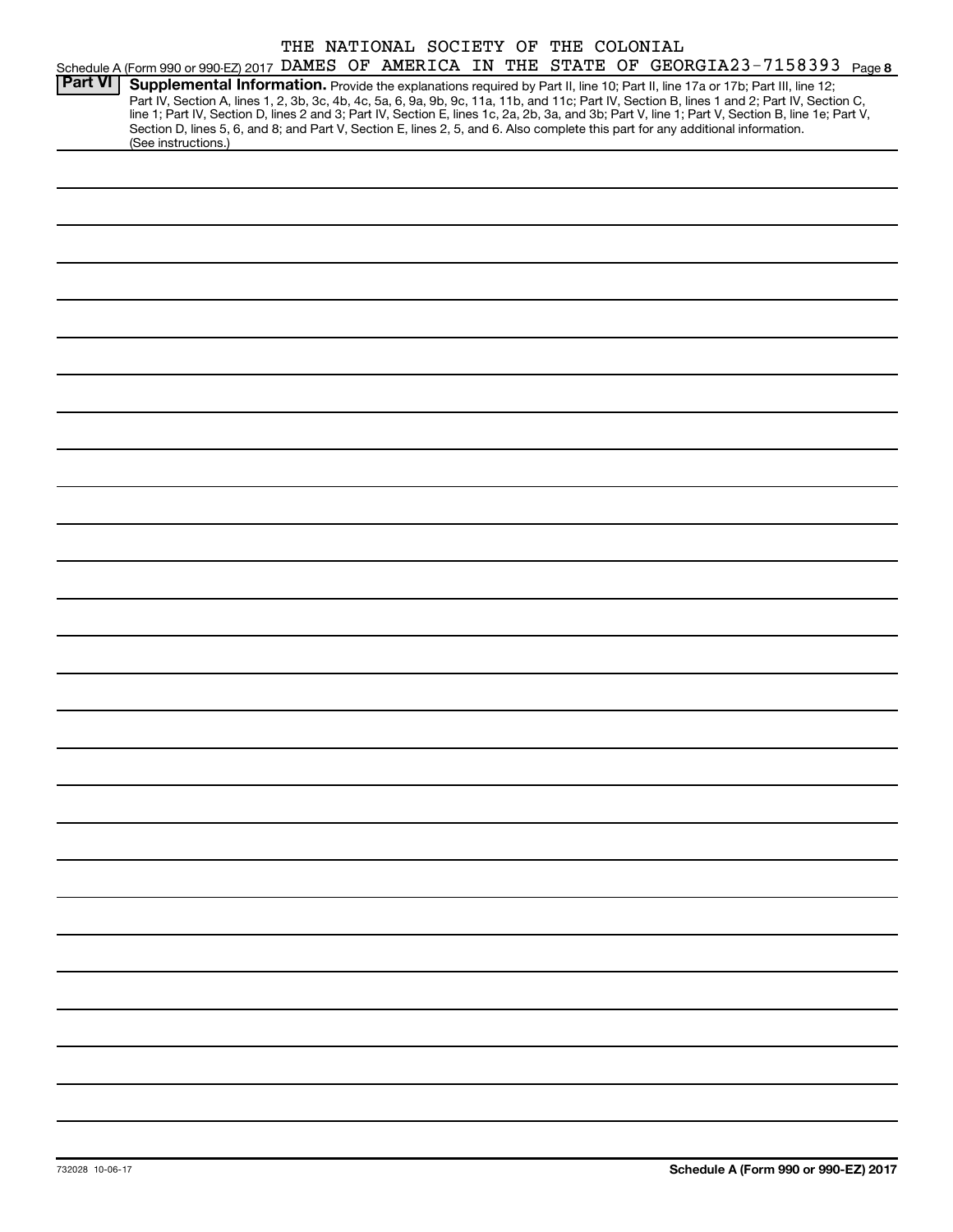THE NATIONAL SOCIETY OF THE COLONIAL

Schedule A (Form 990 or 990-EZ) 2017 DAMES OF AMERICA IN THE STATE OF GEORGIA 23-7158393 Page 8

**Part VI** **Supplemental Information.** Provide the explanations required by Part II, line 10; Part II, line 17a or 17b; Part III, line 12; Part IV, Section A, lines 1, 2, 3b, 3c, 4b, 4c, 5a, 6, 9a, 9b, 9c, 11a, 11b, and 11c; Part IV, Section B, lines 1 and 2; Part IV, Section C, line 1; Part IV, Section D, lines 2 and 3; Part IV, Section E, lines 1c, 2a, 2b, 3a, and 3b; Part V, line 1; Part V, Section B, line 1e; Part V, Section D, lines 5, 6, and 8; and Part V, Section E, lines 2, 5, and 6. Also complete this part for any additional information. (See instructions.)

732028 10-06-17

**Schedule A (Form 990 or 990-EZ) 2017**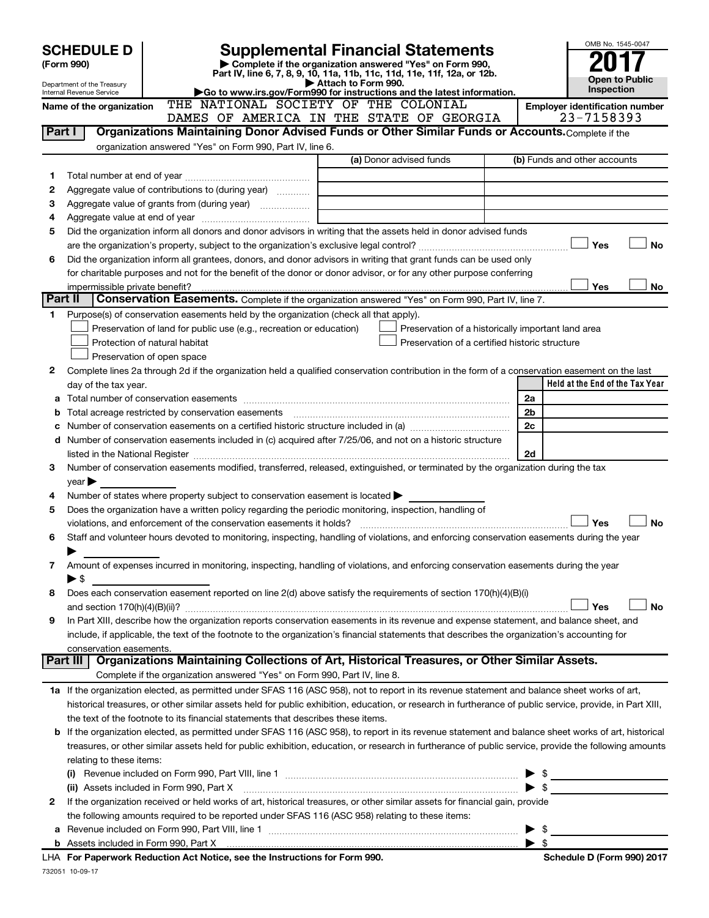**SCHEDULE D (Form 990)**

Department of the Treasury
Internal Revenue Service

# Supplemental Financial Statements

▶ Complete if the organization answered "Yes" on Form 990, Part IV, line 6, 7, 8, 9, 10, 11a, 11b, 11c, 11d, 11e, 11f, 12a, or 12b.
▶ Attach to Form 990.
▶Go to www.irs.gov/Form990 for instructions and the latest information.

OMB No. 1545-0047

**2017**

**Open to Public Inspection**

Name of the organization: THE NATIONAL SOCIETY OF THE COLONIAL DAMES OF AMERICA IN THE STATE OF GEORGIA

Employer identification number: 23-7158393

**Part I — Organizations Maintaining Donor Advised Funds or Other Similar Funds or Accounts.** Complete if the organization answered "Yes" on Form 990, Part IV, line 6.

| | | (a) Donor advised funds | (b) Funds and other accounts |
|---|---|---|---|
| 1 | Total number at end of year | | |
| 2 | Aggregate value of contributions to (during year) | | |
| 3 | Aggregate value of grants from (during year) | | |
| 4 | Aggregate value at end of year | | |

5 Did the organization inform all donors and donor advisors in writing that the assets held in donor advised funds are the organization's property, subject to the organization's exclusive legal control? ☐ Yes ☐ No

6 Did the organization inform all grantees, donors, and donor advisors in writing that grant funds can be used only for charitable purposes and not for the benefit of the donor or donor advisor, or for any other purpose conferring impermissible private benefit? ☐ Yes ☐ No

**Part II — Conservation Easements.** Complete if the organization answered "Yes" on Form 990, Part IV, line 7.

1 Purpose(s) of conservation easements held by the organization (check all that apply).
- ☐ Preservation of land for public use (e.g., recreation or education)
- ☐ Protection of natural habitat
- ☐ Preservation of open space
- ☐ Preservation of a historically important land area
- ☐ Preservation of a certified historic structure

2 Complete lines 2a through 2d if the organization held a qualified conservation contribution in the form of a conservation easement on the last day of the tax year.

| | | | Held at the End of the Tax Year |
|---|---|---|---|
| a | Total number of conservation easements | 2a | |
| b | Total acreage restricted by conservation easements | 2b | |
| c | Number of conservation easements on a certified historic structure included in (a) | 2c | |
| d | Number of conservation easements included in (c) acquired after 7/25/06, and not on a historic structure listed in the National Register | 2d | |

3 Number of conservation easements modified, transferred, released, extinguished, or terminated by the organization during the tax year ▶

4 Number of states where property subject to conservation easement is located ▶

5 Does the organization have a written policy regarding the periodic monitoring, inspection, handling of violations, and enforcement of the conservation easements it holds? ☐ Yes ☐ No

6 Staff and volunteer hours devoted to monitoring, inspecting, handling of violations, and enforcing conservation easements during the year ▶

7 Amount of expenses incurred in monitoring, inspecting, handling of violations, and enforcing conservation easements during the year ▶ $

8 Does each conservation easement reported on line 2(d) above satisfy the requirements of section 170(h)(4)(B)(i) and section 170(h)(4)(B)(ii)? ☐ Yes ☐ No

9 In Part XIII, describe how the organization reports conservation easements in its revenue and expense statement, and balance sheet, and include, if applicable, the text of the footnote to the organization's financial statements that describes the organization's accounting for conservation easements.

**Part III — Organizations Maintaining Collections of Art, Historical Treasures, or Other Similar Assets.** Complete if the organization answered "Yes" on Form 990, Part IV, line 8.

1a If the organization elected, as permitted under SFAS 116 (ASC 958), not to report in its revenue statement and balance sheet works of art, historical treasures, or other similar assets held for public exhibition, education, or research in furtherance of public service, provide, in Part XIII, the text of the footnote to its financial statements that describes these items.

b If the organization elected, as permitted under SFAS 116 (ASC 958), to report in its revenue statement and balance sheet works of art, historical treasures, or other similar assets held for public exhibition, education, or research in furtherance of public service, provide the following amounts relating to these items:

(i) Revenue included on Form 990, Part VIII, line 1 ▶ $

(ii) Assets included in Form 990, Part X ▶ $

2 If the organization received or held works of art, historical treasures, or other similar assets for financial gain, provide the following amounts required to be reported under SFAS 116 (ASC 958) relating to these items:

a Revenue included on Form 990, Part VIII, line 1 ▶ $

b Assets included in Form 990, Part X ▶ $

LHA **For Paperwork Reduction Act Notice, see the Instructions for Form 990.** **Schedule D (Form 990) 2017**

732051 10-09-17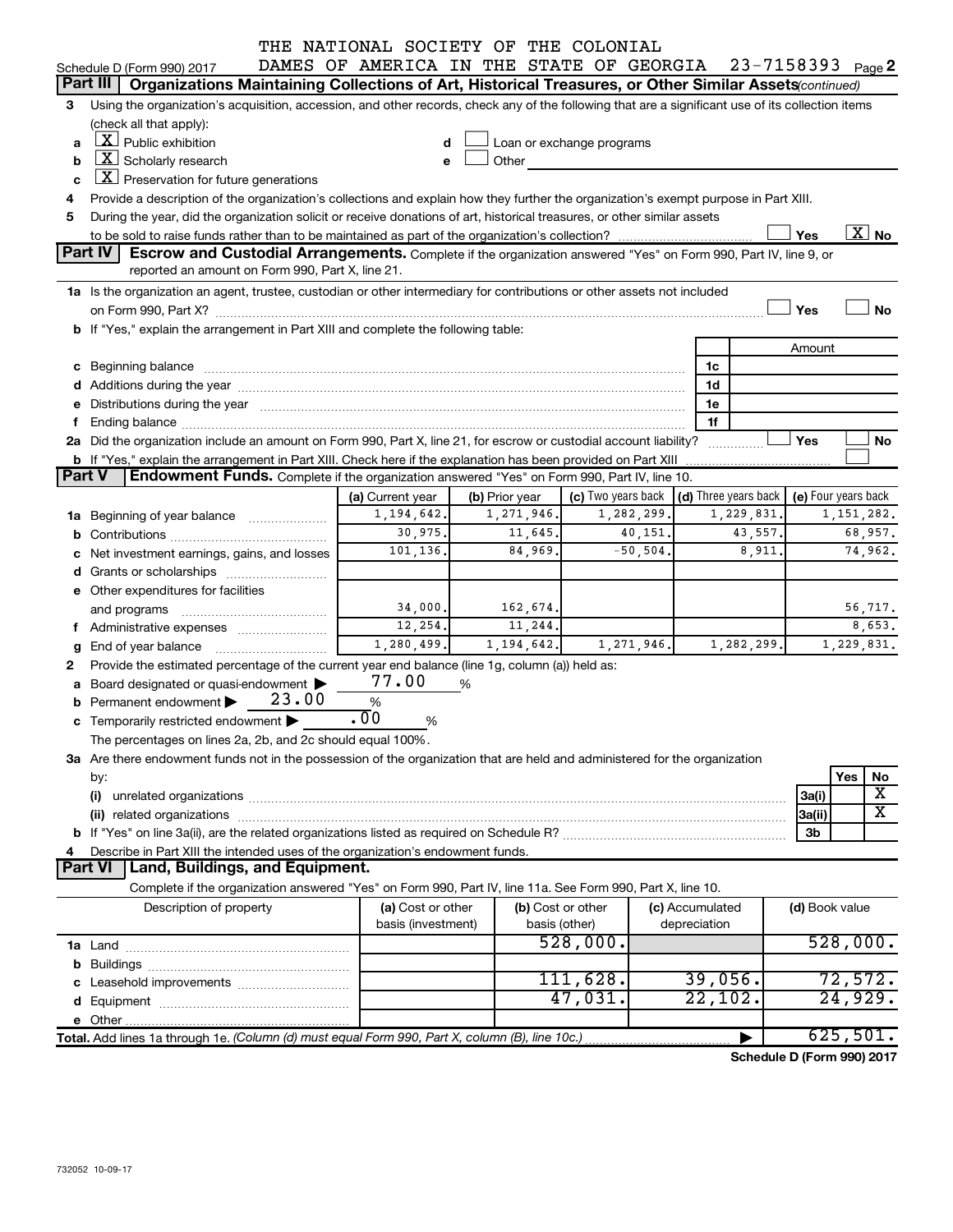THE NATIONAL SOCIETY OF THE COLONIAL DAMES OF AMERICA IN THE STATE OF GEORGIA 23-7158393

Schedule D (Form 990) 2017 Page 2

## Part III Organizations Maintaining Collections of Art, Historical Treasures, or Other Similar Assets *(continued)*

3 Using the organization's acquisition, accession, and other records, check any of the following that are a significant use of its collection items (check all that apply):

- a [X] Public exhibition
- b [X] Scholarly research
- c [X] Preservation for future generations
- d [ ] Loan or exchange programs
- e [ ] Other

4 Provide a description of the organization's collections and explain how they further the organization's exempt purpose in Part XIII.

5 During the year, did the organization solicit or receive donations of art, historical treasures, or other similar assets to be sold to raise funds rather than to be maintained as part of the organization's collection? [ ] Yes [X] No

## Part IV Escrow and Custodial Arrangements.

Complete if the organization answered "Yes" on Form 990, Part IV, line 9, or reported an amount on Form 990, Part X, line 21.

1a Is the organization an agent, trustee, custodian or other intermediary for contributions or other assets not included on Form 990, Part X? [ ] Yes [ ] No

b If "Yes," explain the arrangement in Part XIII and complete the following table:

| | | Amount |
|---|---|---|
| c Beginning balance | 1c | |
| d Additions during the year | 1d | |
| e Distributions during the year | 1e | |
| f Ending balance | 1f | |

2a Did the organization include an amount on Form 990, Part X, line 21, for escrow or custodial account liability? [ ] Yes [ ] No

b If "Yes," explain the arrangement in Part XIII. Check here if the explanation has been provided on Part XIII [ ]

## Part V Endowment Funds.

Complete if the organization answered "Yes" on Form 990, Part IV, line 10.

| | (a) Current year | (b) Prior year | (c) Two years back | (d) Three years back | (e) Four years back |
|---|---|---|---|---|---|
| 1a Beginning of year balance | 1,194,642. | 1,271,946. | 1,282,299. | 1,229,831. | 1,151,282. |
| b Contributions | 30,975. | 11,645. | 40,151. | 43,557. | 68,957. |
| c Net investment earnings, gains, and losses | 101,136. | 84,969. | -50,504. | 8,911. | 74,962. |
| d Grants or scholarships | | | | | |
| e Other expenditures for facilities and programs | 34,000. | 162,674. | | | 56,717. |
| f Administrative expenses | 12,254. | 11,244. | | | 8,653. |
| g End of year balance | 1,280,499. | 1,194,642. | 1,271,946. | 1,282,299. | 1,229,831. |

2 Provide the estimated percentage of the current year end balance (line 1g, column (a)) held as:

- a Board designated or quasi-endowment ▶ 77.00 %
- b Permanent endowment ▶ 23.00 %
- c Temporarily restricted endowment ▶ .00 %

The percentages on lines 2a, 2b, and 2c should equal 100%.

3a Are there endowment funds not in the possession of the organization that are held and administered for the organization by:

| | | Yes | No |
|---|---|---|---|
| (i) unrelated organizations | 3a(i) | | X |
| (ii) related organizations | 3a(ii) | | X |
| b If "Yes" on line 3a(ii), are the related organizations listed as required on Schedule R? | 3b | | |

4 Describe in Part XIII the intended uses of the organization's endowment funds.

## Part VI Land, Buildings, and Equipment.

Complete if the organization answered "Yes" on Form 990, Part IV, line 11a. See Form 990, Part X, line 10.

| Description of property | (a) Cost or other basis (investment) | (b) Cost or other basis (other) | (c) Accumulated depreciation | (d) Book value |
|---|---|---|---|---|
| 1a Land | | 528,000. | | 528,000. |
| b Buildings | | | | |
| c Leasehold improvements | | 111,628. | 39,056. | 72,572. |
| d Equipment | | 47,031. | 22,102. | 24,929. |
| e Other | | | | |
| **Total.** Add lines 1a through 1e. *(Column (d) must equal Form 990, Part X, column (B), line 10c.)* | | | | 625,501. |

Schedule D (Form 990) 2017

732052 10-09-17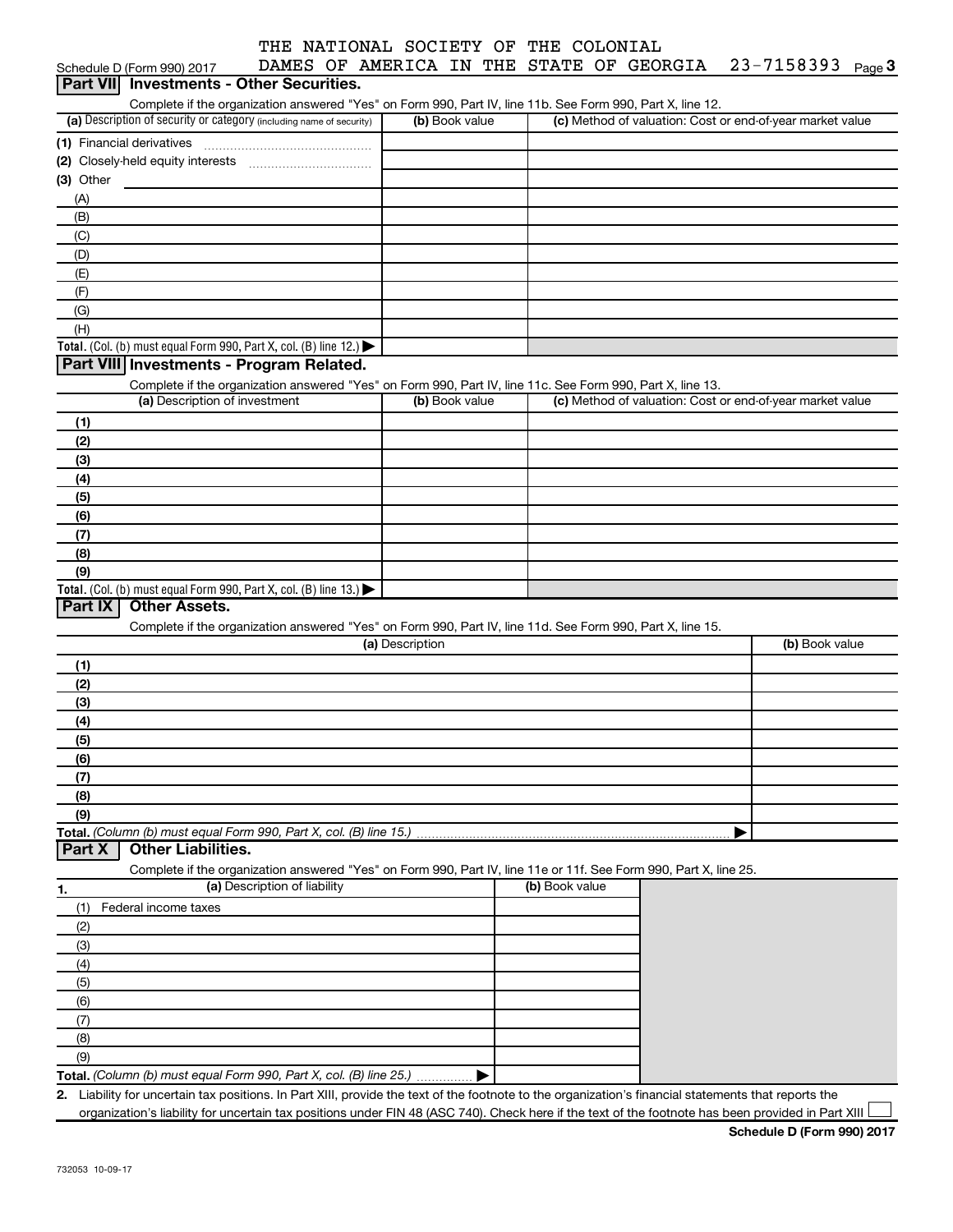THE NATIONAL SOCIETY OF THE COLONIAL DAMES OF AMERICA IN THE STATE OF GEORGIA 23-7158393

Schedule D (Form 990) 2017 Page 3

## Part VII Investments - Other Securities.

Complete if the organization answered "Yes" on Form 990, Part IV, line 11b. See Form 990, Part X, line 12.

| (a) Description of security or category (including name of security) | (b) Book value | (c) Method of valuation: Cost or end-of-year market value |
|---|---|---|
| (1) Financial derivatives | | |
| (2) Closely-held equity interests | | |
| (3) Other | | |
| (A) | | |
| (B) | | |
| (C) | | |
| (D) | | |
| (E) | | |
| (F) | | |
| (G) | | |
| (H) | | |
| **Total.** (Col. (b) must equal Form 990, Part X, col. (B) line 12.) | | |

## Part VIII Investments - Program Related.

Complete if the organization answered "Yes" on Form 990, Part IV, line 11c. See Form 990, Part X, line 13.

| (a) Description of investment | (b) Book value | (c) Method of valuation: Cost or end-of-year market value |
|---|---|---|
| (1) | | |
| (2) | | |
| (3) | | |
| (4) | | |
| (5) | | |
| (6) | | |
| (7) | | |
| (8) | | |
| (9) | | |
| **Total.** (Col. (b) must equal Form 990, Part X, col. (B) line 13.) | | |

## Part IX Other Assets.

Complete if the organization answered "Yes" on Form 990, Part IV, line 11d. See Form 990, Part X, line 15.

| (a) Description | (b) Book value |
|---|---|
| (1) | |
| (2) | |
| (3) | |
| (4) | |
| (5) | |
| (6) | |
| (7) | |
| (8) | |
| (9) | |
| **Total.** *(Column (b) must equal Form 990, Part X, col. (B) line 15.)* | |

## Part X Other Liabilities.

Complete if the organization answered "Yes" on Form 990, Part IV, line 11e or 11f. See Form 990, Part X, line 25.

| 1. (a) Description of liability | (b) Book value |
|---|---|
| (1) Federal income taxes | |
| (2) | |
| (3) | |
| (4) | |
| (5) | |
| (6) | |
| (7) | |
| (8) | |
| (9) | |
| **Total.** *(Column (b) must equal Form 990, Part X, col. (B) line 25.)* | |

2. Liability for uncertain tax positions. In Part XIII, provide the text of the footnote to the organization's financial statements that reports the organization's liability for uncertain tax positions under FIN 48 (ASC 740). Check here if the text of the footnote has been provided in Part XIII ☐

**Schedule D (Form 990) 2017**

732053 10-09-17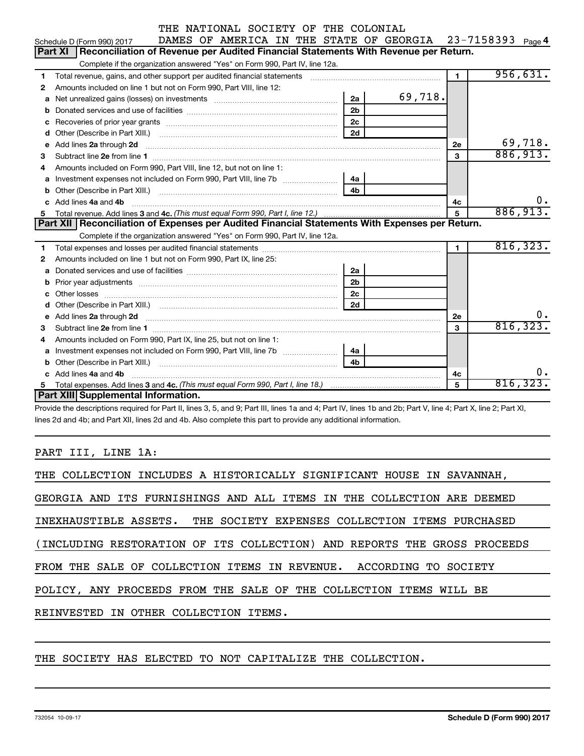THE NATIONAL SOCIETY OF THE COLONIAL DAMES OF AMERICA IN THE STATE OF GEORGIA 23-7158393

Schedule D (Form 990) 2017 Page 4

## Part XI Reconciliation of Revenue per Audited Financial Statements With Revenue per Return.

Complete if the organization answered "Yes" on Form 990, Part IV, line 12a.

| | | | | | |
|---|---|---|---|---|---|
| 1 | Total revenue, gains, and other support per audited financial statements | | | 1 | 956,631. |
| 2 | Amounts included on line 1 but not on Form 990, Part VIII, line 12: | | | | |
| a | Net unrealized gains (losses) on investments | 2a | 69,718. | | |
| b | Donated services and use of facilities | 2b | | | |
| c | Recoveries of prior year grants | 2c | | | |
| d | Other (Describe in Part XIII.) | 2d | | | |
| e | Add lines 2a through 2d | | | 2e | 69,718. |
| 3 | Subtract line 2e from line 1 | | | 3 | 886,913. |
| 4 | Amounts included on Form 990, Part VIII, line 12, but not on line 1: | | | | |
| a | Investment expenses not included on Form 990, Part VIII, line 7b | 4a | | | |
| b | Other (Describe in Part XIII.) | 4b | | | |
| c | Add lines 4a and 4b | | | 4c | 0. |
| 5 | Total revenue. Add lines 3 and 4c. *(This must equal Form 990, Part I, line 12.)* | | | 5 | 886,913. |

## Part XII Reconciliation of Expenses per Audited Financial Statements With Expenses per Return.

Complete if the organization answered "Yes" on Form 990, Part IV, line 12a.

| | | | | | |
|---|---|---|---|---|---|
| 1 | Total expenses and losses per audited financial statements | | | 1 | 816,323. |
| 2 | Amounts included on line 1 but not on Form 990, Part IX, line 25: | | | | |
| a | Donated services and use of facilities | 2a | | | |
| b | Prior year adjustments | 2b | | | |
| c | Other losses | 2c | | | |
| d | Other (Describe in Part XIII.) | 2d | | | |
| e | Add lines 2a through 2d | | | 2e | 0. |
| 3 | Subtract line 2e from line 1 | | | 3 | 816,323. |
| 4 | Amounts included on Form 990, Part IX, line 25, but not on line 1: | | | | |
| a | Investment expenses not included on Form 990, Part VIII, line 7b | 4a | | | |
| b | Other (Describe in Part XIII.) | 4b | | | |
| c | Add lines 4a and 4b | | | 4c | 0. |
| 5 | Total expenses. Add lines 3 and 4c. *(This must equal Form 990, Part I, line 18.)* | | | 5 | 816,323. |

## Part XIII Supplemental Information.

Provide the descriptions required for Part II, lines 3, 5, and 9; Part III, lines 1a and 4; Part IV, lines 1b and 2b; Part V, line 4; Part X, line 2; Part XI, lines 2d and 4b; and Part XII, lines 2d and 4b. Also complete this part to provide any additional information.

PART III, LINE 1A:

THE COLLECTION INCLUDES A HISTORICALLY SIGNIFICANT HOUSE IN SAVANNAH, GEORGIA AND ITS FURNISHINGS AND ALL ITEMS IN THE COLLECTION ARE DEEMED INEXHAUSTIBLE ASSETS. THE SOCIETY EXPENSES COLLECTION ITEMS PURCHASED (INCLUDING RESTORATION OF ITS COLLECTION) AND REPORTS THE GROSS PROCEEDS FROM THE SALE OF COLLECTION ITEMS IN REVENUE. ACCORDING TO SOCIETY POLICY, ANY PROCEEDS FROM THE SALE OF THE COLLECTION ITEMS WILL BE REINVESTED IN OTHER COLLECTION ITEMS.

THE SOCIETY HAS ELECTED TO NOT CAPITALIZE THE COLLECTION.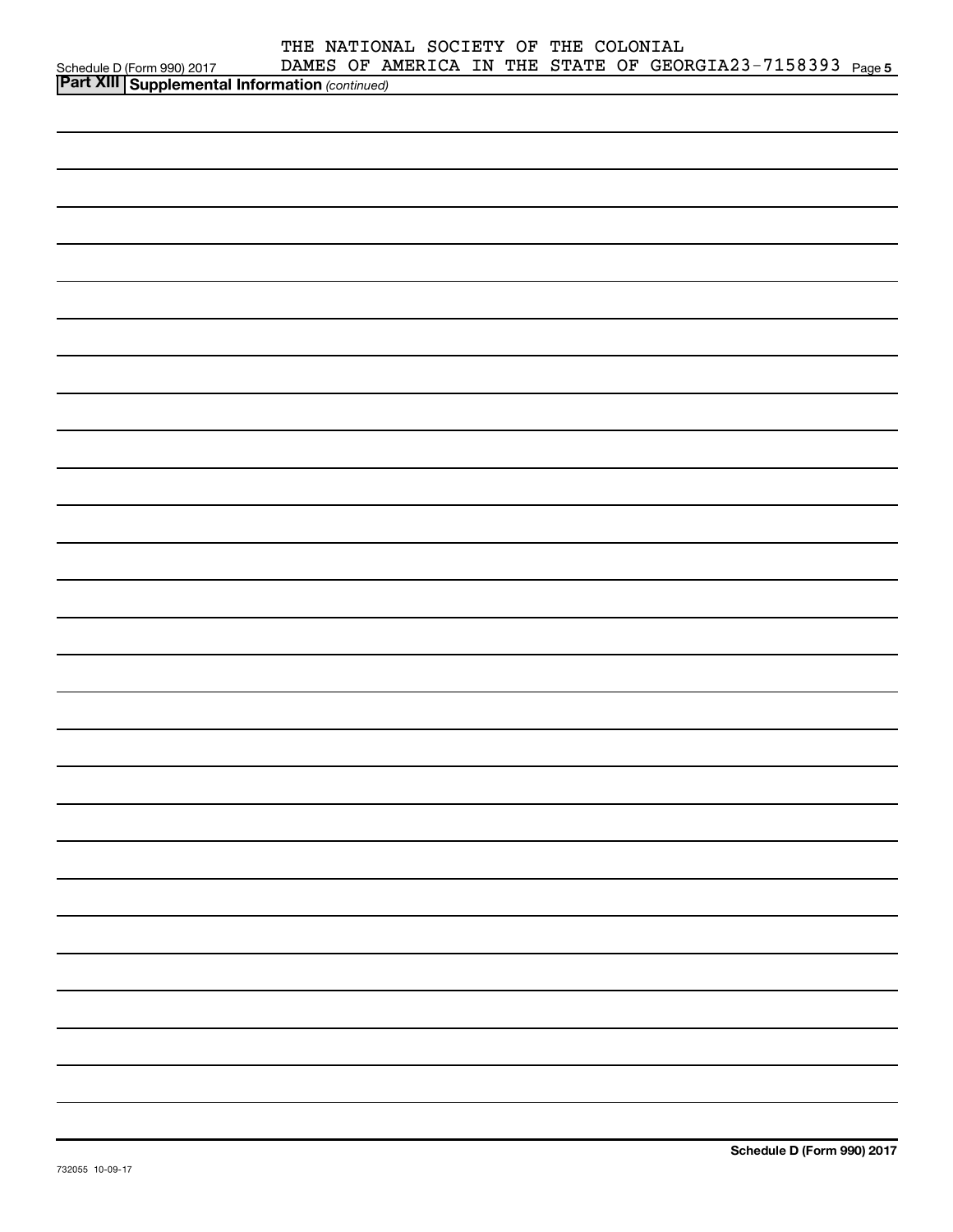THE NATIONAL SOCIETY OF THE COLONIAL DAMES OF AMERICA IN THE STATE OF GEORGIA 23-7158393

Schedule D (Form 990) 2017 Page 5

**Part XIII Supplemental Information** *(continued)*

**Schedule D (Form 990) 2017**

732055 10-09-17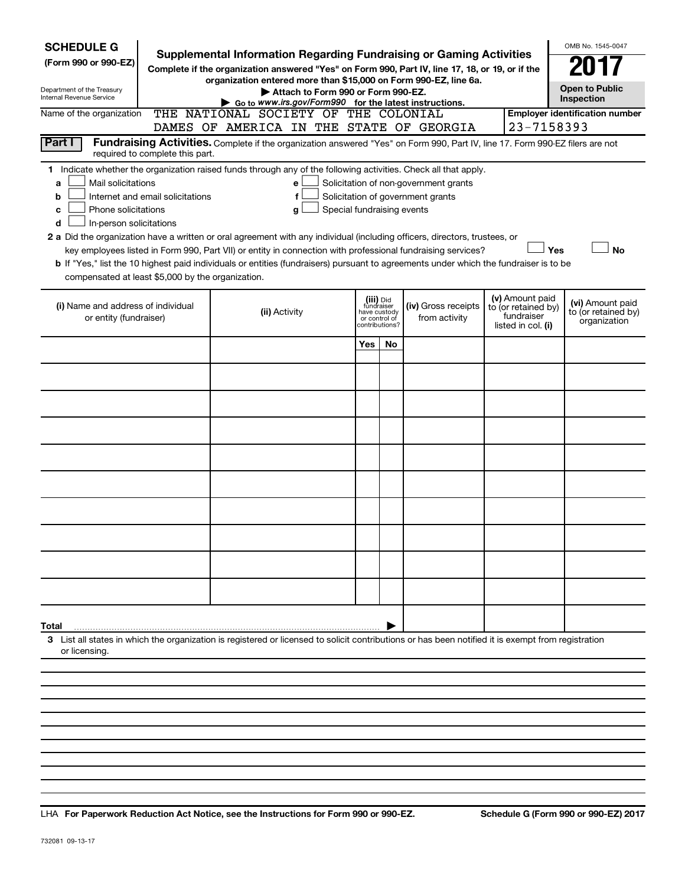**SCHEDULE G**
**(Form 990 or 990-EZ)**

Department of the Treasury
Internal Revenue Service

# Supplemental Information Regarding Fundraising or Gaming Activities

**Complete if the organization answered "Yes" on Form 990, Part IV, line 17, 18, or 19, or if the organization entered more than $15,000 on Form 990-EZ, line 6a.**

**▶ Attach to Form 990 or Form 990-EZ.**

**▶ Go to *www.irs.gov/Form990* for the latest instructions.**

OMB No. 1545-0047

**2017**

**Open to Public Inspection**

Name of the organization: THE NATIONAL SOCIETY OF THE COLONIAL DAMES OF AMERICA IN THE STATE OF GEORGIA

**Employer identification number:** 23-7158393

**Part I** **Fundraising Activities.** Complete if the organization answered "Yes" on Form 990, Part IV, line 17. Form 990-EZ filers are not required to complete this part.

**1** Indicate whether the organization raised funds through any of the following activities. Check all that apply.

- **a** ☐ Mail solicitations
- **b** ☐ Internet and email solicitations
- **c** ☐ Phone solicitations
- **d** ☐ In-person solicitations
- **e** ☐ Solicitation of non-government grants
- **f** ☐ Solicitation of government grants
- **g** ☐ Special fundraising events

**2 a** Did the organization have a written or oral agreement with any individual (including officers, directors, trustees, or key employees listed in Form 990, Part VII) or entity in connection with professional fundraising services? ☐ **Yes** ☐ **No**

**b** If "Yes," list the 10 highest paid individuals or entities (fundraisers) pursuant to agreements under which the fundraiser is to be compensated at least $5,000 by the organization.

| (i) Name and address of individual or entity (fundraiser) | (ii) Activity | (iii) Did fundraiser have custody or control of contributions? Yes | No | (iv) Gross receipts from activity | (v) Amount paid to (or retained by) fundraiser listed in col. (i) | (vi) Amount paid to (or retained by) organization |
|---|---|---|---|---|---|---|
| | | | | | | |
| | | | | | | |
| | | | | | | |
| | | | | | | |
| | | | | | | |
| | | | | | | |
| | | | | | | |
| | | | | | | |
| | | | | | | |
| | | | | | | |
| **Total** ▶ | | | | | | |

**3** List all states in which the organization is registered or licensed to solicit contributions or has been notified it is exempt from registration or licensing.

LHA **For Paperwork Reduction Act Notice, see the Instructions for Form 990 or 990-EZ.** **Schedule G (Form 990 or 990-EZ) 2017**

732081 09-13-17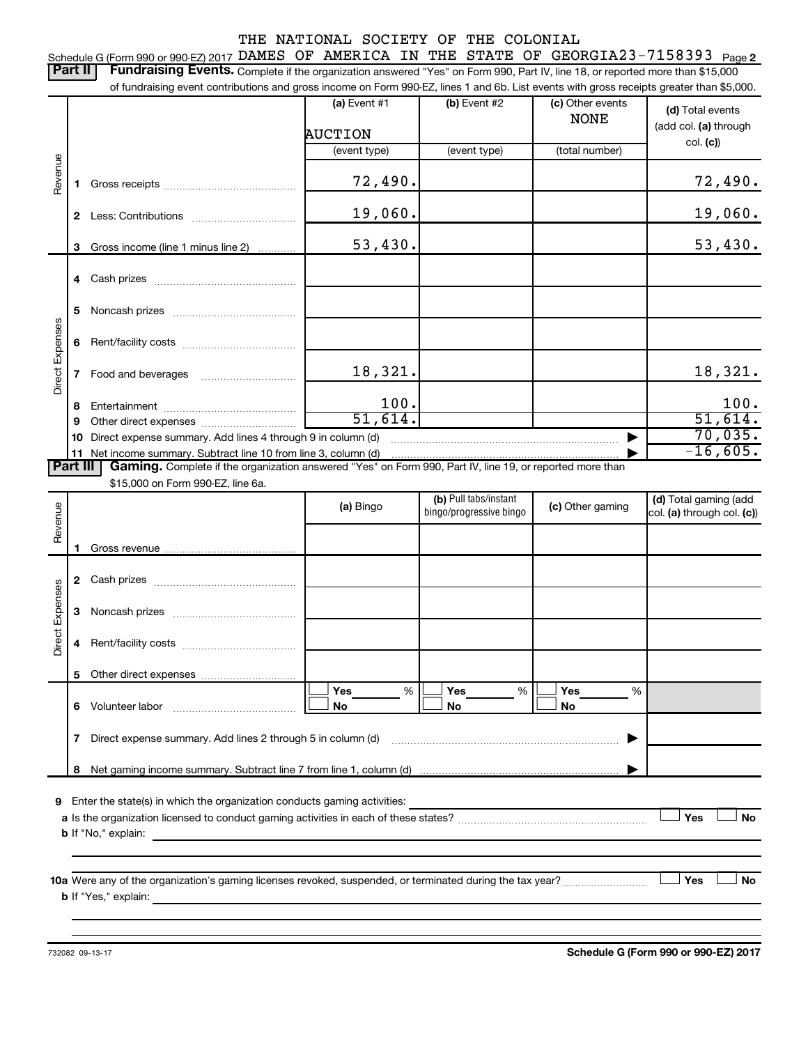THE NATIONAL SOCIETY OF THE COLONIAL

Schedule G (Form 990 or 990-EZ) 2017 DAMES OF AMERICA IN THE STATE OF GEORGIA 23-7158393 Page 2

**Part II | Fundraising Events.** Complete if the organization answered "Yes" on Form 990, Part IV, line 18, or reported more than $15,000 of fundraising event contributions and gross income on Form 990-EZ, lines 1 and 6b. List events with gross receipts greater than $5,000.

| | | (a) Event #1 | (b) Event #2 | (c) Other events | (d) Total events (add col. (a) through col. (c)) |
|---|---|---|---|---|---|
| | | AUCTION | | NONE | |
| | | (event type) | (event type) | (total number) | |
| Revenue | 1 Gross receipts | 72,490. | | | 72,490. |
| | 2 Less: Contributions | 19,060. | | | 19,060. |
| | 3 Gross income (line 1 minus line 2) | 53,430. | | | 53,430. |
| Direct Expenses | 4 Cash prizes | | | | |
| | 5 Noncash prizes | | | | |
| | 6 Rent/facility costs | | | | |
| | 7 Food and beverages | 18,321. | | | 18,321. |
| | 8 Entertainment | 100. | | | 100. |
| | 9 Other direct expenses | 51,614. | | | 51,614. |
| | 10 Direct expense summary. Add lines 4 through 9 in column (d) | | | ▶ | 70,035. |
| | 11 Net income summary. Subtract line 10 from line 3, column (d) | | | ▶ | -16,605. |

**Part III | Gaming.** Complete if the organization answered "Yes" on Form 990, Part IV, line 19, or reported more than $15,000 on Form 990-EZ, line 6a.

| | | (a) Bingo | (b) Pull tabs/instant bingo/progressive bingo | (c) Other gaming | (d) Total gaming (add col. (a) through col. (c)) |
|---|---|---|---|---|---|
| Revenue | 1 Gross revenue | | | | |
| Direct Expenses | 2 Cash prizes | | | | |
| | 3 Noncash prizes | | | | |
| | 4 Rent/facility costs | | | | |
| | 5 Other direct expenses | | | | |
| | 6 Volunteer labor | ☐ Yes ___ % ☐ No | ☐ Yes ___ % ☐ No | ☐ Yes ___ % ☐ No | |
| | 7 Direct expense summary. Add lines 2 through 5 in column (d) | | | ▶ | |
| | 8 Net gaming income summary. Subtract line 7 from line 1, column (d) | | | ▶ | |

**9** Enter the state(s) in which the organization conducts gaming activities: ______

**a** Is the organization licensed to conduct gaming activities in each of these states? ☐ Yes ☐ No

**b** If "No," explain: ______

**10a** Were any of the organization's gaming licenses revoked, suspended, or terminated during the tax year? ☐ Yes ☐ No

**b** If "Yes," explain: ______

732082 09-13-17 **Schedule G (Form 990 or 990-EZ) 2017**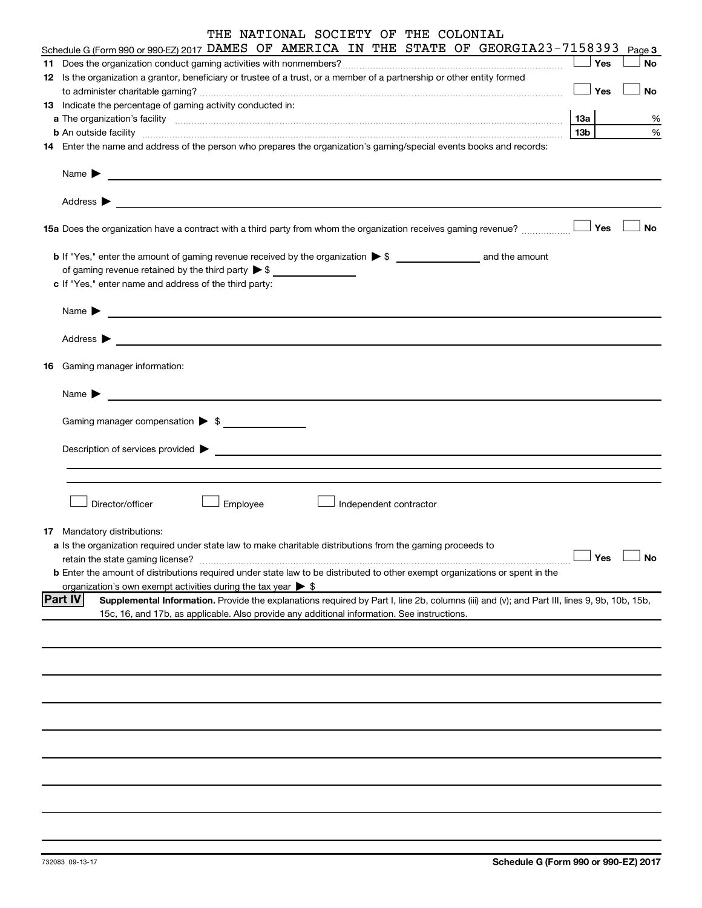THE NATIONAL SOCIETY OF THE COLONIAL

Schedule G (Form 990 or 990-EZ) 2017 DAMES OF AMERICA IN THE STATE OF GEORGIA 23-7158393 Page 3

**11** Does the organization conduct gaming activities with nonmembers? ☐ Yes ☐ No

**12** Is the organization a grantor, beneficiary or trustee of a trust, or a member of a partnership or other entity formed to administer charitable gaming? ☐ Yes ☐ No

**13** Indicate the percentage of gaming activity conducted in:

**a** The organization's facility **13a** %

**b** An outside facility **13b** %

**14** Enter the name and address of the person who prepares the organization's gaming/special events books and records:

Name ▶

Address ▶

**15a** Does the organization have a contract with a third party from whom the organization receives gaming revenue? ☐ Yes ☐ No

**b** If "Yes," enter the amount of gaming revenue received by the organization ▶ $ ______ and the amount of gaming revenue retained by the third party ▶ $ ______

**c** If "Yes," enter name and address of the third party:

Name ▶

Address ▶

**16** Gaming manager information:

Name ▶

Gaming manager compensation ▶ $

Description of services provided ▶

☐ Director/officer ☐ Employee ☐ Independent contractor

**17** Mandatory distributions:

**a** Is the organization required under state law to make charitable distributions from the gaming proceeds to retain the state gaming license? ☐ Yes ☐ No

**b** Enter the amount of distributions required under state law to be distributed to other exempt organizations or spent in the organization's own exempt activities during the tax year ▶ $

**Part IV** **Supplemental Information.** Provide the explanations required by Part I, line 2b, columns (iii) and (v); and Part III, lines 9, 9b, 10b, 15b, 15c, 16, and 17b, as applicable. Also provide any additional information. See instructions.

732083 09-13-17

**Schedule G (Form 990 or 990-EZ) 2017**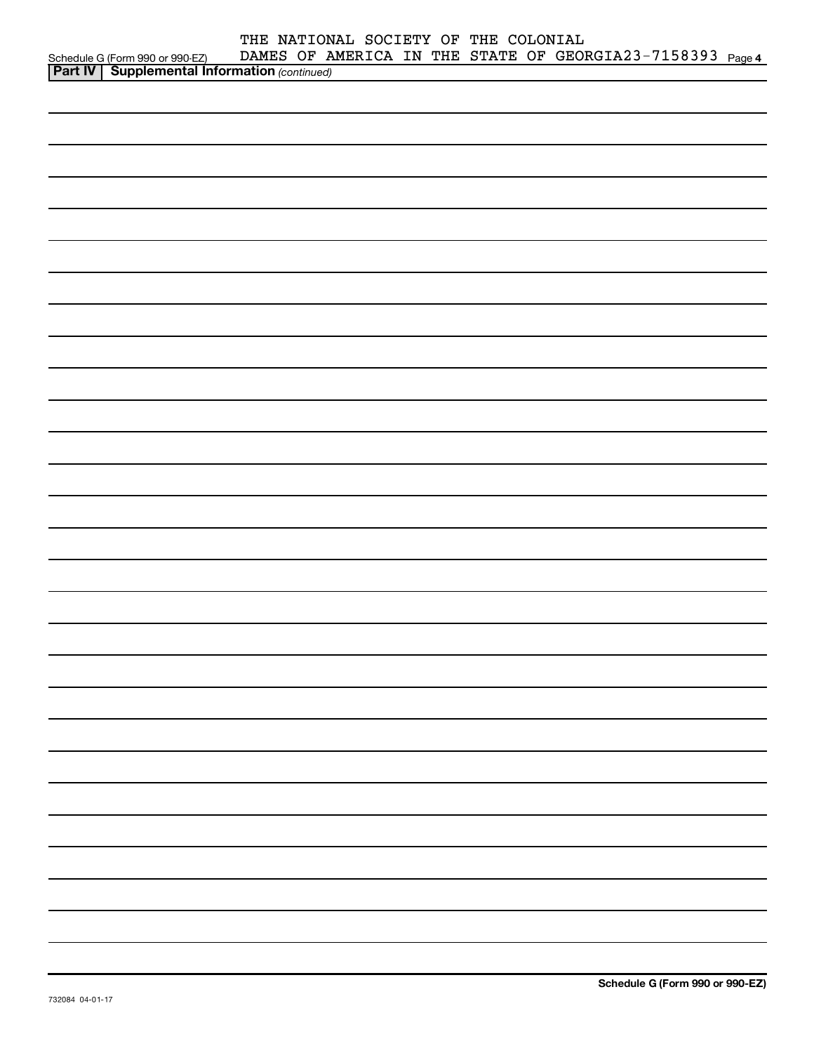Schedule G (Form 990 or 990-EZ) THE NATIONAL SOCIETY OF THE COLONIAL DAMES OF AMERICA IN THE STATE OF GEORGIA 23-7158393 Page **4**

**Part IV | Supplemental Information** *(continued)*

**Schedule G (Form 990 or 990-EZ)**

732084 04-01-17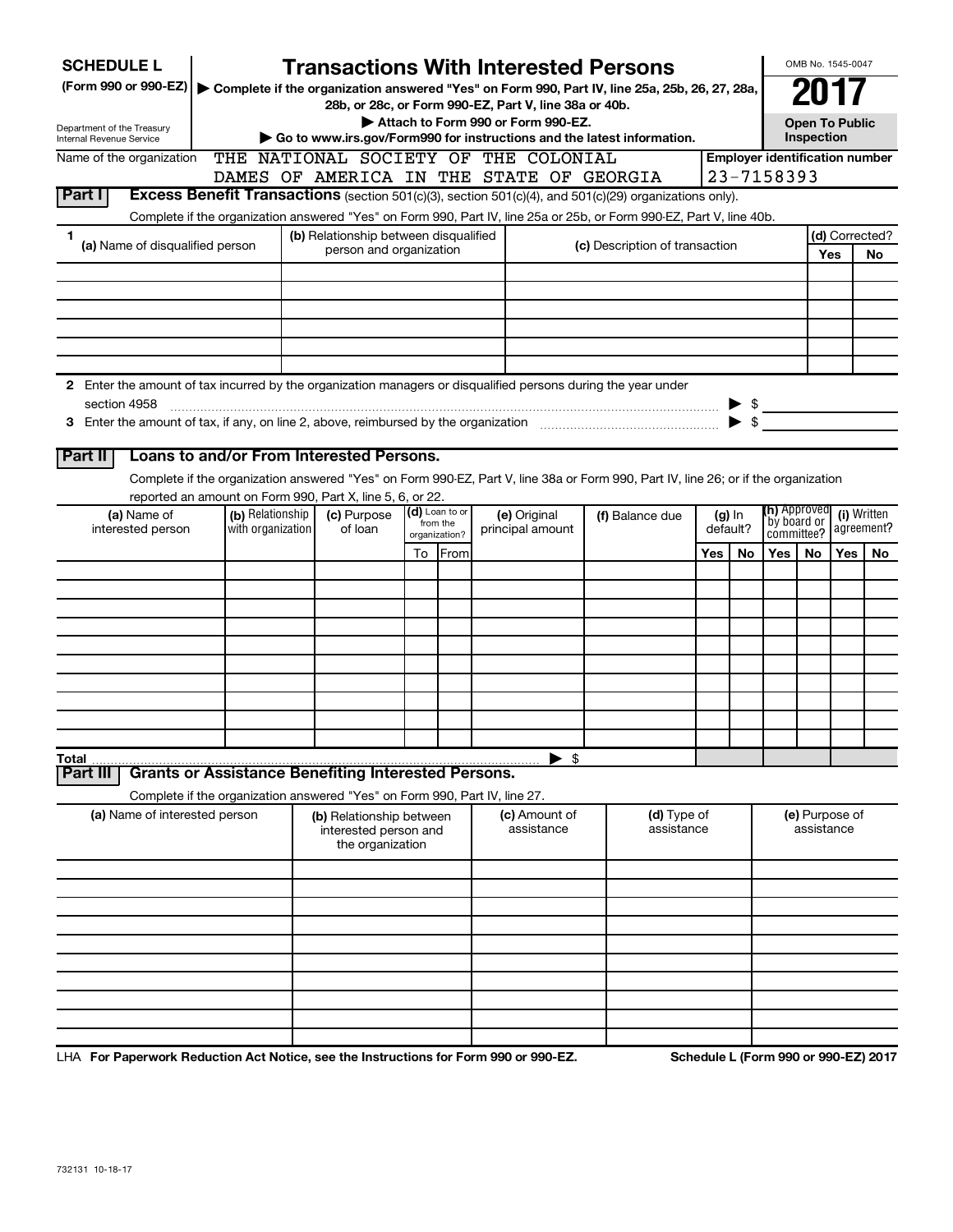# SCHEDULE L (Form 990 or 990-EZ)

# Transactions With Interested Persons

▶ Complete if the organization answered "Yes" on Form 990, Part IV, line 25a, 25b, 26, 27, 28a, 28b, or 28c, or Form 990-EZ, Part V, line 38a or 40b.

▶ Attach to Form 990 or Form 990-EZ.

▶ Go to www.irs.gov/Form990 for instructions and the latest information.

Department of the Treasury
Internal Revenue Service

OMB No. 1545-0047

**2017**

**Open To Public Inspection**

Name of the organization: THE NATIONAL SOCIETY OF THE COLONIAL DAMES OF AMERICA IN THE STATE OF GEORGIA

Employer identification number: 23-7158393

## Part I Excess Benefit Transactions (section 501(c)(3), section 501(c)(4), and 501(c)(29) organizations only).

Complete if the organization answered "Yes" on Form 990, Part IV, line 25a or 25b, or Form 990-EZ, Part V, line 40b.

| 1 (a) Name of disqualified person | (b) Relationship between disqualified person and organization | (c) Description of transaction | (d) Corrected? Yes | No |
|---|---|---|---|---|
| | | | | |
| | | | | |
| | | | | |
| | | | | |
| | | | | |
| | | | | |

2 Enter the amount of tax incurred by the organization managers or disqualified persons during the year under section 4958 ▶ $

3 Enter the amount of tax, if any, on line 2, above, reimbursed by the organization ▶ $

## Part II Loans to and/or From Interested Persons.

Complete if the organization answered "Yes" on Form 990-EZ, Part V, line 38a or Form 990, Part IV, line 26; or if the organization reported an amount on Form 990, Part X, line 5, 6, or 22.

| (a) Name of interested person | (b) Relationship with organization | (c) Purpose of loan | (d) Loan to or from the organization? To | From | (e) Original principal amount | (f) Balance due | (g) In default? Yes | No | (h) Approved by board or committee? Yes | No | (i) Written agreement? Yes | No |
|---|---|---|---|---|---|---|---|---|---|---|---|---|
| | | | | | | | | | | | | |
| | | | | | | | | | | | | |
| | | | | | | | | | | | | |
| | | | | | | | | | | | | |
| | | | | | | | | | | | | |
| | | | | | | | | | | | | |
| | | | | | | | | | | | | |
| | | | | | | | | | | | | |
| | | | | | | | | | | | | |
| | | | | | | | | | | | | |
| Total | | | | | ▶ $ | | | | | | | |

## Part III Grants or Assistance Benefiting Interested Persons.

Complete if the organization answered "Yes" on Form 990, Part IV, line 27.

| (a) Name of interested person | (b) Relationship between interested person and the organization | (c) Amount of assistance | (d) Type of assistance | (e) Purpose of assistance |
|---|---|---|---|---|
| | | | | |
| | | | | |
| | | | | |
| | | | | |
| | | | | |
| | | | | |
| | | | | |
| | | | | |
| | | | | |
| | | | | |

LHA For Paperwork Reduction Act Notice, see the Instructions for Form 990 or 990-EZ.

Schedule L (Form 990 or 990-EZ) 2017

732131 10-18-17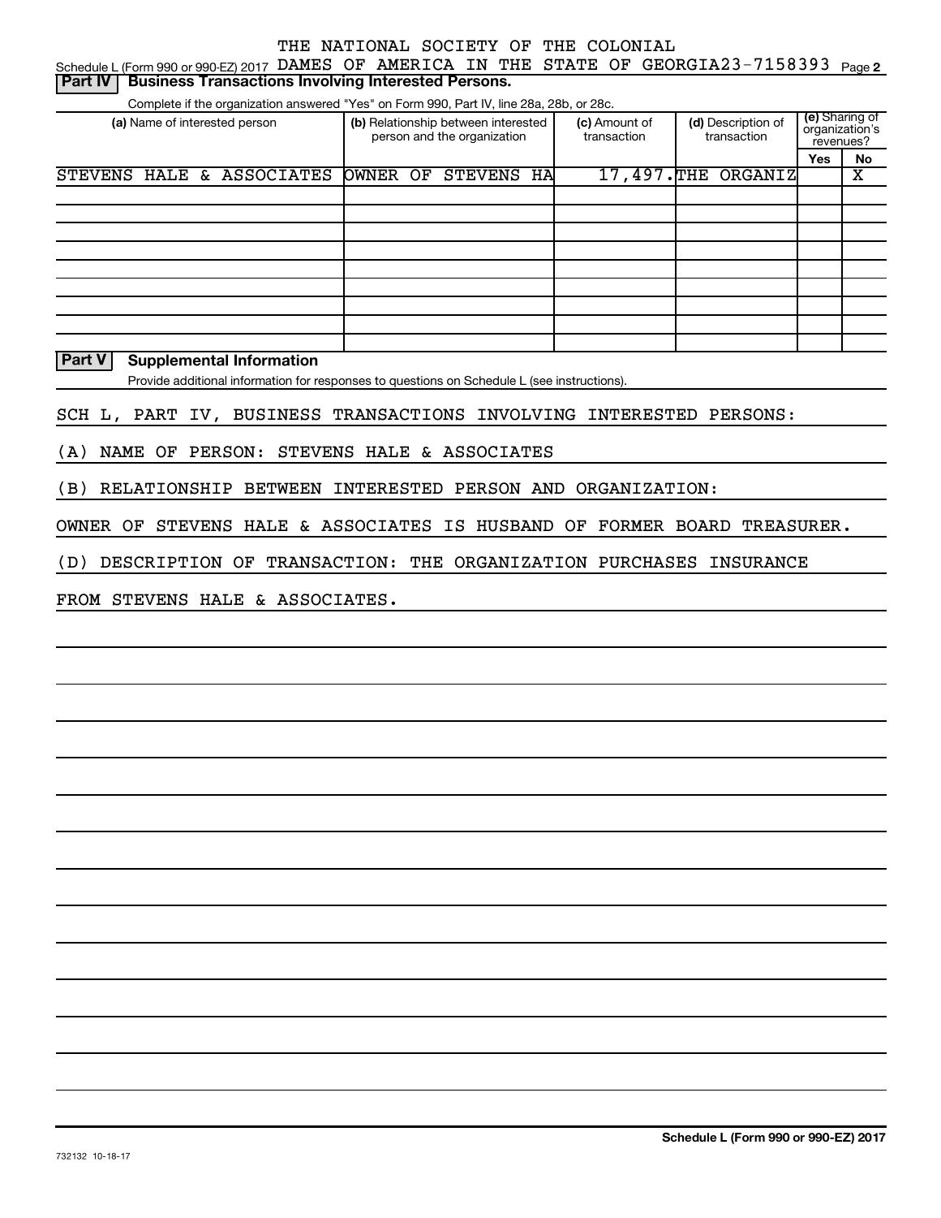THE NATIONAL SOCIETY OF THE COLONIAL DAMES OF AMERICA IN THE STATE OF GEORGIA 23-7158393

Schedule L (Form 990 or 990-EZ) 2017 Page 2

## Part IV Business Transactions Involving Interested Persons.

Complete if the organization answered "Yes" on Form 990, Part IV, line 28a, 28b, or 28c.

| (a) Name of interested person | (b) Relationship between interested person and the organization | (c) Amount of transaction | (d) Description of transaction | (e) Sharing of organization's revenues? Yes | No |
|---|---|---|---|---|---|
| STEVENS HALE & ASSOCIATES | OWNER OF STEVENS HA | 17,497. | THE ORGANIZ | | X |
| | | | | | |
| | | | | | |
| | | | | | |
| | | | | | |
| | | | | | |
| | | | | | |
| | | | | | |
| | | | | | |

## Part V Supplemental Information

Provide additional information for responses to questions on Schedule L (see instructions).

SCH L, PART IV, BUSINESS TRANSACTIONS INVOLVING INTERESTED PERSONS:

(A) NAME OF PERSON: STEVENS HALE & ASSOCIATES

(B) RELATIONSHIP BETWEEN INTERESTED PERSON AND ORGANIZATION:

OWNER OF STEVENS HALE & ASSOCIATES IS HUSBAND OF FORMER BOARD TREASURER.

(D) DESCRIPTION OF TRANSACTION: THE ORGANIZATION PURCHASES INSURANCE

FROM STEVENS HALE & ASSOCIATES.

Schedule L (Form 990 or 990-EZ) 2017

732132 10-18-17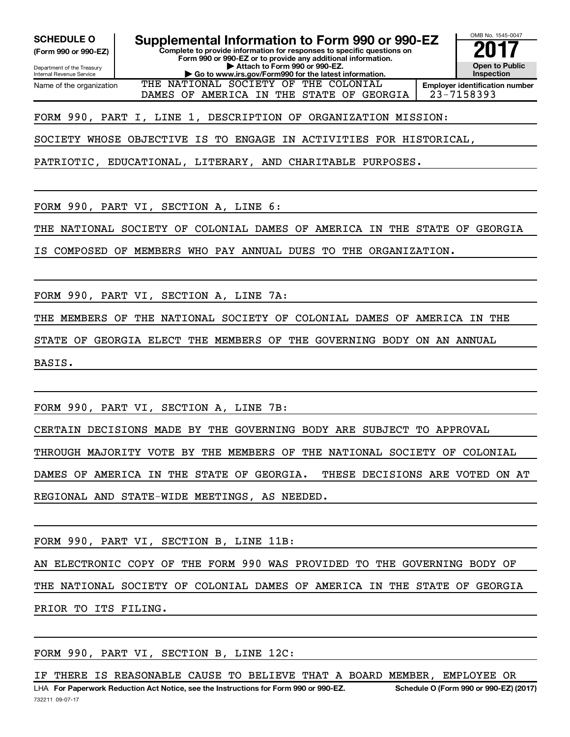**SCHEDULE O**
**(Form 990 or 990-EZ)**

Department of the Treasury
Internal Revenue Service

# Supplemental Information to Form 990 or 990-EZ

**Complete to provide information for responses to specific questions on Form 990 or 990-EZ or to provide any additional information.**
**▶ Attach to Form 990 or 990-EZ.**
**▶ Go to www.irs.gov/Form990 for the latest information.**

OMB No. 1545-0047
**2017**
**Open to Public Inspection**

| Name of the organization | Employer identification number |
|---|---|
| THE NATIONAL SOCIETY OF THE COLONIAL DAMES OF AMERICA IN THE STATE OF GEORGIA | 23-7158393 |

FORM 990, PART I, LINE 1, DESCRIPTION OF ORGANIZATION MISSION:

SOCIETY WHOSE OBJECTIVE IS TO ENGAGE IN ACTIVITIES FOR HISTORICAL, PATRIOTIC, EDUCATIONAL, LITERARY, AND CHARITABLE PURPOSES.

FORM 990, PART VI, SECTION A, LINE 6:

THE NATIONAL SOCIETY OF COLONIAL DAMES OF AMERICA IN THE STATE OF GEORGIA IS COMPOSED OF MEMBERS WHO PAY ANNUAL DUES TO THE ORGANIZATION.

FORM 990, PART VI, SECTION A, LINE 7A:

THE MEMBERS OF THE NATIONAL SOCIETY OF COLONIAL DAMES OF AMERICA IN THE STATE OF GEORGIA ELECT THE MEMBERS OF THE GOVERNING BODY ON AN ANNUAL BASIS.

FORM 990, PART VI, SECTION A, LINE 7B:

CERTAIN DECISIONS MADE BY THE GOVERNING BODY ARE SUBJECT TO APPROVAL THROUGH MAJORITY VOTE BY THE MEMBERS OF THE NATIONAL SOCIETY OF COLONIAL DAMES OF AMERICA IN THE STATE OF GEORGIA. THESE DECISIONS ARE VOTED ON AT REGIONAL AND STATE-WIDE MEETINGS, AS NEEDED.

FORM 990, PART VI, SECTION B, LINE 11B:

AN ELECTRONIC COPY OF THE FORM 990 WAS PROVIDED TO THE GOVERNING BODY OF THE NATIONAL SOCIETY OF COLONIAL DAMES OF AMERICA IN THE STATE OF GEORGIA PRIOR TO ITS FILING.

FORM 990, PART VI, SECTION B, LINE 12C:

IF THERE IS REASONABLE CAUSE TO BELIEVE THAT A BOARD MEMBER, EMPLOYEE OR

LHA **For Paperwork Reduction Act Notice, see the Instructions for Form 990 or 990-EZ.** **Schedule O (Form 990 or 990-EZ) (2017)**
732211 09-07-17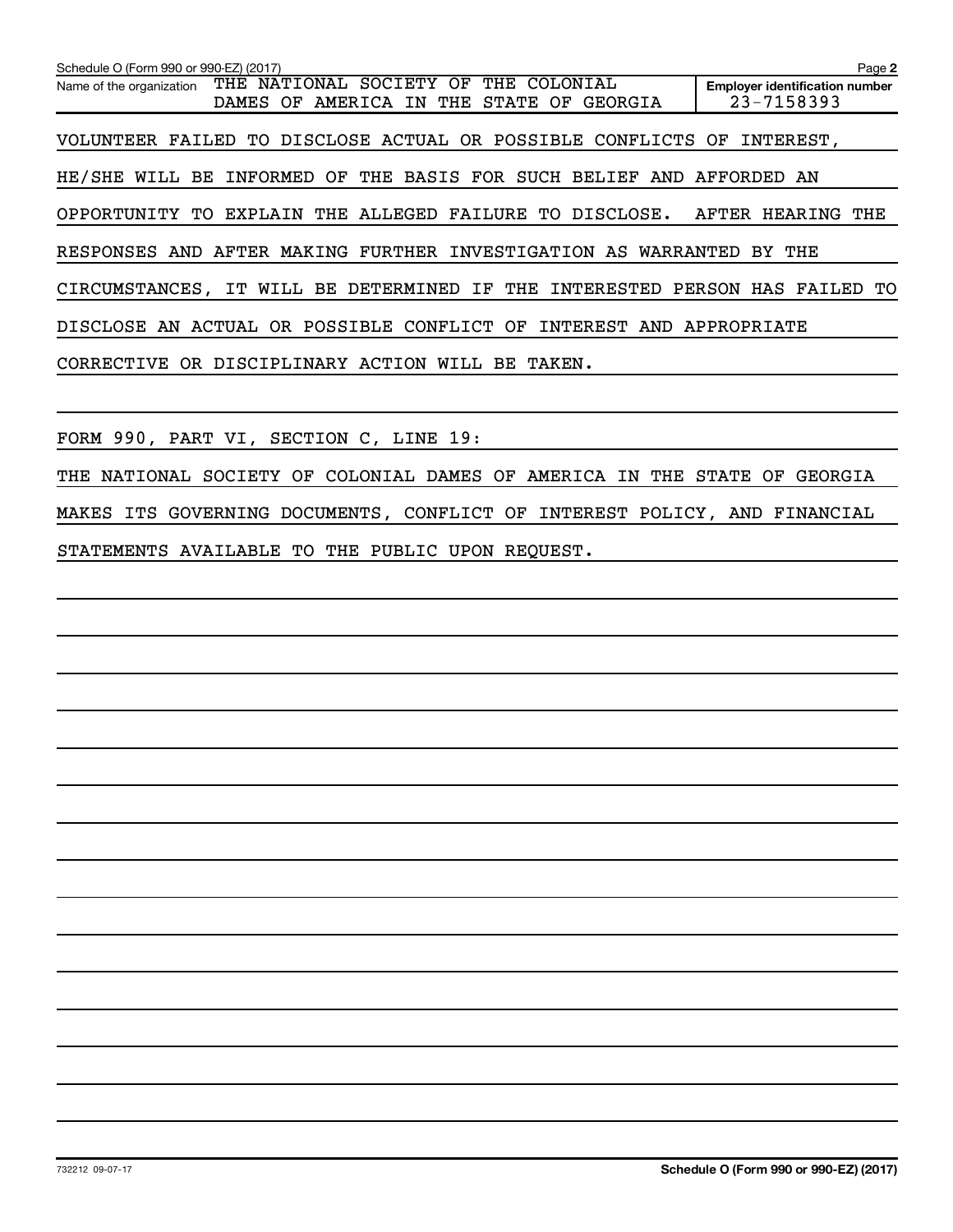Name of the organization: THE NATIONAL SOCIETY OF THE COLONIAL DAMES OF AMERICA IN THE STATE OF GEORGIA

Employer identification number: 23-7158393

VOLUNTEER FAILED TO DISCLOSE ACTUAL OR POSSIBLE CONFLICTS OF INTEREST, HE/SHE WILL BE INFORMED OF THE BASIS FOR SUCH BELIEF AND AFFORDED AN OPPORTUNITY TO EXPLAIN THE ALLEGED FAILURE TO DISCLOSE. AFTER HEARING THE RESPONSES AND AFTER MAKING FURTHER INVESTIGATION AS WARRANTED BY THE CIRCUMSTANCES, IT WILL BE DETERMINED IF THE INTERESTED PERSON HAS FAILED TO DISCLOSE AN ACTUAL OR POSSIBLE CONFLICT OF INTEREST AND APPROPRIATE CORRECTIVE OR DISCIPLINARY ACTION WILL BE TAKEN.

FORM 990, PART VI, SECTION C, LINE 19:

THE NATIONAL SOCIETY OF COLONIAL DAMES OF AMERICA IN THE STATE OF GEORGIA MAKES ITS GOVERNING DOCUMENTS, CONFLICT OF INTEREST POLICY, AND FINANCIAL STATEMENTS AVAILABLE TO THE PUBLIC UPON REQUEST.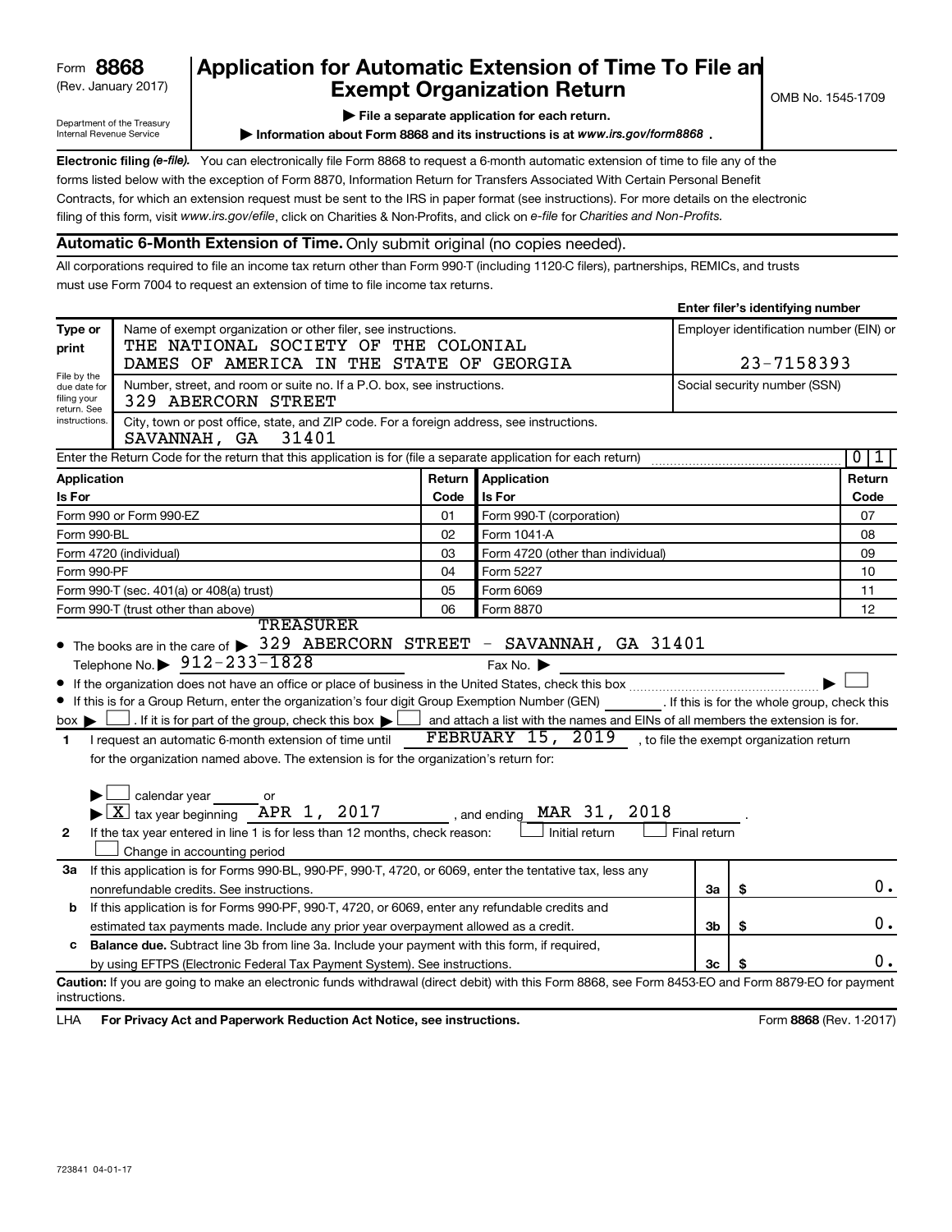Form **8868**
(Rev. January 2017)

Department of the Treasury
Internal Revenue Service

# Application for Automatic Extension of Time To File an Exempt Organization Return

▶ **File a separate application for each return.**

▶ **Information about Form 8868 and its instructions is at *www.irs.gov/form8868* .**

OMB No. 1545-1709

**Electronic filing *(e-file).*** You can electronically file Form 8868 to request a 6-month automatic extension of time to file any of the forms listed below with the exception of Form 8870, Information Return for Transfers Associated With Certain Personal Benefit Contracts, for which an extension request must be sent to the IRS in paper format (see instructions). For more details on the electronic filing of this form, visit *www.irs.gov/efile*, click on Charities & Non-Profits, and click on *e-file* for *Charities and Non-Profits.*

## Automatic 6-Month Extension of Time. Only submit original (no copies needed).

All corporations required to file an income tax return other than Form 990-T (including 1120-C filers), partnerships, REMICs, and trusts must use Form 7004 to request an extension of time to file income tax returns.

**Enter filer's identifying number**

| | | |
|---|---|---|
| **Type or print** | Name of exempt organization or other filer, see instructions. THE NATIONAL SOCIETY OF THE COLONIAL DAMES OF AMERICA IN THE STATE OF GEORGIA | Employer identification number (EIN) or 23-7158393 |
| File by the due date for filing your return. See instructions. | Number, street, and room or suite no. If a P.O. box, see instructions. 329 ABERCORN STREET | Social security number (SSN) |
| | City, town or post office, state, and ZIP code. For a foreign address, see instructions. SAVANNAH, GA 31401 | |

Enter the Return Code for the return that this application is for (file a separate application for each return) .......... 0 1

| **Application Is For** | **Return Code** | **Application Is For** | **Return Code** |
|---|---|---|---|
| Form 990 or Form 990-EZ | 01 | Form 990-T (corporation) | 07 |
| Form 990-BL | 02 | Form 1041-A | 08 |
| Form 4720 (individual) | 03 | Form 4720 (other than individual) | 09 |
| Form 990-PF | 04 | Form 5227 | 10 |
| Form 990-T (sec. 401(a) or 408(a) trust) | 05 | Form 6069 | 11 |
| Form 990-T (trust other than above) | 06 | Form 8870 | 12 |

- The books are in the care of ▶ TREASURER 329 ABERCORN STREET - SAVANNAH, GA 31401
  Telephone No. ▶ 912-233-1828 Fax No. ▶
- If the organization does not have an office or place of business in the United States, check this box .......... ▶ ☐
- If this is for a Group Return, enter the organization's four digit Group Exemption Number (GEN) ______ . If this is for the whole group, check this box ▶ ☐ . If it is for part of the group, check this box ▶ ☐ and attach a list with the names and EINs of all members the extension is for.

**1** I request an automatic 6-month extension of time until FEBRUARY 15, 2019 , to file the exempt organization return for the organization named above. The extension is for the organization's return for:

▶ ☐ calendar year ______ or
▶ ☒ tax year beginning APR 1, 2017 , and ending MAR 31, 2018 .

**2** If the tax year entered in line 1 is for less than 12 months, check reason: ☐ Initial return ☐ Final return
☐ Change in accounting period

| | | | |
|---|---|---|---|
| **3a** | If this application is for Forms 990-BL, 990-PF, 990-T, 4720, or 6069, enter the tentative tax, less any nonrefundable credits. See instructions. | **3a** | $ 0. |
| **b** | If this application is for Forms 990-PF, 990-T, 4720, or 6069, enter any refundable credits and estimated tax payments made. Include any prior year overpayment allowed as a credit. | **3b** | $ 0. |
| **c** | **Balance due.** Subtract line 3b from line 3a. Include your payment with this form, if required, by using EFTPS (Electronic Federal Tax Payment System). See instructions. | **3c** | $ 0. |

**Caution:** If you are going to make an electronic funds withdrawal (direct debit) with this Form 8868, see Form 8453-EO and Form 8879-EO for payment instructions.

LHA **For Privacy Act and Paperwork Reduction Act Notice, see instructions.** Form **8868** (Rev. 1-2017)

723841 04-01-17